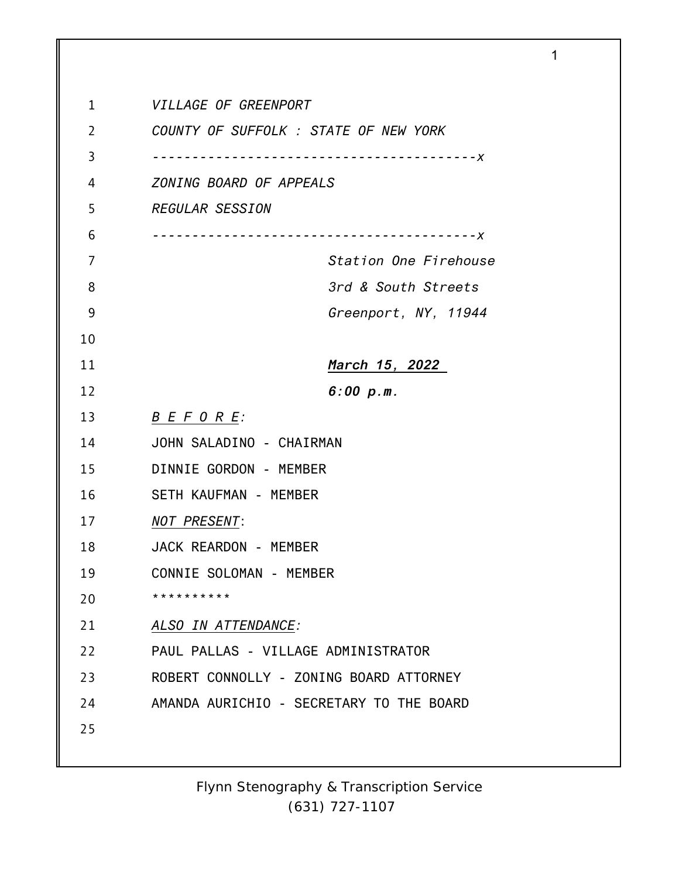*VILLAGE OF GREENPORT*

*COUNTY OF SUFFOLK : STATE OF NEW YORK*

----------------------------------------x

*ZONING BOARD OF APPEALS*

*REGULAR SESSION*

----------------------------------------x

*Station One Firehouse*

*3rd & South Streets*

*Greenport, NY, 11944*

***March 15, 2022***

***6:00 p.m.***

*B E F O R E:*

JOHN SALADINO - CHAIRMAN

DINNIE GORDON - MEMBER

SETH KAUFMAN - MEMBER

*NOT PRESENT*:

JACK REARDON - MEMBER

CONNIE SOLOMAN - MEMBER

**********

*ALSO IN ATTENDANCE:*

PAUL PALLAS - VILLAGE ADMINISTRATOR

ROBERT CONNOLLY - ZONING BOARD ATTORNEY

AMANDA AURICHIO - SECRETARY TO THE BOARD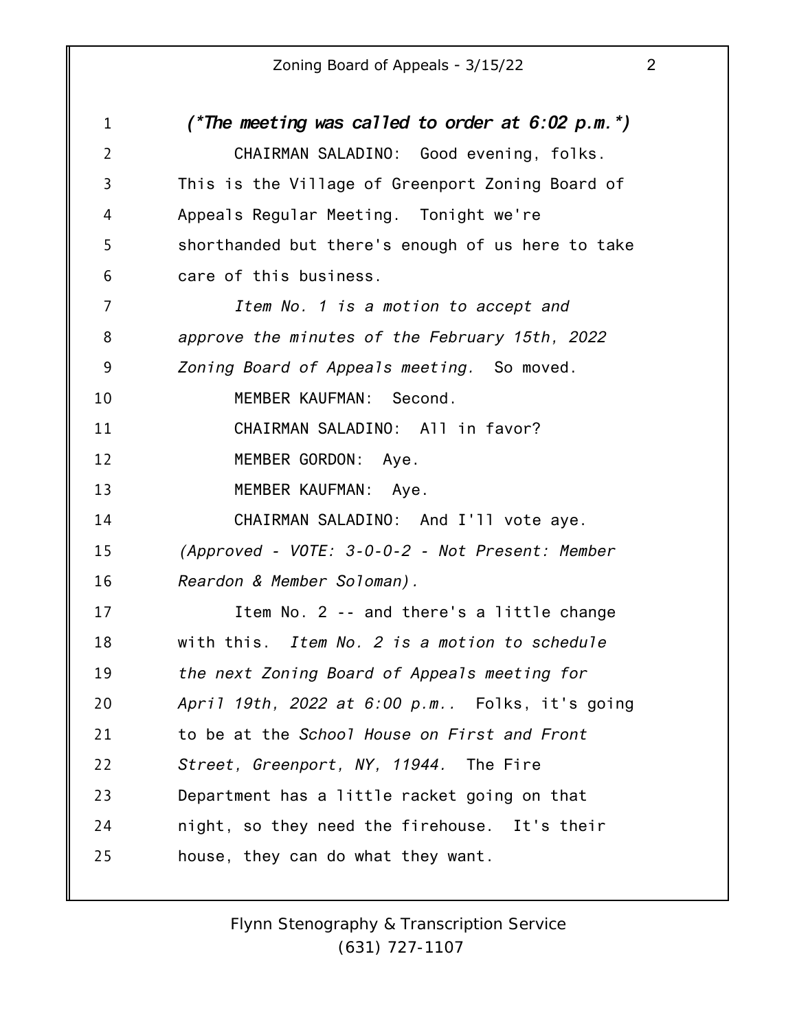*(\*The meeting was called to order at 6:02 p.m.\*)*

CHAIRMAN SALADINO: Good evening, folks. This is the Village of Greenport Zoning Board of Appeals Regular Meeting. Tonight we're shorthanded but there's enough of us here to take care of this business.

*Item No. 1 is a motion to accept and approve the minutes of the February 15th, 2022 Zoning Board of Appeals meeting.* So moved.

MEMBER KAUFMAN: Second.

CHAIRMAN SALADINO: All in favor?

MEMBER GORDON: Aye.

MEMBER KAUFMAN: Aye.

CHAIRMAN SALADINO: And I'll vote aye.

*(Approved - VOTE: 3-0-0-2 - Not Present: Member Reardon & Member Soloman).*

Item No. 2 -- and there's a little change with this. *Item No. 2 is a motion to schedule the next Zoning Board of Appeals meeting for April 19th, 2022 at 6:00 p.m..* Folks, it's going to be at the *School House on First and Front Street, Greenport, NY, 11944.* The Fire Department has a little racket going on that night, so they need the firehouse. It's their house, they can do what they want.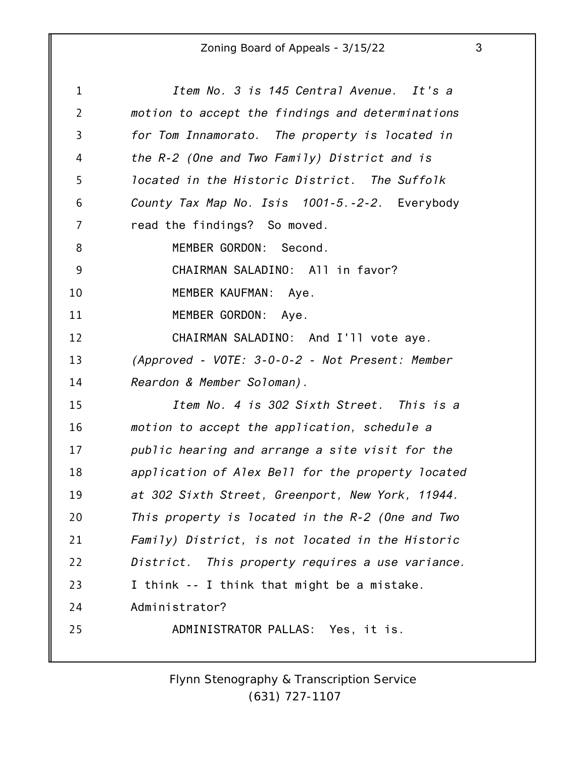*Item No. 3 is 145 Central Avenue. It's a motion to accept the findings and determinations for Tom Innamorato. The property is located in the R-2 (One and Two Family) District and is located in the Historic District. The Suffolk County Tax Map No. Isis 1001-5.-2-2.* Everybody read the findings? So moved.

MEMBER GORDON: Second.

CHAIRMAN SALADINO: All in favor?

MEMBER KAUFMAN: Aye.

MEMBER GORDON: Aye.

CHAIRMAN SALADINO: And I'll vote aye.

*(Approved - VOTE: 3-0-0-2 - Not Present: Member Reardon & Member Soloman).*

*Item No. 4 is 302 Sixth Street. This is a motion to accept the application, schedule a public hearing and arrange a site visit for the application of Alex Bell for the property located at 302 Sixth Street, Greenport, New York, 11944. This property is located in the R-2 (One and Two Family) District, is not located in the Historic District. This property requires a use variance.* I think -- I think that might be a mistake. Administrator?

ADMINISTRATOR PALLAS: Yes, it is.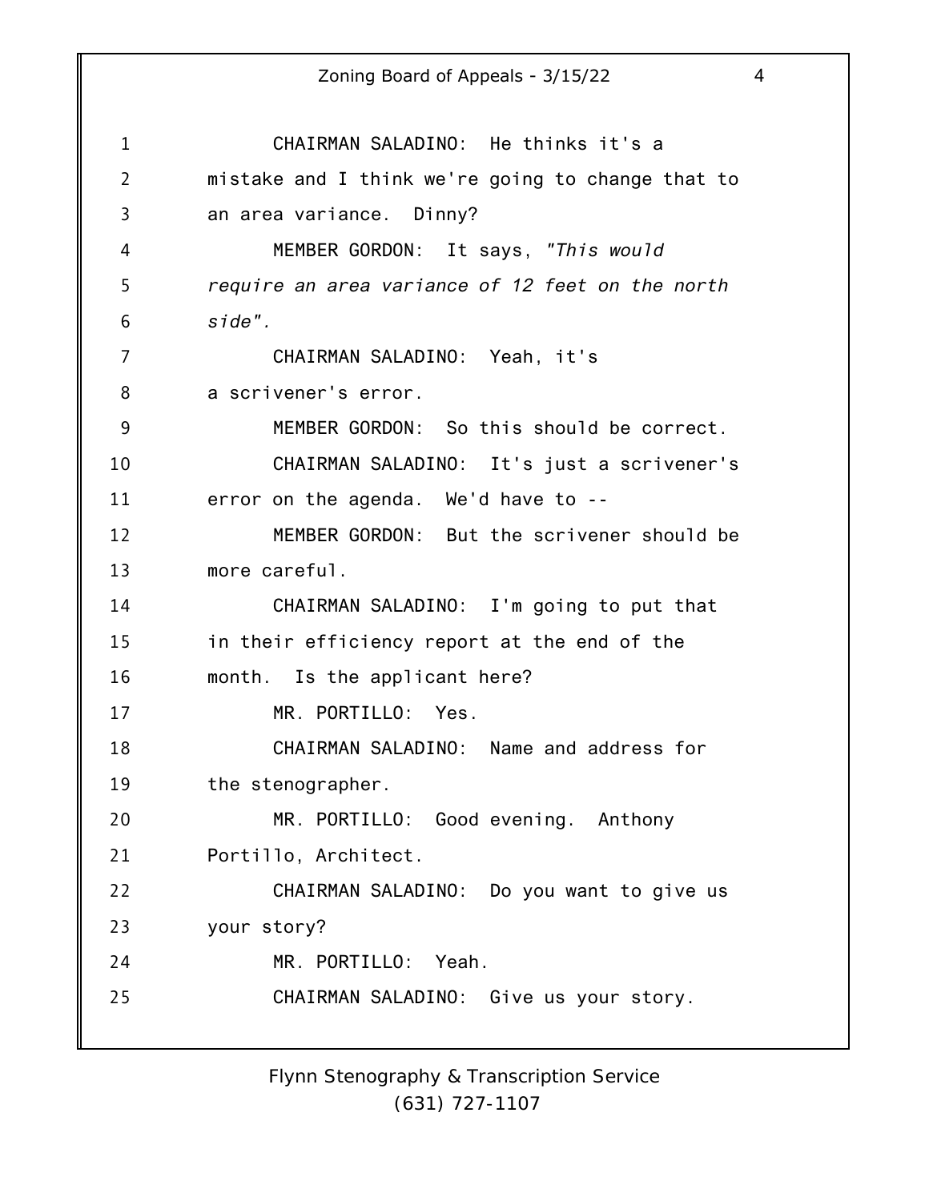CHAIRMAN SALADINO: He thinks it's a mistake and I think we're going to change that to an area variance. Dinny?

MEMBER GORDON: It says, *"This would require an area variance of 12 feet on the north side".*

CHAIRMAN SALADINO: Yeah, it's a scrivener's error.

MEMBER GORDON: So this should be correct.

CHAIRMAN SALADINO: It's just a scrivener's error on the agenda. We'd have to --

MEMBER GORDON: But the scrivener should be more careful.

CHAIRMAN SALADINO: I'm going to put that in their efficiency report at the end of the month. Is the applicant here?

MR. PORTILLO: Yes.

CHAIRMAN SALADINO: Name and address for the stenographer.

MR. PORTILLO: Good evening. Anthony Portillo, Architect.

CHAIRMAN SALADINO: Do you want to give us your story?

MR. PORTILLO: Yeah.

CHAIRMAN SALADINO: Give us your story.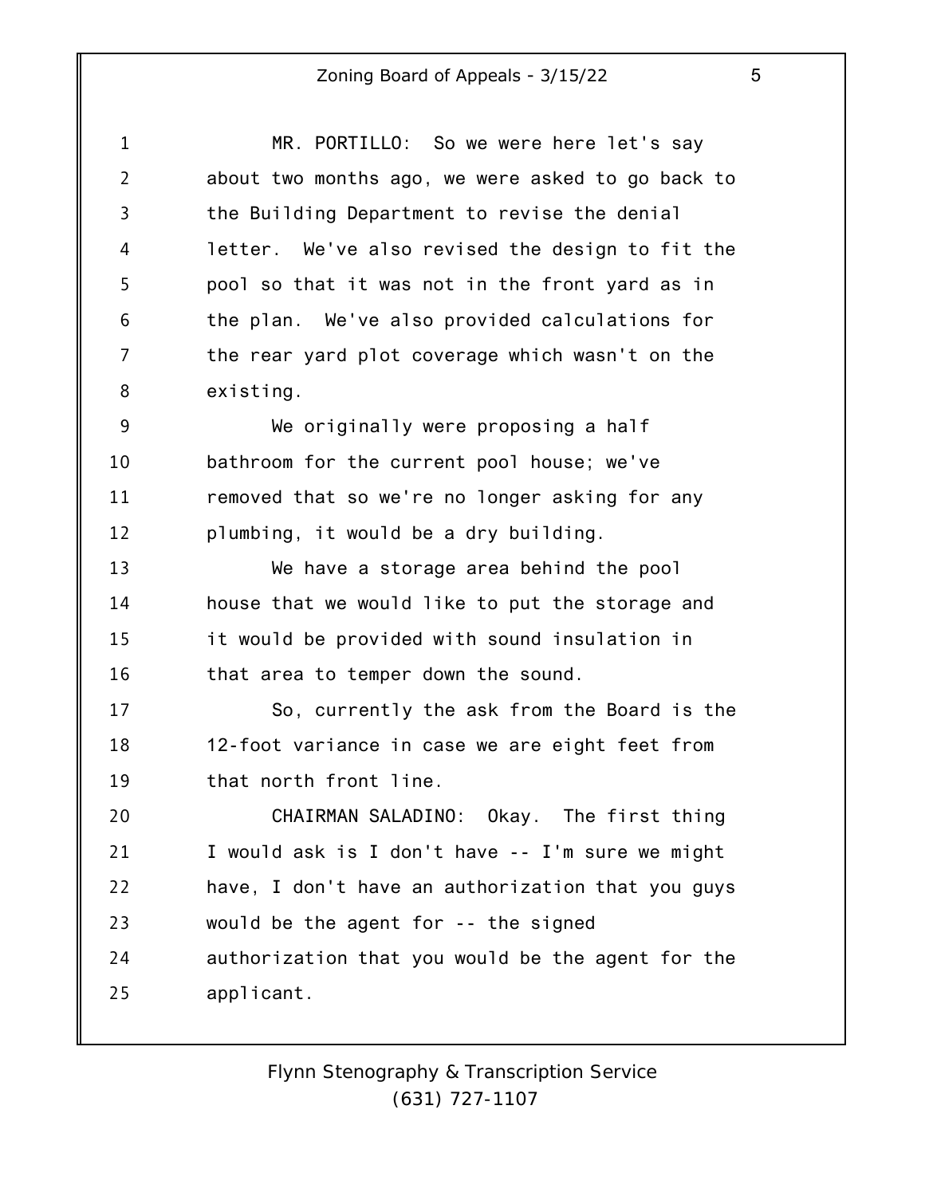MR. PORTILLO: So we were here let's say about two months ago, we were asked to go back to the Building Department to revise the denial letter. We've also revised the design to fit the pool so that it was not in the front yard as in the plan. We've also provided calculations for the rear yard plot coverage which wasn't on the existing.

We originally were proposing a half bathroom for the current pool house; we've removed that so we're no longer asking for any plumbing, it would be a dry building.

We have a storage area behind the pool house that we would like to put the storage and it would be provided with sound insulation in that area to temper down the sound.

So, currently the ask from the Board is the 12-foot variance in case we are eight feet from that north front line.

CHAIRMAN SALADINO: Okay. The first thing I would ask is I don't have -- I'm sure we might have, I don't have an authorization that you guys would be the agent for -- the signed authorization that you would be the agent for the applicant.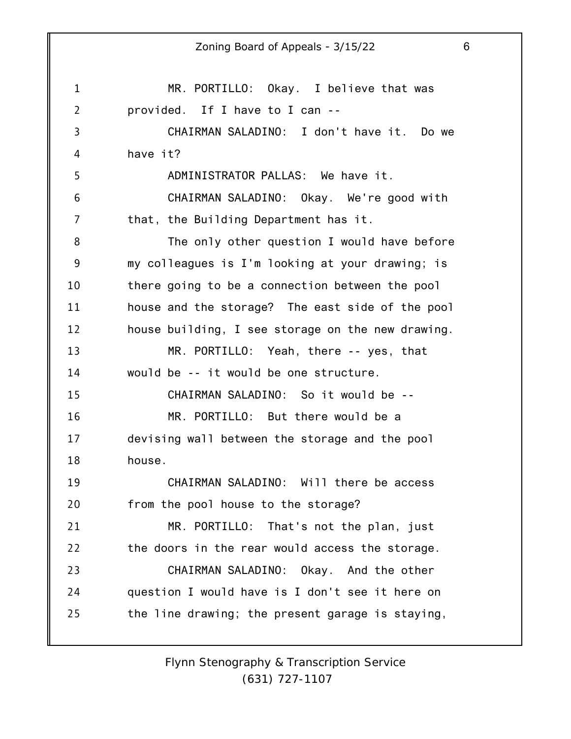MR. PORTILLO: Okay. I believe that was provided. If I have to I can --

CHAIRMAN SALADINO: I don't have it. Do we have it?

ADMINISTRATOR PALLAS: We have it.

CHAIRMAN SALADINO: Okay. We're good with that, the Building Department has it.

The only other question I would have before my colleagues is I'm looking at your drawing; is there going to be a connection between the pool house and the storage? The east side of the pool house building, I see storage on the new drawing.

MR. PORTILLO: Yeah, there -- yes, that would be -- it would be one structure.

CHAIRMAN SALADINO: So it would be --

MR. PORTILLO: But there would be a devising wall between the storage and the pool house.

CHAIRMAN SALADINO: Will there be access from the pool house to the storage?

MR. PORTILLO: That's not the plan, just the doors in the rear would access the storage.

CHAIRMAN SALADINO: Okay. And the other question I would have is I don't see it here on the line drawing; the present garage is staying,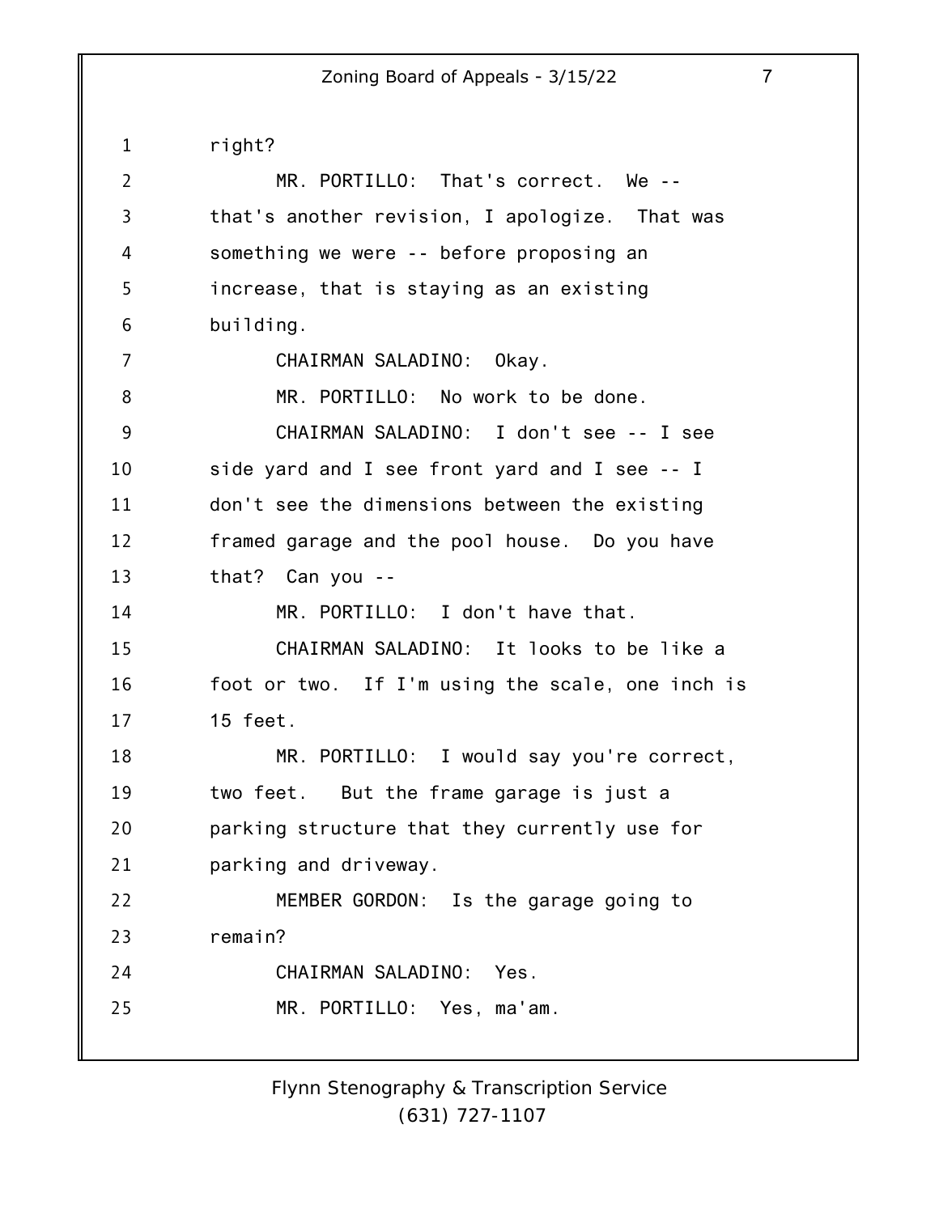right?

MR. PORTILLO: That's correct. We -- that's another revision, I apologize. That was something we were -- before proposing an increase, that is staying as an existing building.

CHAIRMAN SALADINO: Okay.

MR. PORTILLO: No work to be done.

CHAIRMAN SALADINO: I don't see -- I see side yard and I see front yard and I see -- I don't see the dimensions between the existing framed garage and the pool house. Do you have that? Can you --

MR. PORTILLO: I don't have that.

CHAIRMAN SALADINO: It looks to be like a foot or two. If I'm using the scale, one inch is 15 feet.

MR. PORTILLO: I would say you're correct, two feet. But the frame garage is just a parking structure that they currently use for parking and driveway.

MEMBER GORDON: Is the garage going to remain?

CHAIRMAN SALADINO: Yes.

MR. PORTILLO: Yes, ma'am.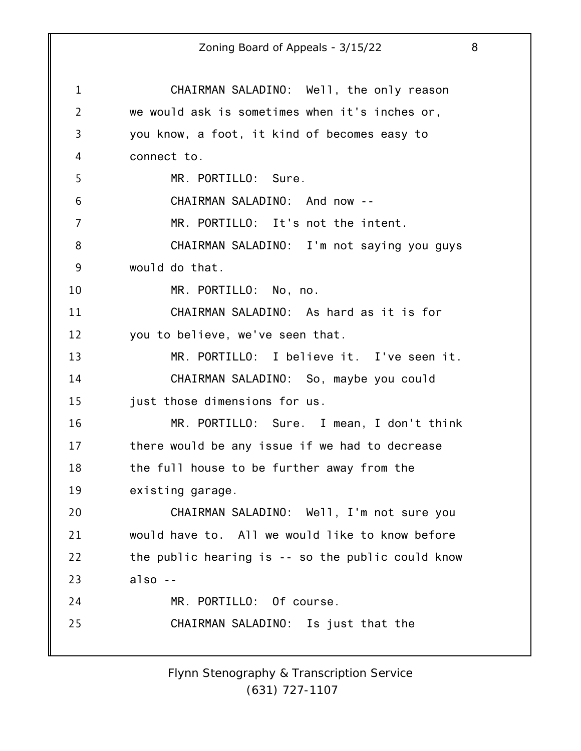CHAIRMAN SALADINO: Well, the only reason we would ask is sometimes when it's inches or, you know, a foot, it kind of becomes easy to connect to.

MR. PORTILLO: Sure.

CHAIRMAN SALADINO: And now --

MR. PORTILLO: It's not the intent.

CHAIRMAN SALADINO: I'm not saying you guys would do that.

MR. PORTILLO: No, no.

CHAIRMAN SALADINO: As hard as it is for you to believe, we've seen that.

MR. PORTILLO: I believe it. I've seen it.

CHAIRMAN SALADINO: So, maybe you could just those dimensions for us.

MR. PORTILLO: Sure. I mean, I don't think there would be any issue if we had to decrease the full house to be further away from the existing garage.

CHAIRMAN SALADINO: Well, I'm not sure you would have to. All we would like to know before the public hearing is -- so the public could know also --

MR. PORTILLO: Of course.

CHAIRMAN SALADINO: Is just that the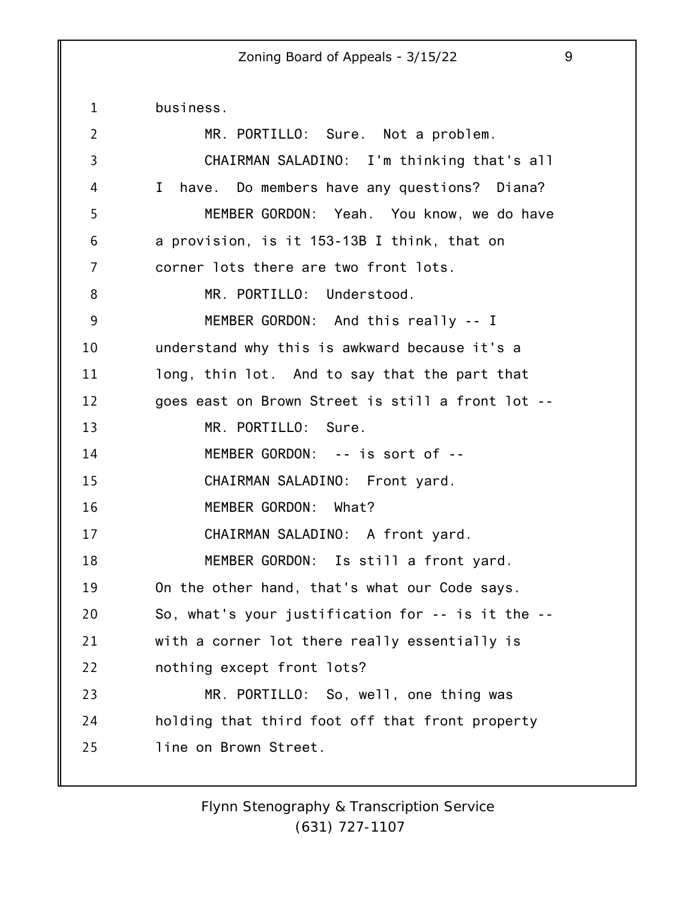business.

MR. PORTILLO: Sure. Not a problem.

CHAIRMAN SALADINO: I'm thinking that's all I have. Do members have any questions? Diana?

MEMBER GORDON: Yeah. You know, we do have a provision, is it 153-13B I think, that on corner lots there are two front lots.

MR. PORTILLO: Understood.

MEMBER GORDON: And this really -- I understand why this is awkward because it's a long, thin lot. And to say that the part that goes east on Brown Street is still a front lot --

MR. PORTILLO: Sure.

MEMBER GORDON: -- is sort of --

CHAIRMAN SALADINO: Front yard.

MEMBER GORDON: What?

CHAIRMAN SALADINO: A front yard.

MEMBER GORDON: Is still a front yard. On the other hand, that's what our Code says. So, what's your justification for -- is it the -- with a corner lot there really essentially is nothing except front lots?

MR. PORTILLO: So, well, one thing was holding that third foot off that front property line on Brown Street.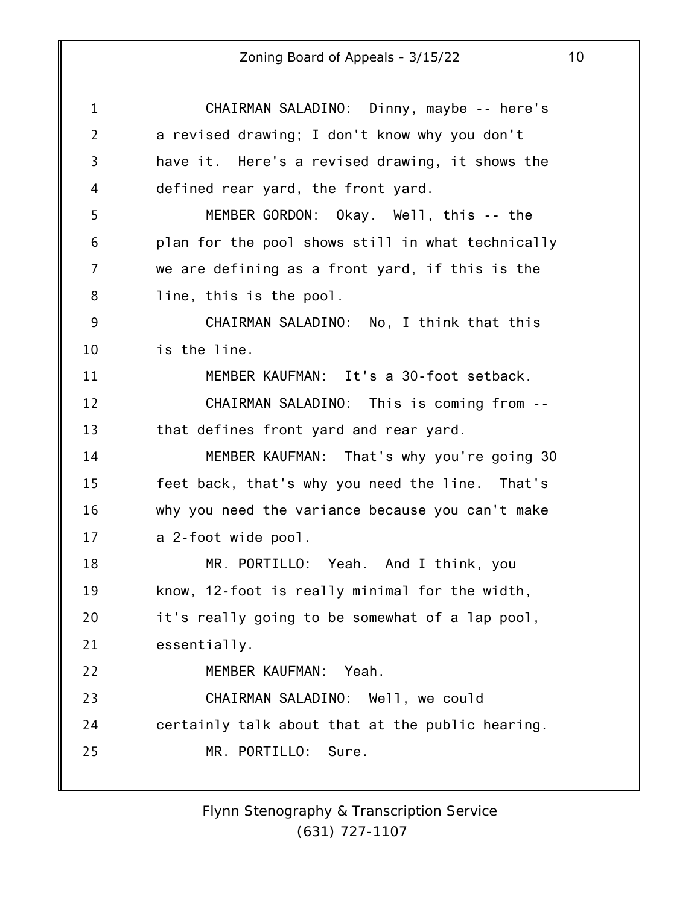CHAIRMAN SALADINO: Dinny, maybe -- here's a revised drawing; I don't know why you don't have it. Here's a revised drawing, it shows the defined rear yard, the front yard.

MEMBER GORDON: Okay. Well, this -- the plan for the pool shows still in what technically we are defining as a front yard, if this is the line, this is the pool.

CHAIRMAN SALADINO: No, I think that this is the line.

MEMBER KAUFMAN: It's a 30-foot setback.

CHAIRMAN SALADINO: This is coming from -- that defines front yard and rear yard.

MEMBER KAUFMAN: That's why you're going 30 feet back, that's why you need the line. That's why you need the variance because you can't make a 2-foot wide pool.

MR. PORTILLO: Yeah. And I think, you know, 12-foot is really minimal for the width, it's really going to be somewhat of a lap pool, essentially.

MEMBER KAUFMAN: Yeah.

CHAIRMAN SALADINO: Well, we could certainly talk about that at the public hearing.

MR. PORTILLO: Sure.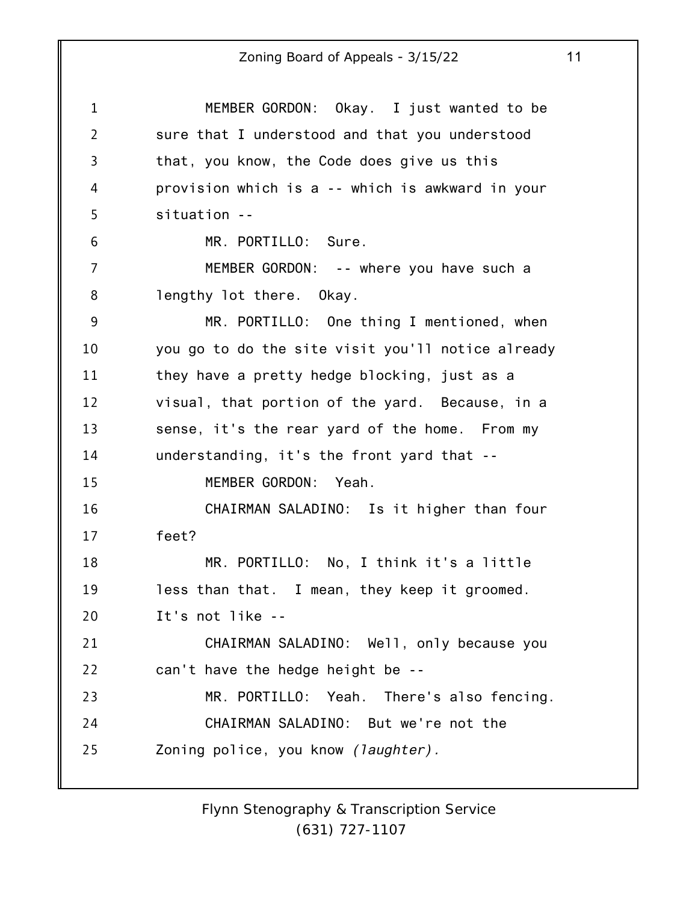MEMBER GORDON: Okay. I just wanted to be sure that I understood and that you understood that, you know, the Code does give us this provision which is a -- which is awkward in your situation --

MR. PORTILLO: Sure.

MEMBER GORDON: -- where you have such a lengthy lot there. Okay.

MR. PORTILLO: One thing I mentioned, when you go to do the site visit you'll notice already they have a pretty hedge blocking, just as a visual, that portion of the yard. Because, in a sense, it's the rear yard of the home. From my understanding, it's the front yard that --

MEMBER GORDON: Yeah.

CHAIRMAN SALADINO: Is it higher than four feet?

MR. PORTILLO: No, I think it's a little less than that. I mean, they keep it groomed. It's not like --

CHAIRMAN SALADINO: Well, only because you can't have the hedge height be --

MR. PORTILLO: Yeah. There's also fencing.

CHAIRMAN SALADINO: But we're not the Zoning police, you know *(laughter).*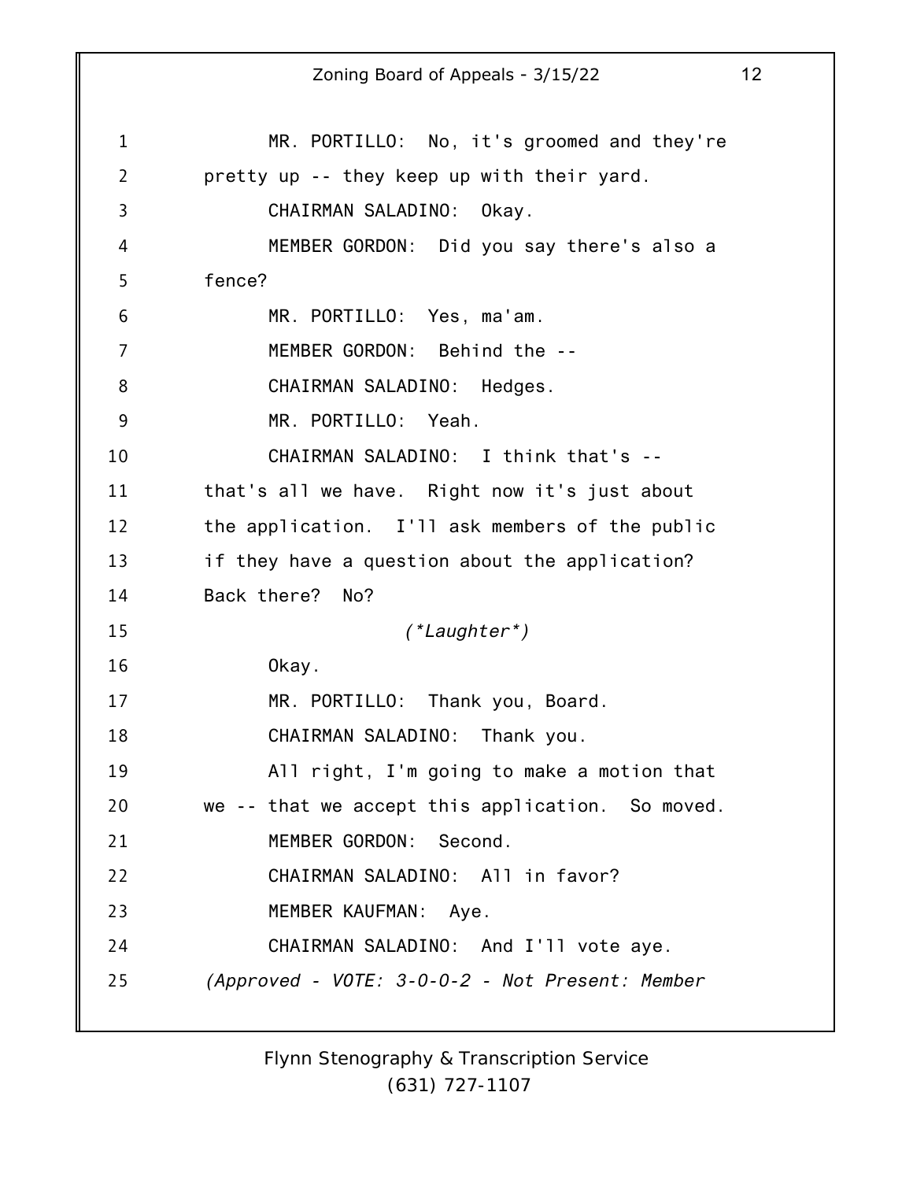MR. PORTILLO: No, it's groomed and they're pretty up -- they keep up with their yard.

CHAIRMAN SALADINO: Okay.

MEMBER GORDON: Did you say there's also a fence?

MR. PORTILLO: Yes, ma'am.

MEMBER GORDON: Behind the --

CHAIRMAN SALADINO: Hedges.

MR. PORTILLO: Yeah.

CHAIRMAN SALADINO: I think that's -- that's all we have. Right now it's just about the application. I'll ask members of the public if they have a question about the application? Back there? No?

*(\*Laughter\*)*

Okay.

MR. PORTILLO: Thank you, Board.

CHAIRMAN SALADINO: Thank you.

All right, I'm going to make a motion that we -- that we accept this application. So moved.

MEMBER GORDON: Second.

CHAIRMAN SALADINO: All in favor?

MEMBER KAUFMAN: Aye.

CHAIRMAN SALADINO: And I'll vote aye.

*(Approved - VOTE: 3-0-0-2 - Not Present: Member*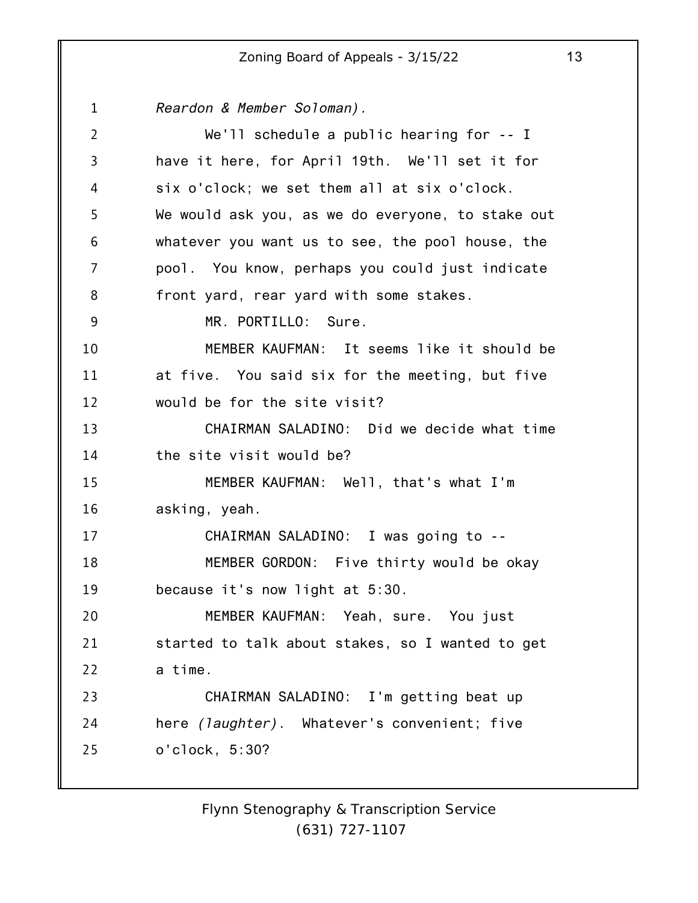*Reardon & Member Soloman).*

We'll schedule a public hearing for -- I have it here, for April 19th. We'll set it for six o'clock; we set them all at six o'clock. We would ask you, as we do everyone, to stake out whatever you want us to see, the pool house, the pool. You know, perhaps you could just indicate front yard, rear yard with some stakes.

MR. PORTILLO: Sure.

MEMBER KAUFMAN: It seems like it should be at five. You said six for the meeting, but five would be for the site visit?

CHAIRMAN SALADINO: Did we decide what time the site visit would be?

MEMBER KAUFMAN: Well, that's what I'm asking, yeah.

CHAIRMAN SALADINO: I was going to --

MEMBER GORDON: Five thirty would be okay because it's now light at 5:30.

MEMBER KAUFMAN: Yeah, sure. You just started to talk about stakes, so I wanted to get a time.

CHAIRMAN SALADINO: I'm getting beat up here *(laughter).* Whatever's convenient; five o'clock, 5:30?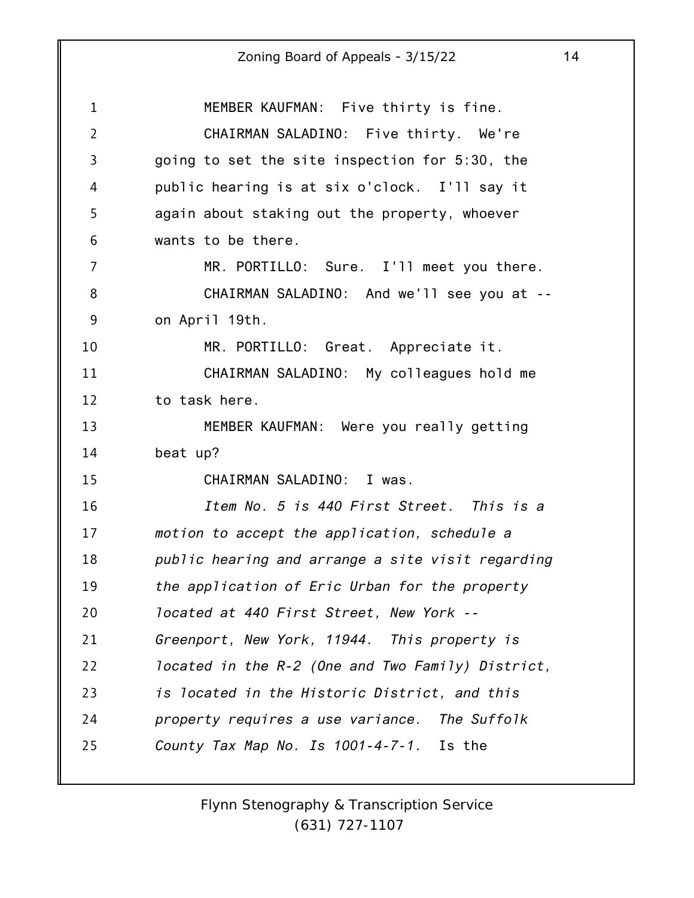MEMBER KAUFMAN: Five thirty is fine.

CHAIRMAN SALADINO: Five thirty. We're going to set the site inspection for 5:30, the public hearing is at six o'clock. I'll say it again about staking out the property, whoever wants to be there.

MR. PORTILLO: Sure. I'll meet you there.

CHAIRMAN SALADINO: And we'll see you at -- on April 19th.

MR. PORTILLO: Great. Appreciate it.

CHAIRMAN SALADINO: My colleagues hold me to task here.

MEMBER KAUFMAN: Were you really getting beat up?

CHAIRMAN SALADINO: I was.

*Item No. 5 is 440 First Street. This is a motion to accept the application, schedule a public hearing and arrange a site visit regarding the application of Eric Urban for the property located at 440 First Street, New York -- Greenport, New York, 11944. This property is located in the R-2 (One and Two Family) District, is located in the Historic District, and this property requires a use variance. The Suffolk County Tax Map No. Is 1001-4-7-1.* Is the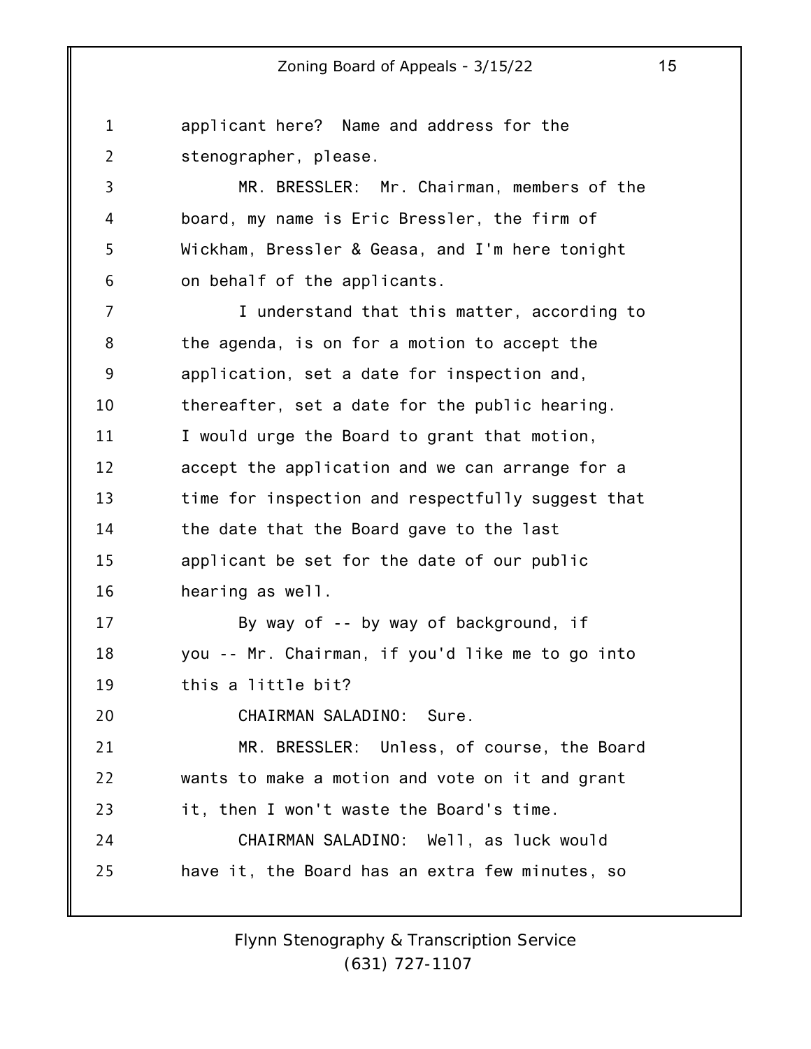applicant here? Name and address for the stenographer, please.

MR. BRESSLER: Mr. Chairman, members of the board, my name is Eric Bressler, the firm of Wickham, Bressler & Geasa, and I'm here tonight on behalf of the applicants.

I understand that this matter, according to the agenda, is on for a motion to accept the application, set a date for inspection and, thereafter, set a date for the public hearing. I would urge the Board to grant that motion, accept the application and we can arrange for a time for inspection and respectfully suggest that the date that the Board gave to the last applicant be set for the date of our public hearing as well.

By way of -- by way of background, if you -- Mr. Chairman, if you'd like me to go into this a little bit?

CHAIRMAN SALADINO: Sure.

MR. BRESSLER: Unless, of course, the Board wants to make a motion and vote on it and grant it, then I won't waste the Board's time.

CHAIRMAN SALADINO: Well, as luck would have it, the Board has an extra few minutes, so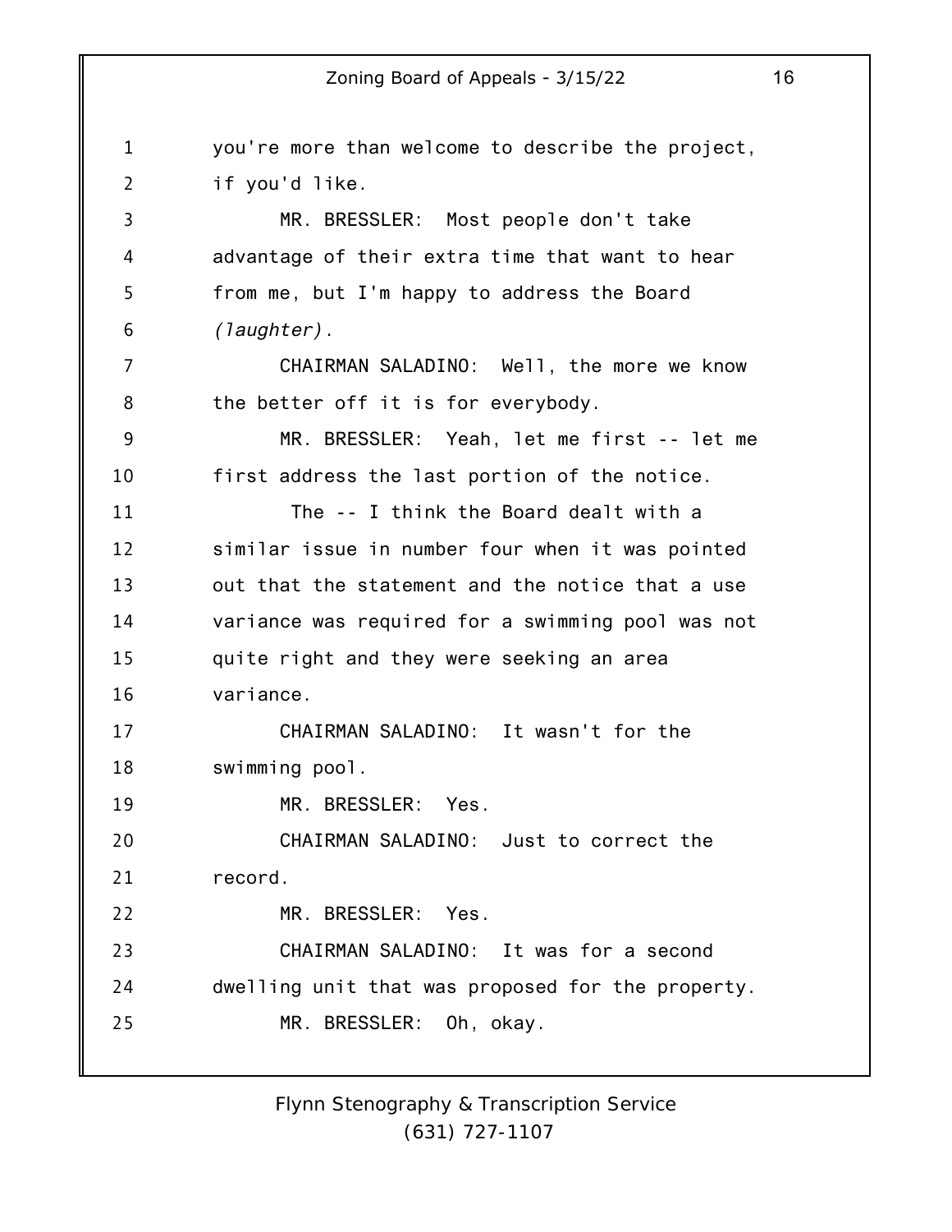you're more than welcome to describe the project, if you'd like.

MR. BRESSLER: Most people don't take advantage of their extra time that want to hear from me, but I'm happy to address the Board *(laughter)*.

CHAIRMAN SALADINO: Well, the more we know the better off it is for everybody.

MR. BRESSLER: Yeah, let me first -- let me first address the last portion of the notice.

The -- I think the Board dealt with a similar issue in number four when it was pointed out that the statement and the notice that a use variance was required for a swimming pool was not quite right and they were seeking an area variance.

CHAIRMAN SALADINO: It wasn't for the swimming pool.

MR. BRESSLER: Yes.

CHAIRMAN SALADINO: Just to correct the record.

MR. BRESSLER: Yes.

CHAIRMAN SALADINO: It was for a second dwelling unit that was proposed for the property.

MR. BRESSLER: Oh, okay.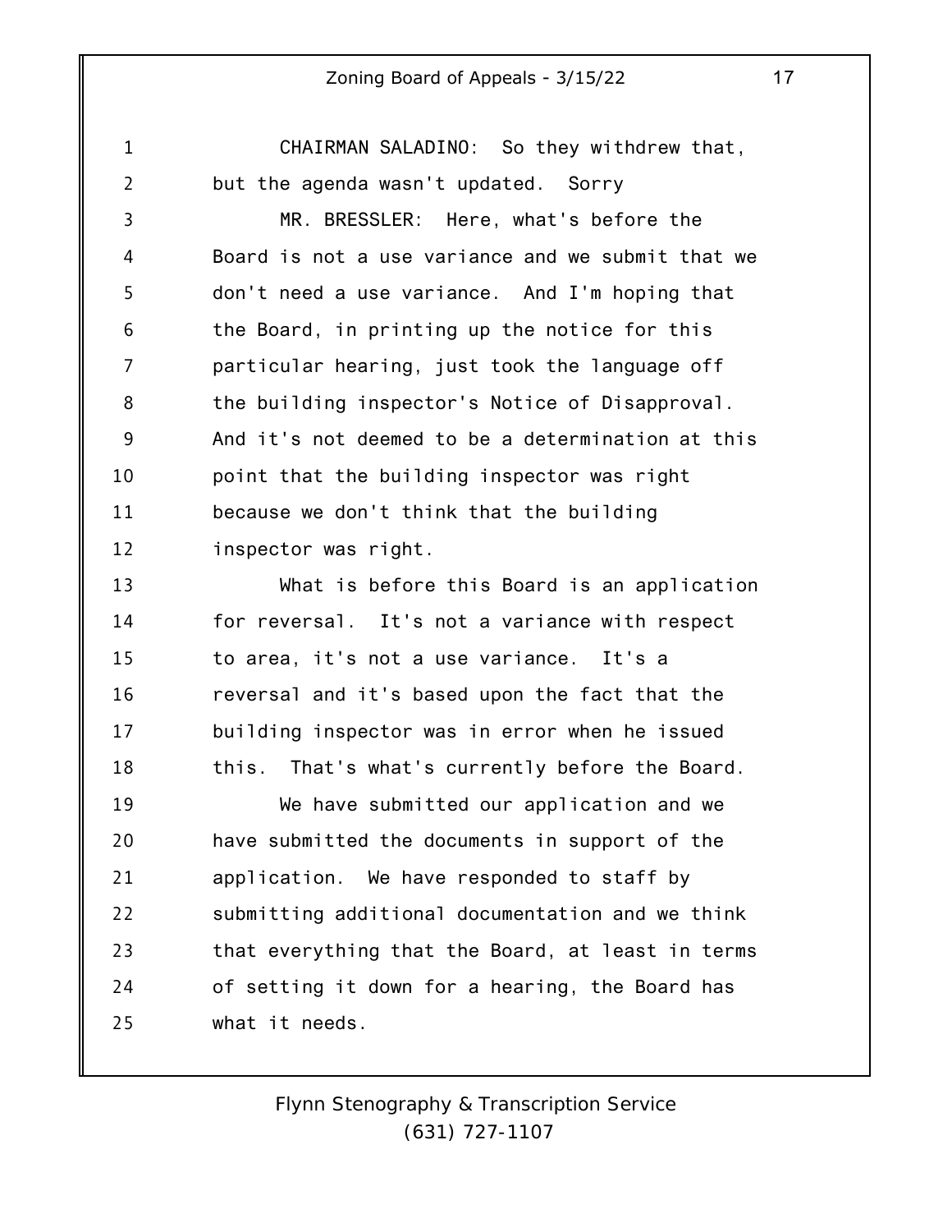CHAIRMAN SALADINO: So they withdrew that, but the agenda wasn't updated. Sorry

MR. BRESSLER: Here, what's before the Board is not a use variance and we submit that we don't need a use variance. And I'm hoping that the Board, in printing up the notice for this particular hearing, just took the language off the building inspector's Notice of Disapproval. And it's not deemed to be a determination at this point that the building inspector was right because we don't think that the building inspector was right.

What is before this Board is an application for reversal. It's not a variance with respect to area, it's not a use variance. It's a reversal and it's based upon the fact that the building inspector was in error when he issued this. That's what's currently before the Board.

We have submitted our application and we have submitted the documents in support of the application. We have responded to staff by submitting additional documentation and we think that everything that the Board, at least in terms of setting it down for a hearing, the Board has what it needs.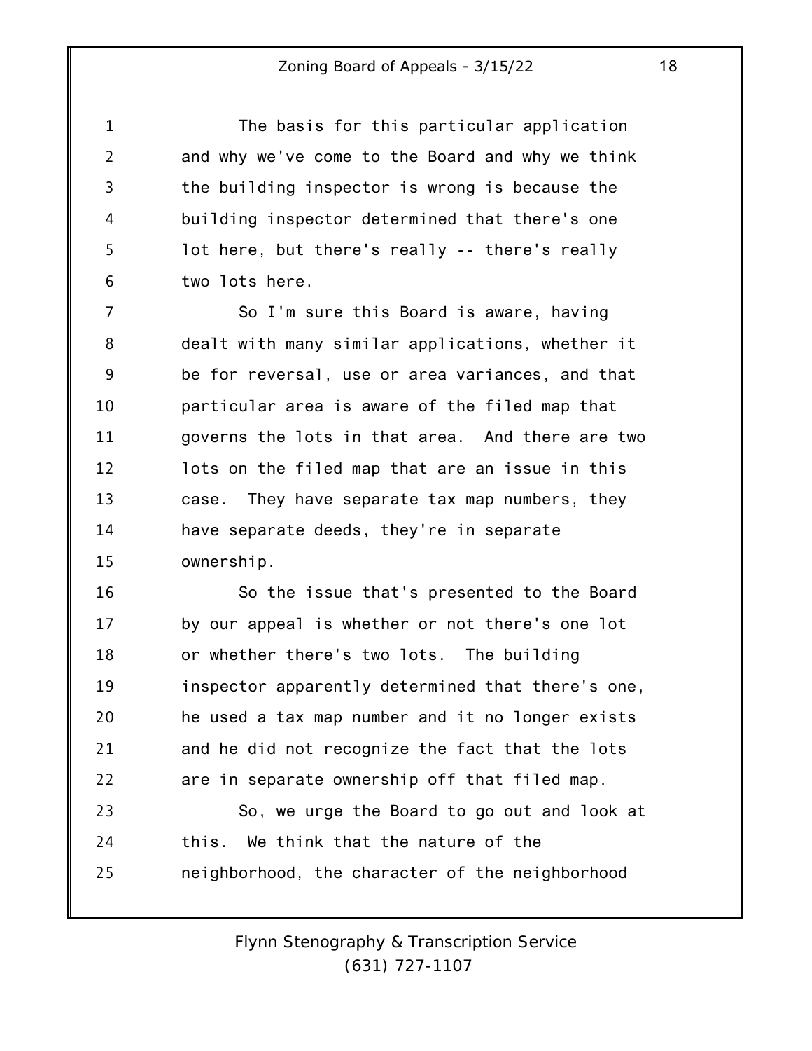The basis for this particular application and why we've come to the Board and why we think the building inspector is wrong is because the building inspector determined that there's one lot here, but there's really -- there's really two lots here.

So I'm sure this Board is aware, having dealt with many similar applications, whether it be for reversal, use or area variances, and that particular area is aware of the filed map that governs the lots in that area. And there are two lots on the filed map that are an issue in this case. They have separate tax map numbers, they have separate deeds, they're in separate ownership.

So the issue that's presented to the Board by our appeal is whether or not there's one lot or whether there's two lots. The building inspector apparently determined that there's one, he used a tax map number and it no longer exists and he did not recognize the fact that the lots are in separate ownership off that filed map.

So, we urge the Board to go out and look at this. We think that the nature of the neighborhood, the character of the neighborhood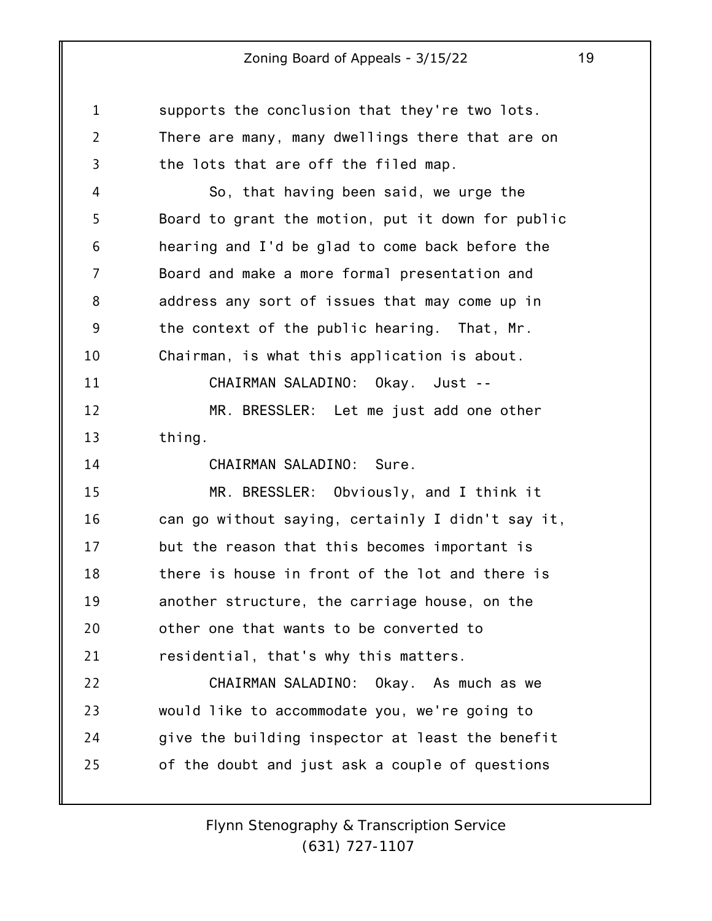supports the conclusion that they're two lots. There are many, many dwellings there that are on the lots that are off the filed map.

So, that having been said, we urge the Board to grant the motion, put it down for public hearing and I'd be glad to come back before the Board and make a more formal presentation and address any sort of issues that may come up in the context of the public hearing. That, Mr. Chairman, is what this application is about.

CHAIRMAN SALADINO: Okay. Just --

MR. BRESSLER: Let me just add one other thing.

CHAIRMAN SALADINO: Sure.

MR. BRESSLER: Obviously, and I think it can go without saying, certainly I didn't say it, but the reason that this becomes important is there is house in front of the lot and there is another structure, the carriage house, on the other one that wants to be converted to residential, that's why this matters.

CHAIRMAN SALADINO: Okay. As much as we would like to accommodate you, we're going to give the building inspector at least the benefit of the doubt and just ask a couple of questions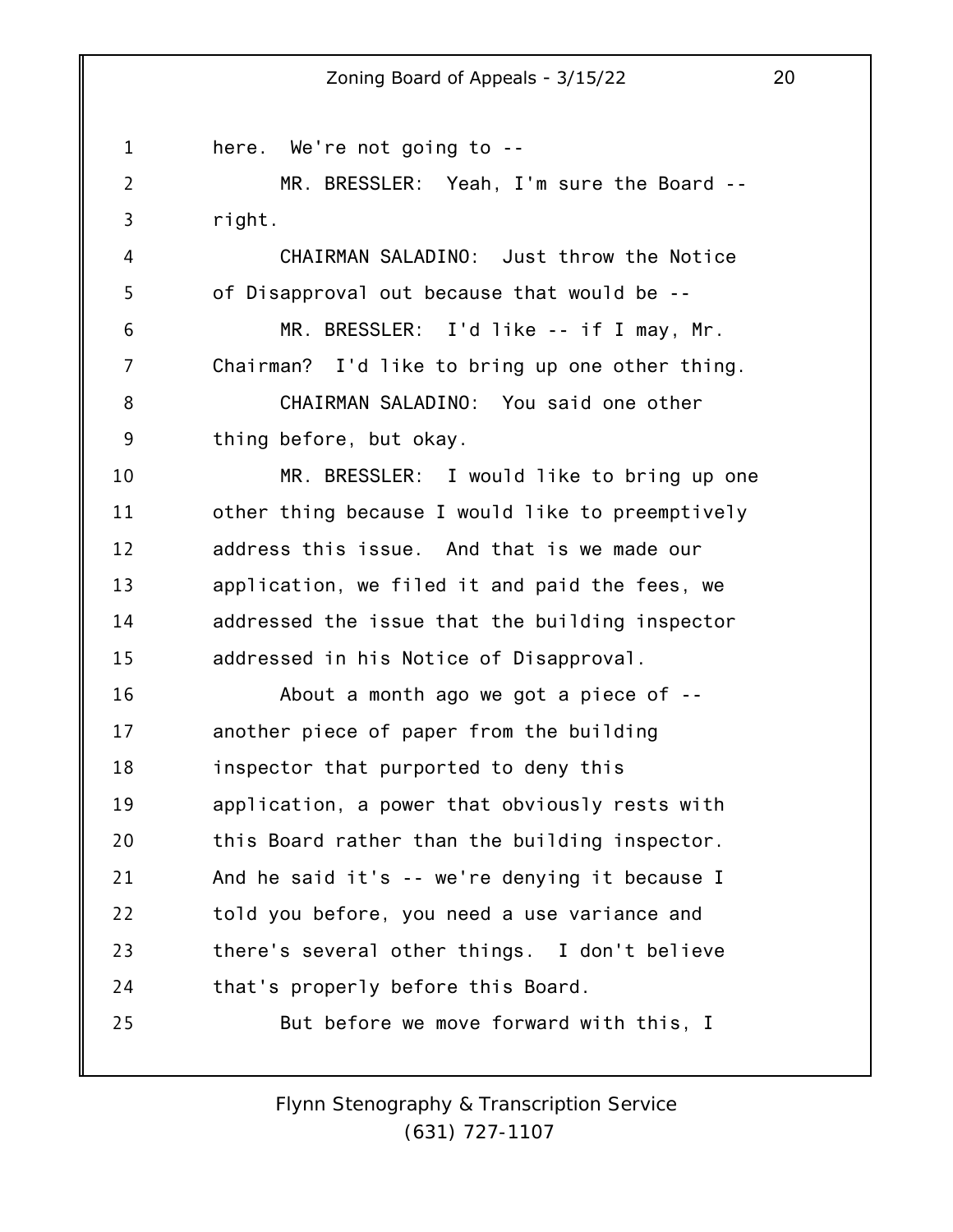here. We're not going to --

MR. BRESSLER: Yeah, I'm sure the Board -- right.

CHAIRMAN SALADINO: Just throw the Notice of Disapproval out because that would be --

MR. BRESSLER: I'd like -- if I may, Mr. Chairman? I'd like to bring up one other thing.

CHAIRMAN SALADINO: You said one other thing before, but okay.

MR. BRESSLER: I would like to bring up one other thing because I would like to preemptively address this issue. And that is we made our application, we filed it and paid the fees, we addressed the issue that the building inspector addressed in his Notice of Disapproval.

About a month ago we got a piece of -- another piece of paper from the building inspector that purported to deny this application, a power that obviously rests with this Board rather than the building inspector. And he said it's -- we're denying it because I told you before, you need a use variance and there's several other things. I don't believe that's properly before this Board.

But before we move forward with this, I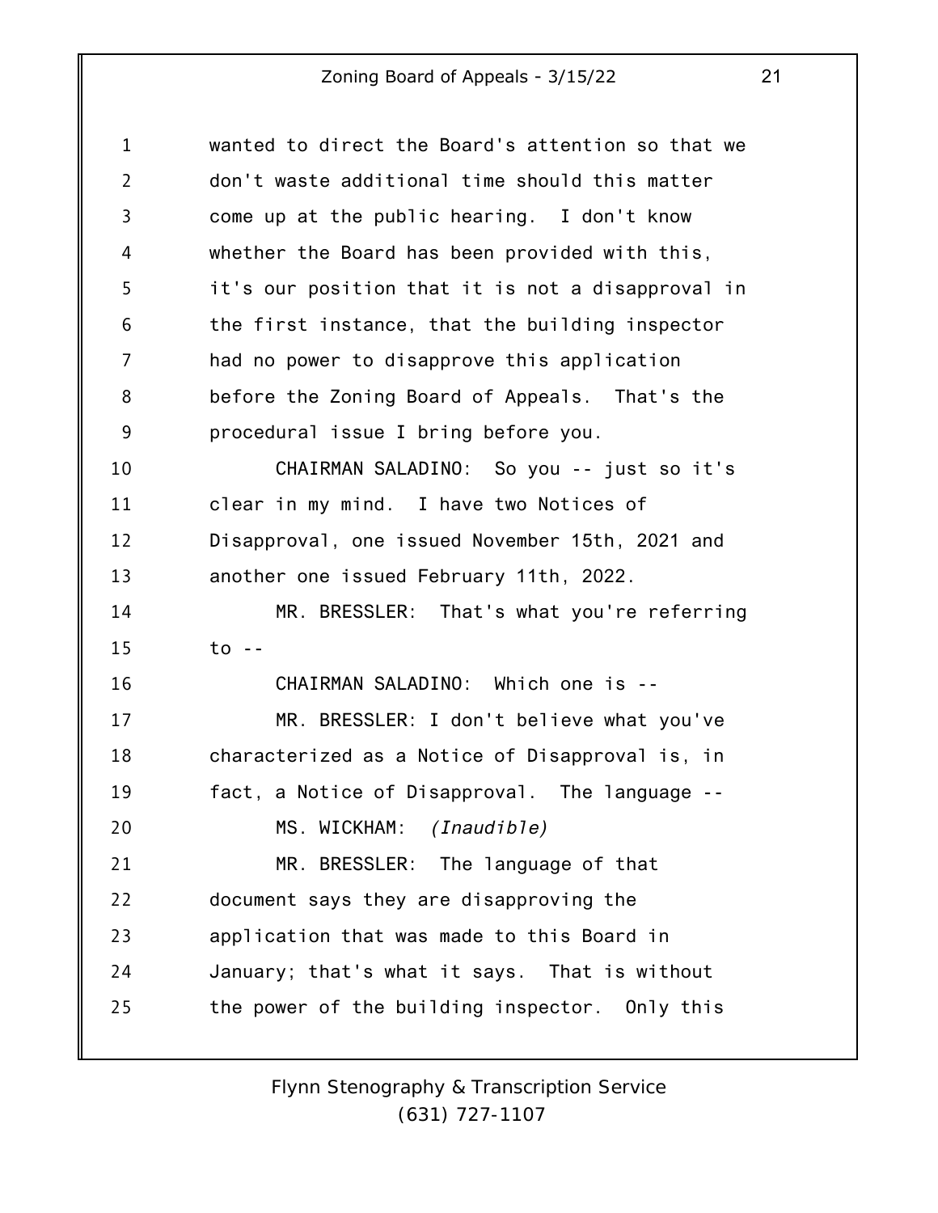wanted to direct the Board's attention so that we don't waste additional time should this matter come up at the public hearing. I don't know whether the Board has been provided with this, it's our position that it is not a disapproval in the first instance, that the building inspector had no power to disapprove this application before the Zoning Board of Appeals. That's the procedural issue I bring before you.

CHAIRMAN SALADINO: So you -- just so it's clear in my mind. I have two Notices of Disapproval, one issued November 15th, 2021 and another one issued February 11th, 2022.

MR. BRESSLER: That's what you're referring to --

CHAIRMAN SALADINO: Which one is --

MR. BRESSLER: I don't believe what you've characterized as a Notice of Disapproval is, in fact, a Notice of Disapproval. The language --

MS. WICKHAM: *(Inaudible)*

MR. BRESSLER: The language of that document says they are disapproving the application that was made to this Board in January; that's what it says. That is without the power of the building inspector. Only this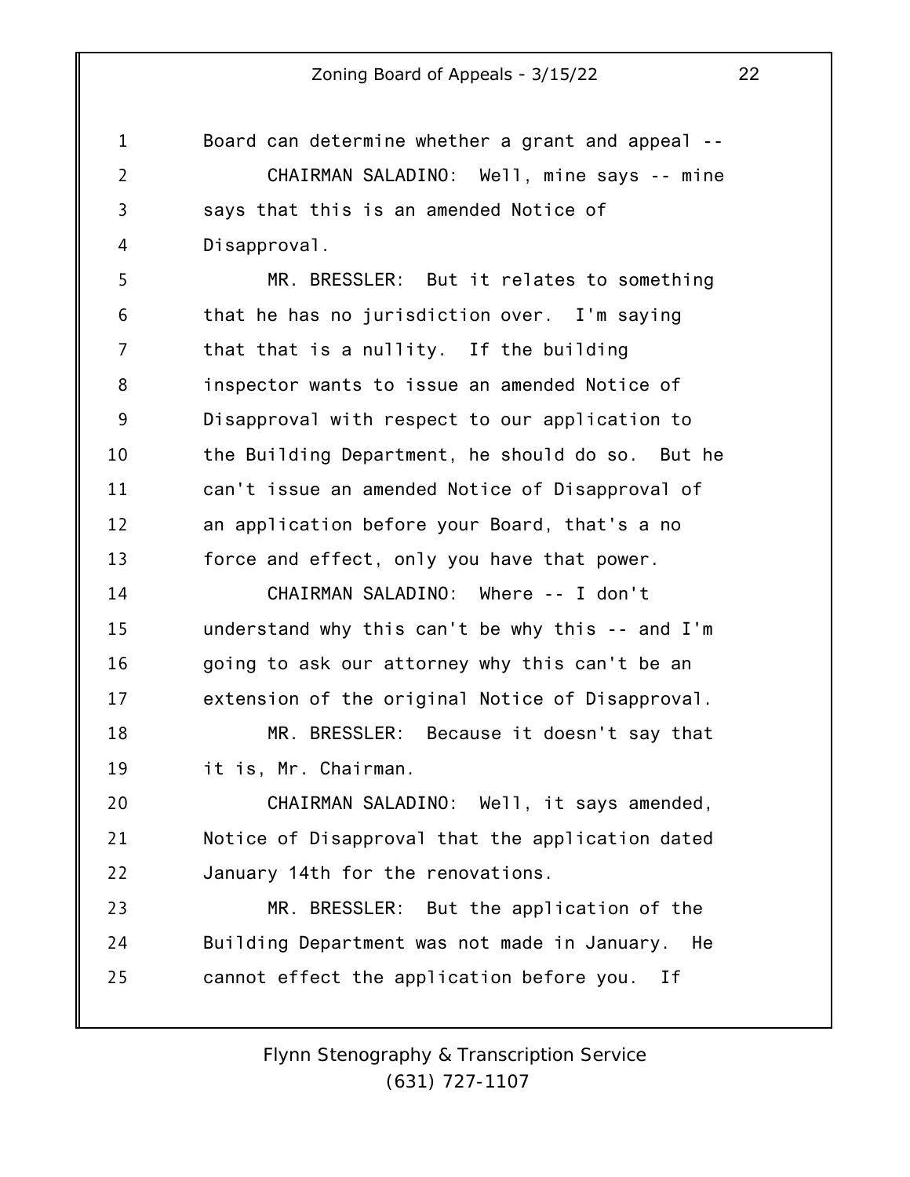Board can determine whether a grant and appeal --

CHAIRMAN SALADINO: Well, mine says -- mine says that this is an amended Notice of Disapproval.

MR. BRESSLER: But it relates to something that he has no jurisdiction over. I'm saying that that is a nullity. If the building inspector wants to issue an amended Notice of Disapproval with respect to our application to the Building Department, he should do so. But he can't issue an amended Notice of Disapproval of an application before your Board, that's a no force and effect, only you have that power.

CHAIRMAN SALADINO: Where -- I don't understand why this can't be why this -- and I'm going to ask our attorney why this can't be an extension of the original Notice of Disapproval.

MR. BRESSLER: Because it doesn't say that it is, Mr. Chairman.

CHAIRMAN SALADINO: Well, it says amended, Notice of Disapproval that the application dated January 14th for the renovations.

MR. BRESSLER: But the application of the Building Department was not made in January. He cannot effect the application before you. If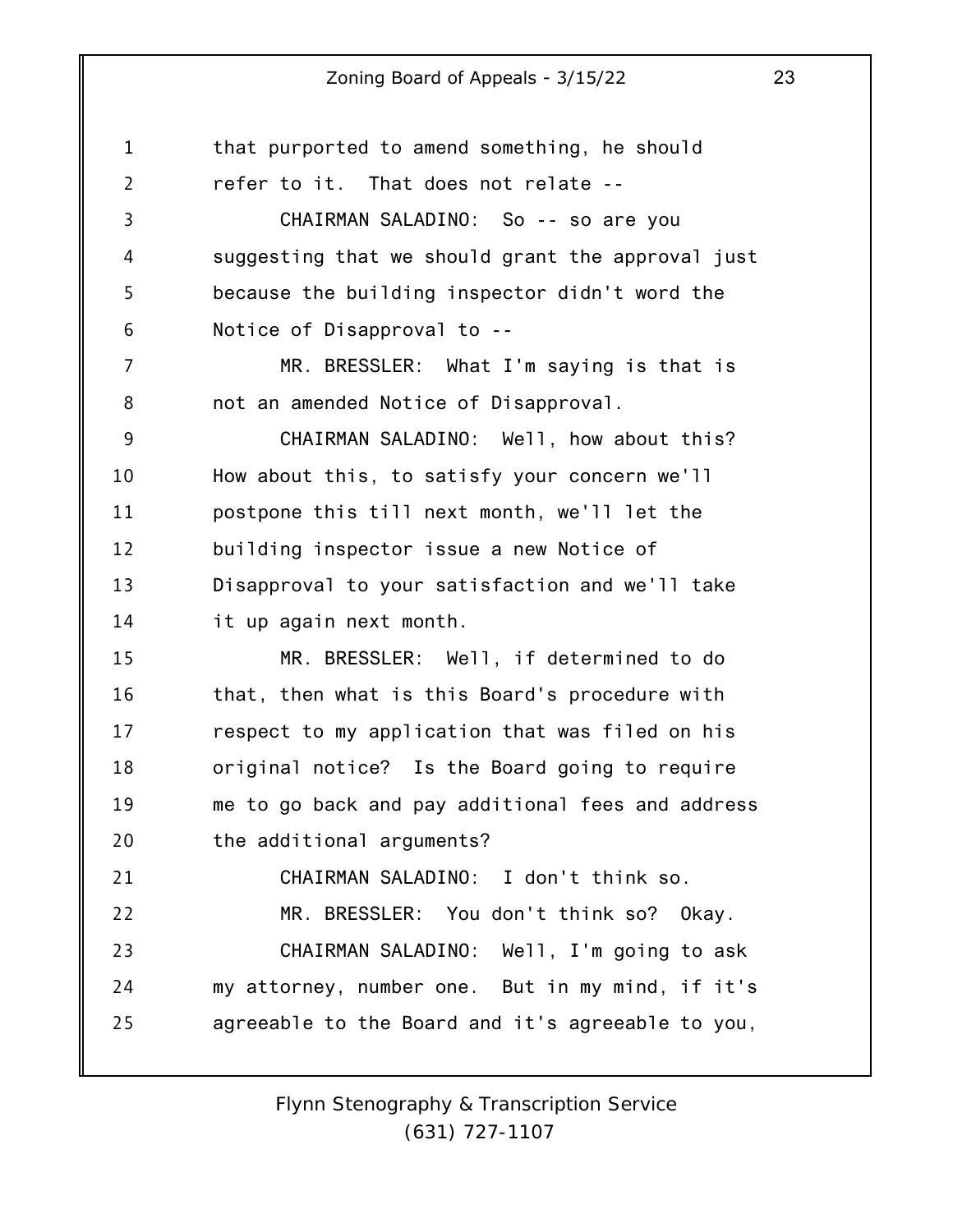that purported to amend something, he should refer to it. That does not relate --

CHAIRMAN SALADINO: So -- so are you suggesting that we should grant the approval just because the building inspector didn't word the Notice of Disapproval to --

MR. BRESSLER: What I'm saying is that is not an amended Notice of Disapproval.

CHAIRMAN SALADINO: Well, how about this? How about this, to satisfy your concern we'll postpone this till next month, we'll let the building inspector issue a new Notice of Disapproval to your satisfaction and we'll take it up again next month.

MR. BRESSLER: Well, if determined to do that, then what is this Board's procedure with respect to my application that was filed on his original notice? Is the Board going to require me to go back and pay additional fees and address the additional arguments?

CHAIRMAN SALADINO: I don't think so.

MR. BRESSLER: You don't think so? Okay.

CHAIRMAN SALADINO: Well, I'm going to ask my attorney, number one. But in my mind, if it's agreeable to the Board and it's agreeable to you,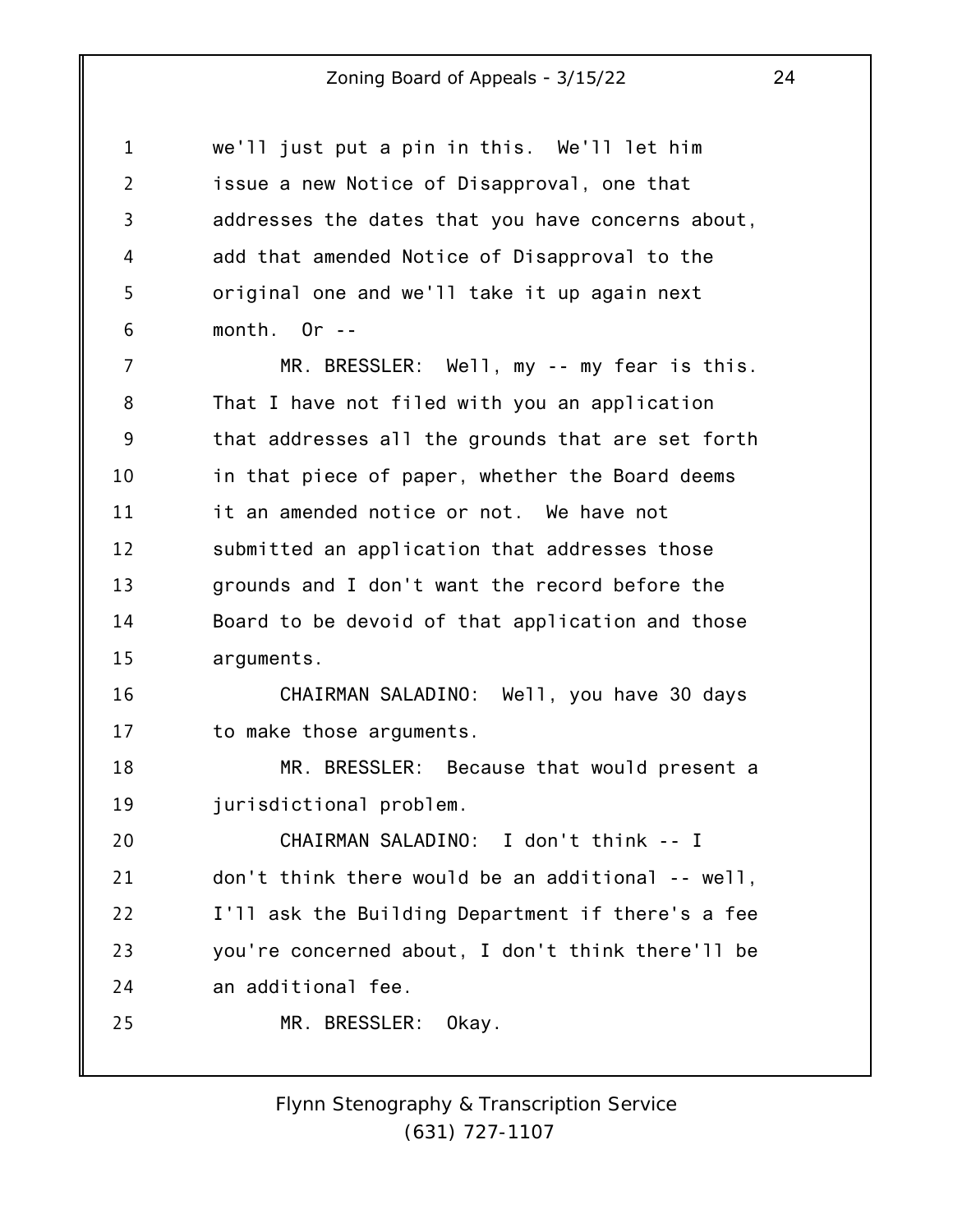we'll just put a pin in this. We'll let him issue a new Notice of Disapproval, one that addresses the dates that you have concerns about, add that amended Notice of Disapproval to the original one and we'll take it up again next month. Or --

MR. BRESSLER: Well, my -- my fear is this. That I have not filed with you an application that addresses all the grounds that are set forth in that piece of paper, whether the Board deems it an amended notice or not. We have not submitted an application that addresses those grounds and I don't want the record before the Board to be devoid of that application and those arguments.

CHAIRMAN SALADINO: Well, you have 30 days to make those arguments.

MR. BRESSLER: Because that would present a jurisdictional problem.

CHAIRMAN SALADINO: I don't think -- I don't think there would be an additional -- well, I'll ask the Building Department if there's a fee you're concerned about, I don't think there'll be an additional fee.

MR. BRESSLER: Okay.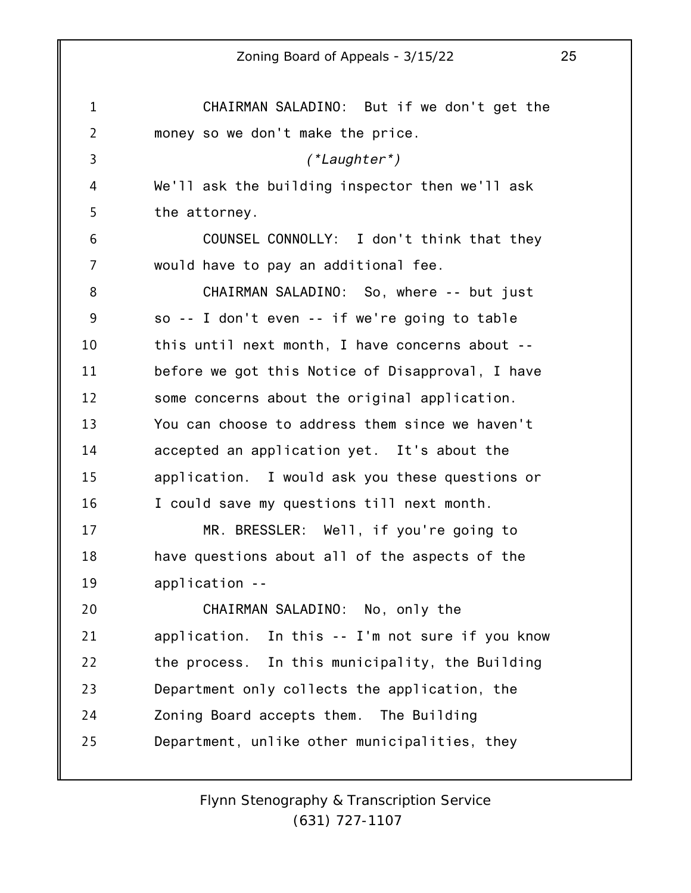CHAIRMAN SALADINO: But if we don't get the money so we don't make the price.

*(\*Laughter\*)*

We'll ask the building inspector then we'll ask the attorney.

COUNSEL CONNOLLY: I don't think that they would have to pay an additional fee.

CHAIRMAN SALADINO: So, where -- but just so -- I don't even -- if we're going to table this until next month, I have concerns about -- before we got this Notice of Disapproval, I have some concerns about the original application. You can choose to address them since we haven't accepted an application yet. It's about the application. I would ask you these questions or I could save my questions till next month.

MR. BRESSLER: Well, if you're going to have questions about all of the aspects of the application --

CHAIRMAN SALADINO: No, only the application. In this -- I'm not sure if you know the process. In this municipality, the Building Department only collects the application, the Zoning Board accepts them. The Building Department, unlike other municipalities, they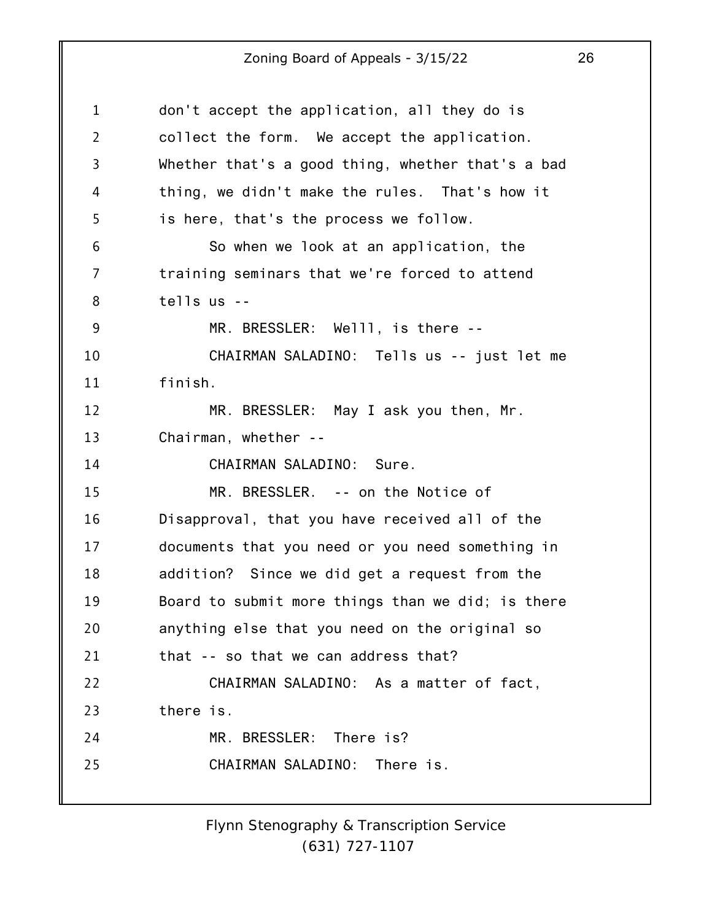don't accept the application, all they do is collect the form. We accept the application. Whether that's a good thing, whether that's a bad thing, we didn't make the rules. That's how it is here, that's the process we follow.

So when we look at an application, the training seminars that we're forced to attend tells us --

MR. BRESSLER: Welll, is there --

CHAIRMAN SALADINO: Tells us -- just let me finish.

MR. BRESSLER: May I ask you then, Mr. Chairman, whether --

CHAIRMAN SALADINO: Sure.

MR. BRESSLER. -- on the Notice of Disapproval, that you have received all of the documents that you need or you need something in addition? Since we did get a request from the Board to submit more things than we did; is there anything else that you need on the original so that -- so that we can address that?

CHAIRMAN SALADINO: As a matter of fact, there is.

MR. BRESSLER: There is?

CHAIRMAN SALADINO: There is.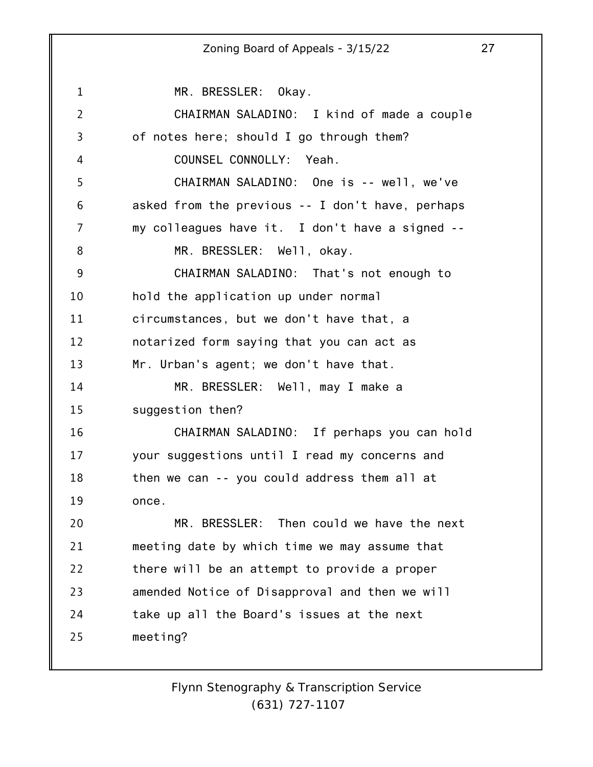MR. BRESSLER: Okay.

CHAIRMAN SALADINO: I kind of made a couple of notes here; should I go through them?

COUNSEL CONNOLLY: Yeah.

CHAIRMAN SALADINO: One is -- well, we've asked from the previous -- I don't have, perhaps my colleagues have it. I don't have a signed --

MR. BRESSLER: Well, okay.

CHAIRMAN SALADINO: That's not enough to hold the application up under normal circumstances, but we don't have that, a notarized form saying that you can act as Mr. Urban's agent; we don't have that.

MR. BRESSLER: Well, may I make a suggestion then?

CHAIRMAN SALADINO: If perhaps you can hold your suggestions until I read my concerns and then we can -- you could address them all at once.

MR. BRESSLER: Then could we have the next meeting date by which time we may assume that there will be an attempt to provide a proper amended Notice of Disapproval and then we will take up all the Board's issues at the next meeting?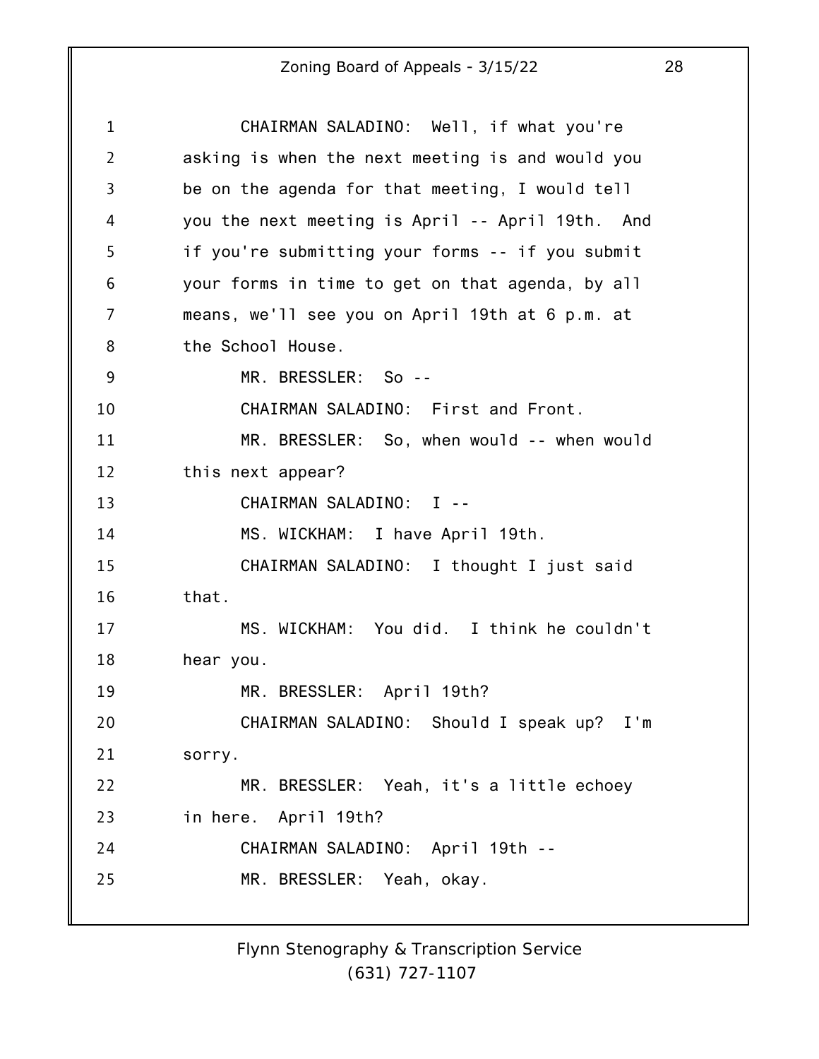CHAIRMAN SALADINO: Well, if what you're asking is when the next meeting is and would you be on the agenda for that meeting, I would tell you the next meeting is April -- April 19th. And if you're submitting your forms -- if you submit your forms in time to get on that agenda, by all means, we'll see you on April 19th at 6 p.m. at the School House.

MR. BRESSLER: So --

CHAIRMAN SALADINO: First and Front.

MR. BRESSLER: So, when would -- when would this next appear?

CHAIRMAN SALADINO: I --

MS. WICKHAM: I have April 19th.

CHAIRMAN SALADINO: I thought I just said that.

MS. WICKHAM: You did. I think he couldn't hear you.

MR. BRESSLER: April 19th?

CHAIRMAN SALADINO: Should I speak up? I'm sorry.

MR. BRESSLER: Yeah, it's a little echoey in here. April 19th?

CHAIRMAN SALADINO: April 19th --

MR. BRESSLER: Yeah, okay.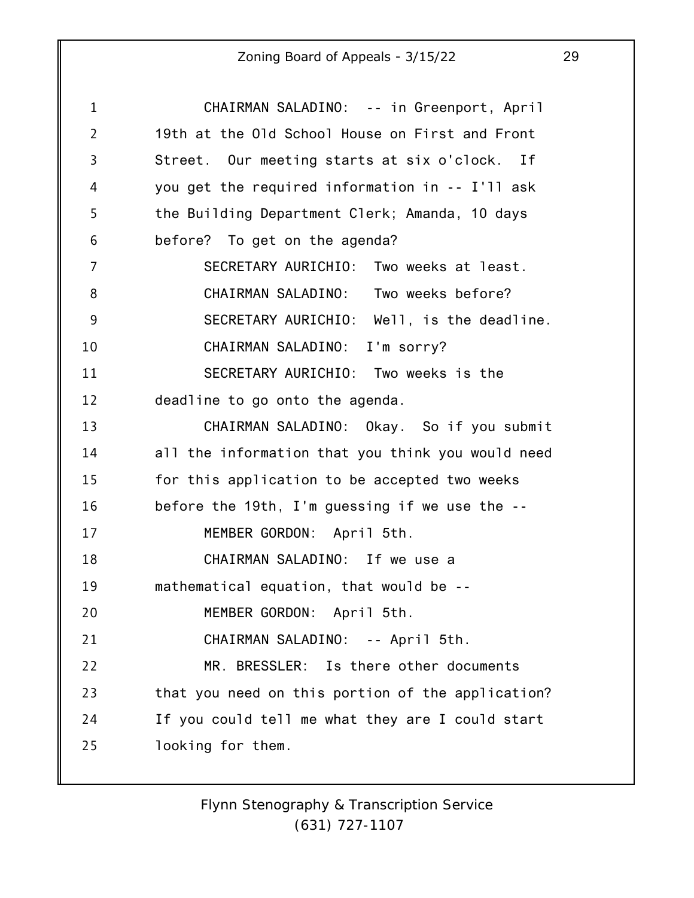CHAIRMAN SALADINO: -- in Greenport, April 19th at the Old School House on First and Front Street. Our meeting starts at six o'clock. If you get the required information in -- I'll ask the Building Department Clerk; Amanda, 10 days before? To get on the agenda?

SECRETARY AURICHIO: Two weeks at least.

CHAIRMAN SALADINO: Two weeks before?

SECRETARY AURICHIO: Well, is the deadline.

CHAIRMAN SALADINO: I'm sorry?

SECRETARY AURICHIO: Two weeks is the deadline to go onto the agenda.

CHAIRMAN SALADINO: Okay. So if you submit all the information that you think you would need for this application to be accepted two weeks before the 19th, I'm guessing if we use the --

MEMBER GORDON: April 5th.

CHAIRMAN SALADINO: If we use a mathematical equation, that would be --

MEMBER GORDON: April 5th.

CHAIRMAN SALADINO: -- April 5th.

MR. BRESSLER: Is there other documents that you need on this portion of the application? If you could tell me what they are I could start looking for them.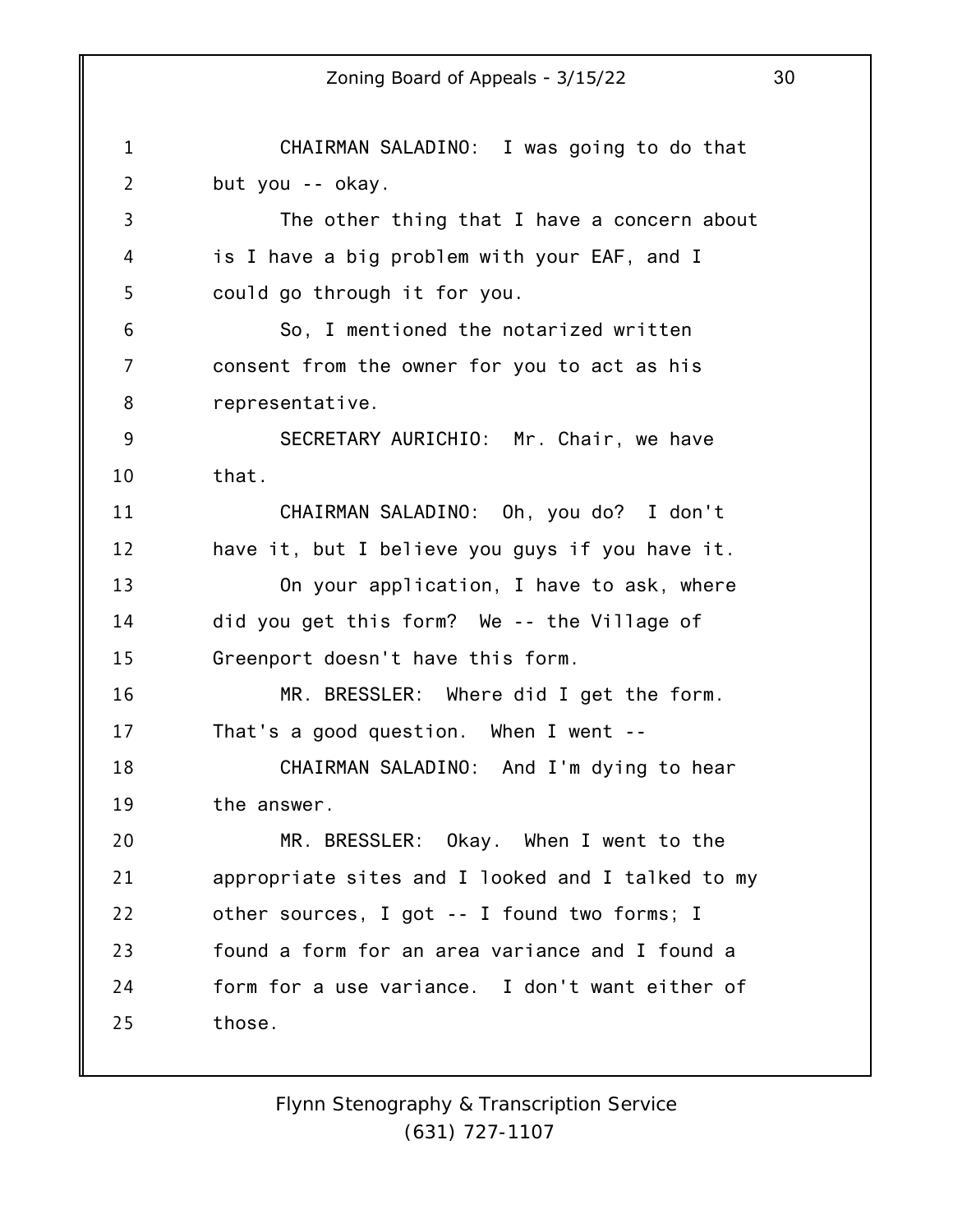CHAIRMAN SALADINO: I was going to do that but you -- okay.

The other thing that I have a concern about is I have a big problem with your EAF, and I could go through it for you.

So, I mentioned the notarized written consent from the owner for you to act as his representative.

SECRETARY AURICHIO: Mr. Chair, we have that.

CHAIRMAN SALADINO: Oh, you do? I don't have it, but I believe you guys if you have it.

On your application, I have to ask, where did you get this form? We -- the Village of Greenport doesn't have this form.

MR. BRESSLER: Where did I get the form. That's a good question. When I went --

CHAIRMAN SALADINO: And I'm dying to hear the answer.

MR. BRESSLER: Okay. When I went to the appropriate sites and I looked and I talked to my other sources, I got -- I found two forms; I found a form for an area variance and I found a form for a use variance. I don't want either of those.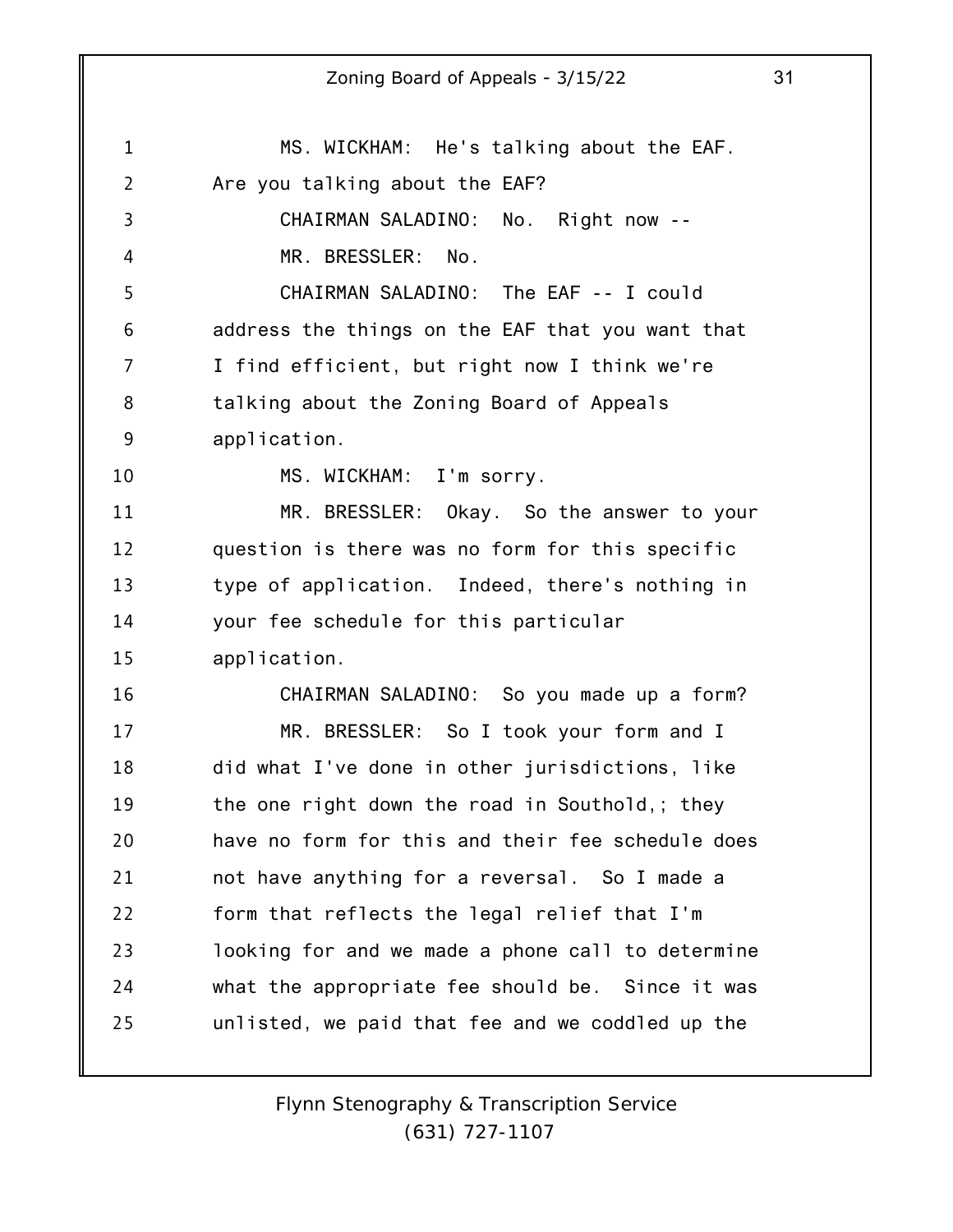MS. WICKHAM: He's talking about the EAF. Are you talking about the EAF?

CHAIRMAN SALADINO: No. Right now --

MR. BRESSLER: No.

CHAIRMAN SALADINO: The EAF -- I could address the things on the EAF that you want that I find efficient, but right now I think we're talking about the Zoning Board of Appeals application.

MS. WICKHAM: I'm sorry.

MR. BRESSLER: Okay. So the answer to your question is there was no form for this specific type of application. Indeed, there's nothing in your fee schedule for this particular application.

CHAIRMAN SALADINO: So you made up a form?

MR. BRESSLER: So I took your form and I did what I've done in other jurisdictions, like the one right down the road in Southold,; they have no form for this and their fee schedule does not have anything for a reversal. So I made a form that reflects the legal relief that I'm looking for and we made a phone call to determine what the appropriate fee should be. Since it was unlisted, we paid that fee and we coddled up the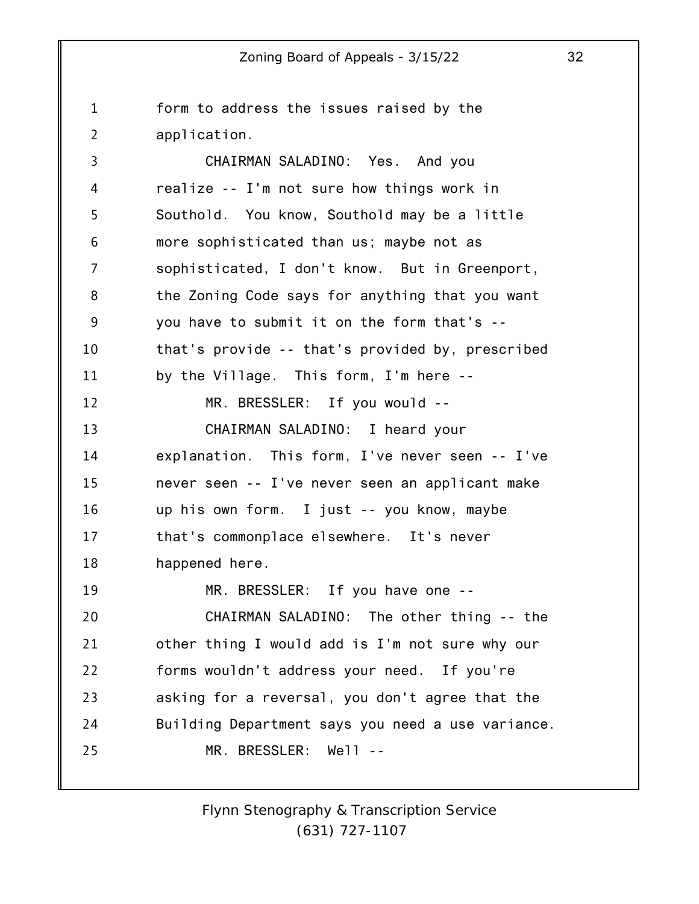form to address the issues raised by the application.

CHAIRMAN SALADINO: Yes. And you realize -- I'm not sure how things work in Southold. You know, Southold may be a little more sophisticated than us; maybe not as sophisticated, I don't know. But in Greenport, the Zoning Code says for anything that you want you have to submit it on the form that's -- that's provide -- that's provided by, prescribed by the Village. This form, I'm here --

MR. BRESSLER: If you would --

CHAIRMAN SALADINO: I heard your explanation. This form, I've never seen -- I've never seen -- I've never seen an applicant make up his own form. I just -- you know, maybe that's commonplace elsewhere. It's never happened here.

MR. BRESSLER: If you have one --

CHAIRMAN SALADINO: The other thing -- the other thing I would add is I'm not sure why our forms wouldn't address your need. If you're asking for a reversal, you don't agree that the Building Department says you need a use variance.

MR. BRESSLER: Well --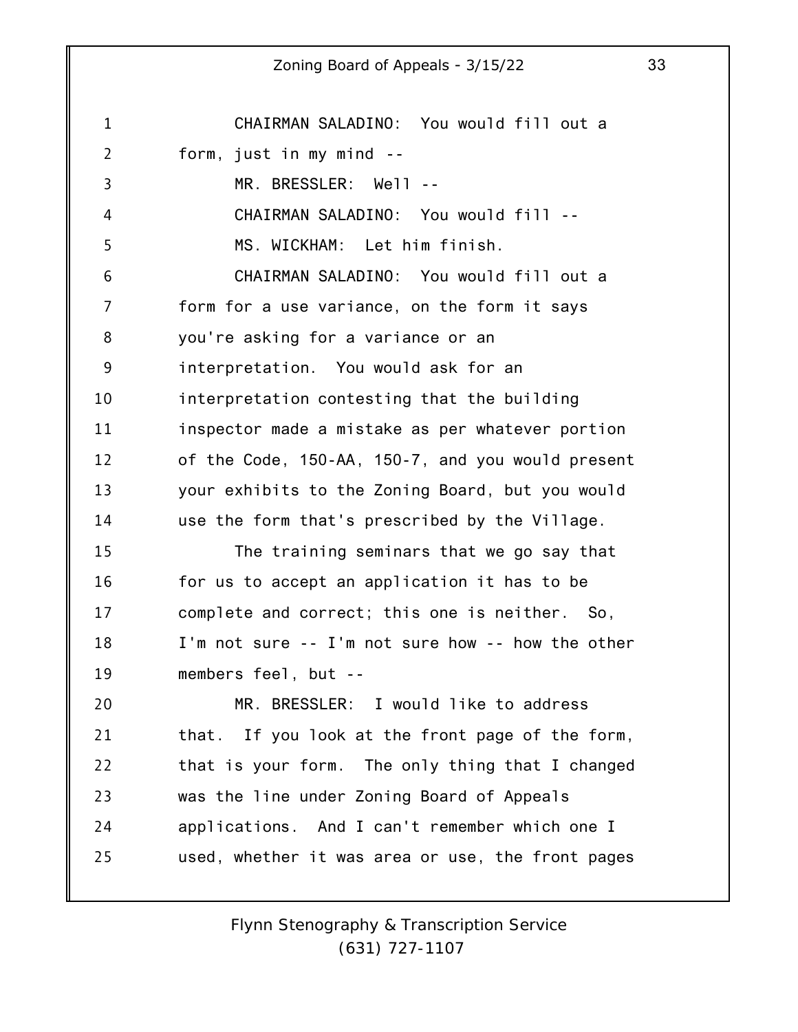CHAIRMAN SALADINO: You would fill out a form, just in my mind --

MR. BRESSLER: Well --

CHAIRMAN SALADINO: You would fill --

MS. WICKHAM: Let him finish.

CHAIRMAN SALADINO: You would fill out a form for a use variance, on the form it says you're asking for a variance or an interpretation. You would ask for an interpretation contesting that the building inspector made a mistake as per whatever portion of the Code, 150-AA, 150-7, and you would present your exhibits to the Zoning Board, but you would use the form that's prescribed by the Village.

The training seminars that we go say that for us to accept an application it has to be complete and correct; this one is neither. So, I'm not sure -- I'm not sure how -- how the other members feel, but --

MR. BRESSLER: I would like to address that. If you look at the front page of the form, that is your form. The only thing that I changed was the line under Zoning Board of Appeals applications. And I can't remember which one I used, whether it was area or use, the front pages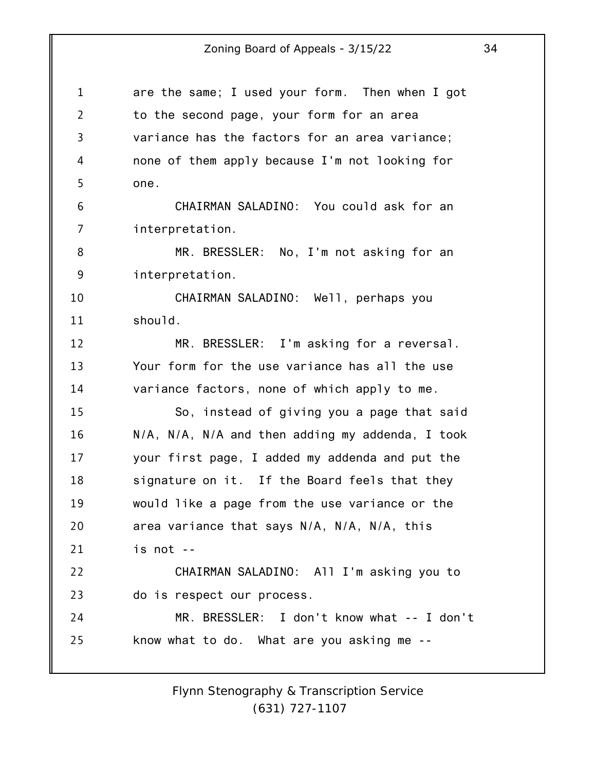are the same; I used your form. Then when I got to the second page, your form for an area variance has the factors for an area variance; none of them apply because I'm not looking for one.

CHAIRMAN SALADINO: You could ask for an interpretation.

MR. BRESSLER: No, I'm not asking for an interpretation.

CHAIRMAN SALADINO: Well, perhaps you should.

MR. BRESSLER: I'm asking for a reversal. Your form for the use variance has all the use variance factors, none of which apply to me.

So, instead of giving you a page that said N/A, N/A, N/A and then adding my addenda, I took your first page, I added my addenda and put the signature on it. If the Board feels that they would like a page from the use variance or the area variance that says N/A, N/A, N/A, this is not --

CHAIRMAN SALADINO: All I'm asking you to do is respect our process.

MR. BRESSLER: I don't know what -- I don't know what to do. What are you asking me --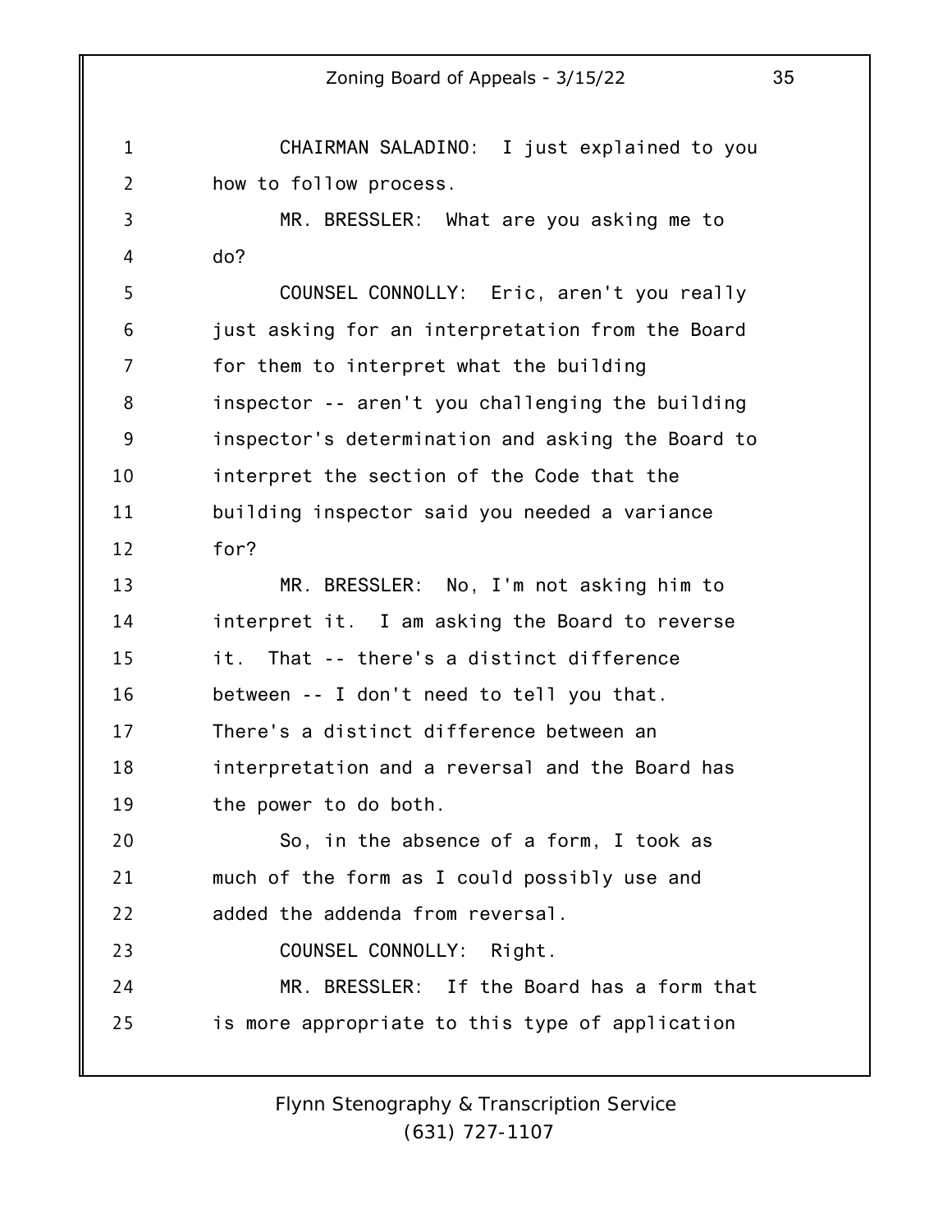CHAIRMAN SALADINO: I just explained to you how to follow process.

MR. BRESSLER: What are you asking me to do?

COUNSEL CONNOLLY: Eric, aren't you really just asking for an interpretation from the Board for them to interpret what the building inspector -- aren't you challenging the building inspector's determination and asking the Board to interpret the section of the Code that the building inspector said you needed a variance for?

MR. BRESSLER: No, I'm not asking him to interpret it. I am asking the Board to reverse it. That -- there's a distinct difference between -- I don't need to tell you that. There's a distinct difference between an interpretation and a reversal and the Board has the power to do both.

So, in the absence of a form, I took as much of the form as I could possibly use and added the addenda from reversal.

COUNSEL CONNOLLY: Right.

MR. BRESSLER: If the Board has a form that is more appropriate to this type of application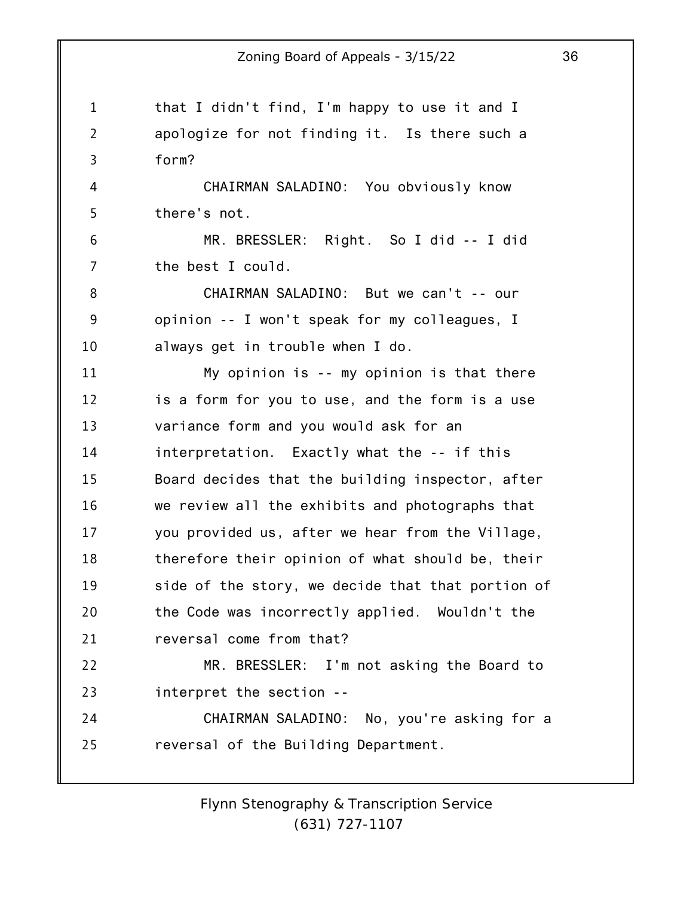that I didn't find, I'm happy to use it and I apologize for not finding it. Is there such a form?

CHAIRMAN SALADINO: You obviously know there's not.

MR. BRESSLER: Right. So I did -- I did the best I could.

CHAIRMAN SALADINO: But we can't -- our opinion -- I won't speak for my colleagues, I always get in trouble when I do.

My opinion is -- my opinion is that there is a form for you to use, and the form is a use variance form and you would ask for an interpretation. Exactly what the -- if this Board decides that the building inspector, after we review all the exhibits and photographs that you provided us, after we hear from the Village, therefore their opinion of what should be, their side of the story, we decide that that portion of the Code was incorrectly applied. Wouldn't the reversal come from that?

MR. BRESSLER: I'm not asking the Board to interpret the section --

CHAIRMAN SALADINO: No, you're asking for a reversal of the Building Department.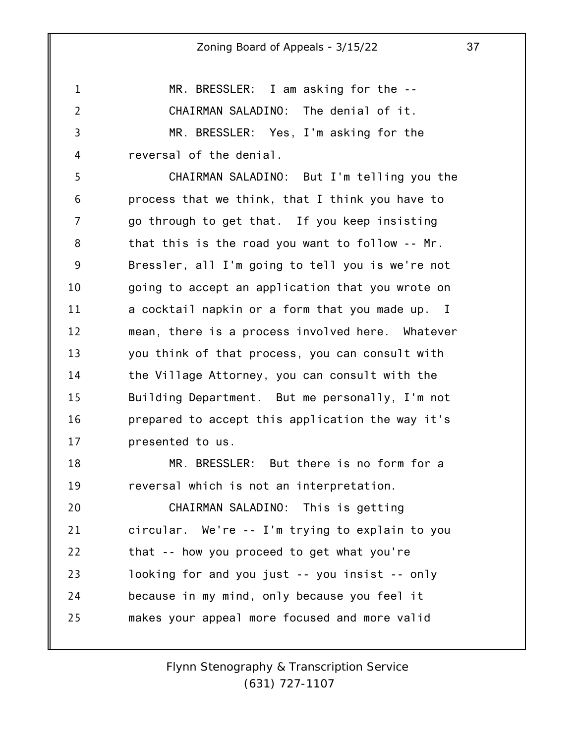MR. BRESSLER: I am asking for the --

CHAIRMAN SALADINO: The denial of it.

MR. BRESSLER: Yes, I'm asking for the reversal of the denial.

CHAIRMAN SALADINO: But I'm telling you the process that we think, that I think you have to go through to get that. If you keep insisting that this is the road you want to follow -- Mr. Bressler, all I'm going to tell you is we're not going to accept an application that you wrote on a cocktail napkin or a form that you made up. I mean, there is a process involved here. Whatever you think of that process, you can consult with the Village Attorney, you can consult with the Building Department. But me personally, I'm not prepared to accept this application the way it's presented to us.

MR. BRESSLER: But there is no form for a reversal which is not an interpretation.

CHAIRMAN SALADINO: This is getting circular. We're -- I'm trying to explain to you that -- how you proceed to get what you're looking for and you just -- you insist -- only because in my mind, only because you feel it makes your appeal more focused and more valid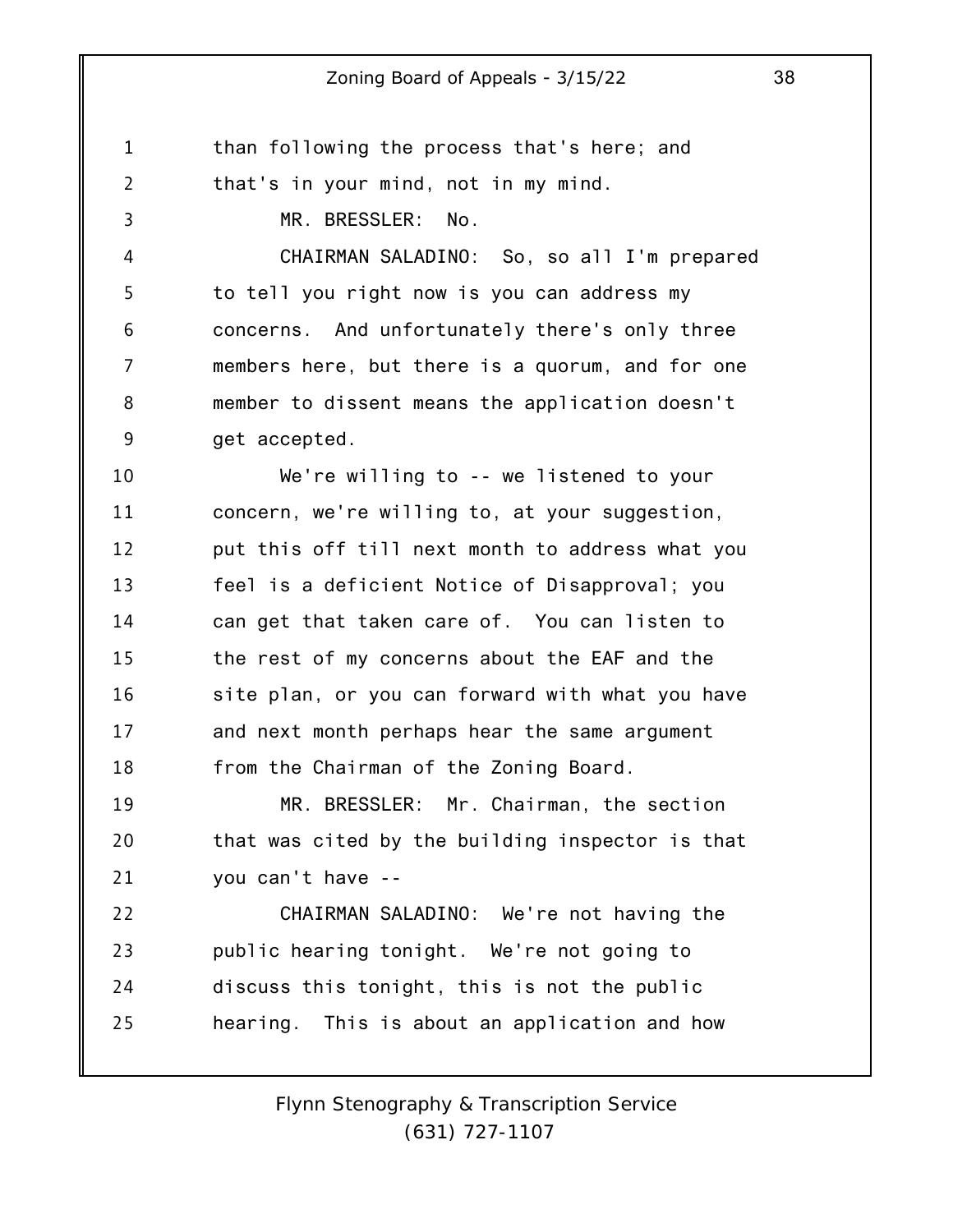than following the process that's here; and that's in your mind, not in my mind.

MR. BRESSLER: No.

CHAIRMAN SALADINO: So, so all I'm prepared to tell you right now is you can address my concerns. And unfortunately there's only three members here, but there is a quorum, and for one member to dissent means the application doesn't get accepted.

We're willing to -- we listened to your concern, we're willing to, at your suggestion, put this off till next month to address what you feel is a deficient Notice of Disapproval; you can get that taken care of. You can listen to the rest of my concerns about the EAF and the site plan, or you can forward with what you have and next month perhaps hear the same argument from the Chairman of the Zoning Board.

MR. BRESSLER: Mr. Chairman, the section that was cited by the building inspector is that you can't have --

CHAIRMAN SALADINO: We're not having the public hearing tonight. We're not going to discuss this tonight, this is not the public hearing. This is about an application and how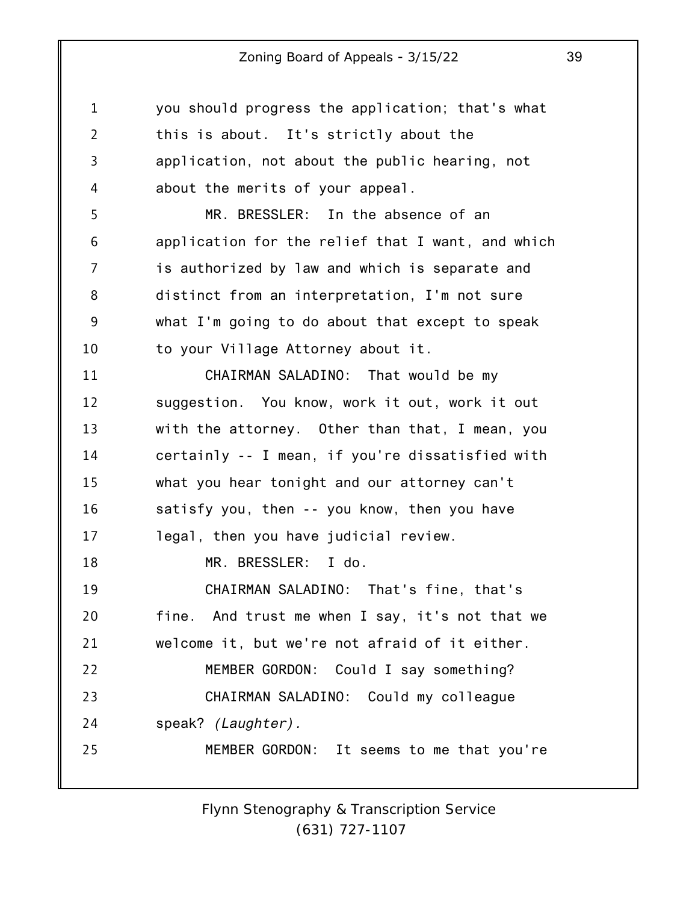you should progress the application; that's what this is about. It's strictly about the application, not about the public hearing, not about the merits of your appeal.

MR. BRESSLER: In the absence of an application for the relief that I want, and which is authorized by law and which is separate and distinct from an interpretation, I'm not sure what I'm going to do about that except to speak to your Village Attorney about it.

CHAIRMAN SALADINO: That would be my suggestion. You know, work it out, work it out with the attorney. Other than that, I mean, you certainly -- I mean, if you're dissatisfied with what you hear tonight and our attorney can't satisfy you, then -- you know, then you have legal, then you have judicial review.

MR. BRESSLER: I do.

CHAIRMAN SALADINO: That's fine, that's fine. And trust me when I say, it's not that we welcome it, but we're not afraid of it either.

MEMBER GORDON: Could I say something?

CHAIRMAN SALADINO: Could my colleague speak? *(Laughter).*

MEMBER GORDON: It seems to me that you're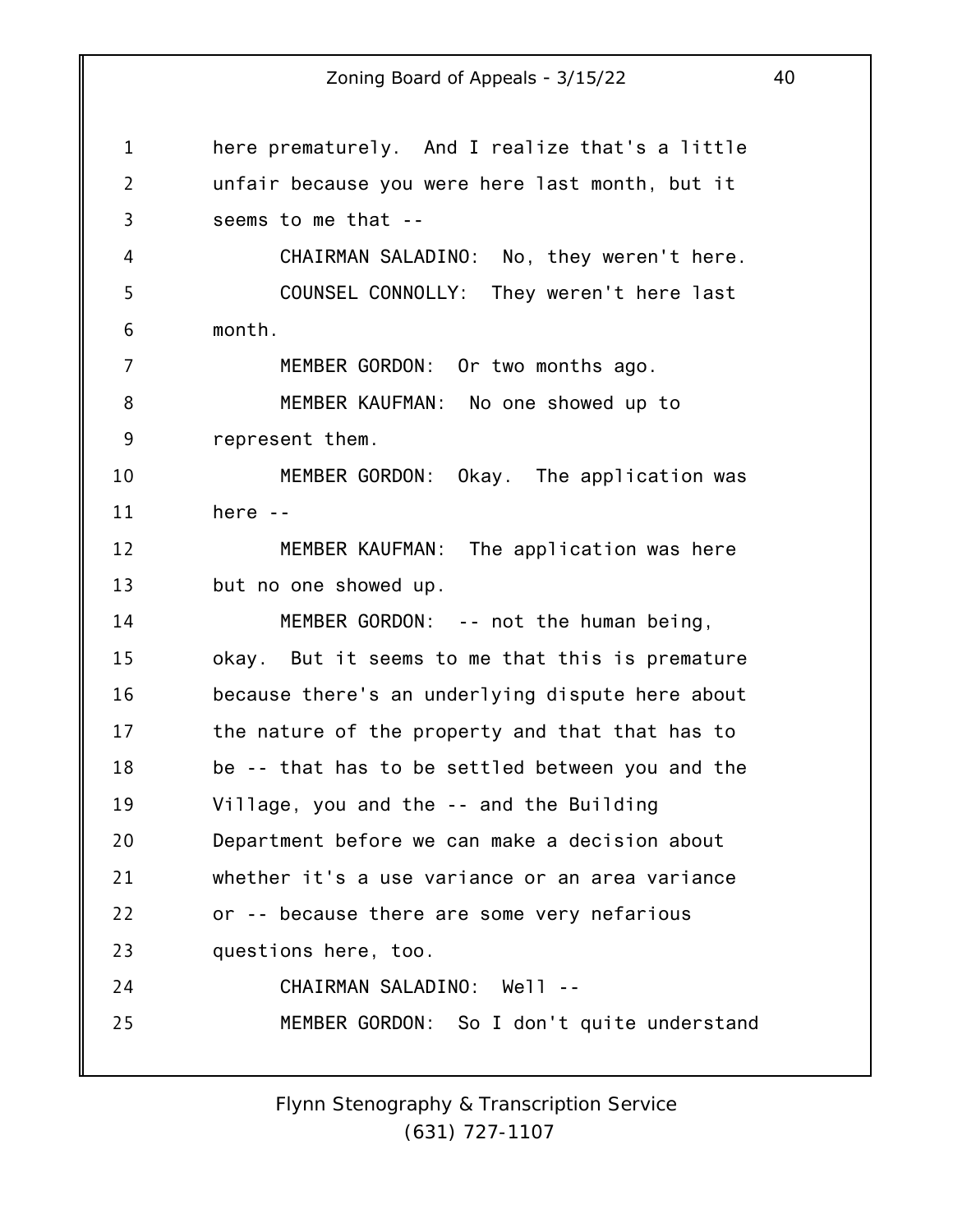here prematurely. And I realize that's a little unfair because you were here last month, but it seems to me that --

CHAIRMAN SALADINO: No, they weren't here.

COUNSEL CONNOLLY: They weren't here last month.

MEMBER GORDON: Or two months ago.

MEMBER KAUFMAN: No one showed up to represent them.

MEMBER GORDON: Okay. The application was here --

MEMBER KAUFMAN: The application was here but no one showed up.

MEMBER GORDON: -- not the human being, okay. But it seems to me that this is premature because there's an underlying dispute here about the nature of the property and that that has to be -- that has to be settled between you and the Village, you and the -- and the Building Department before we can make a decision about whether it's a use variance or an area variance or -- because there are some very nefarious questions here, too.

CHAIRMAN SALADINO: Well --

MEMBER GORDON: So I don't quite understand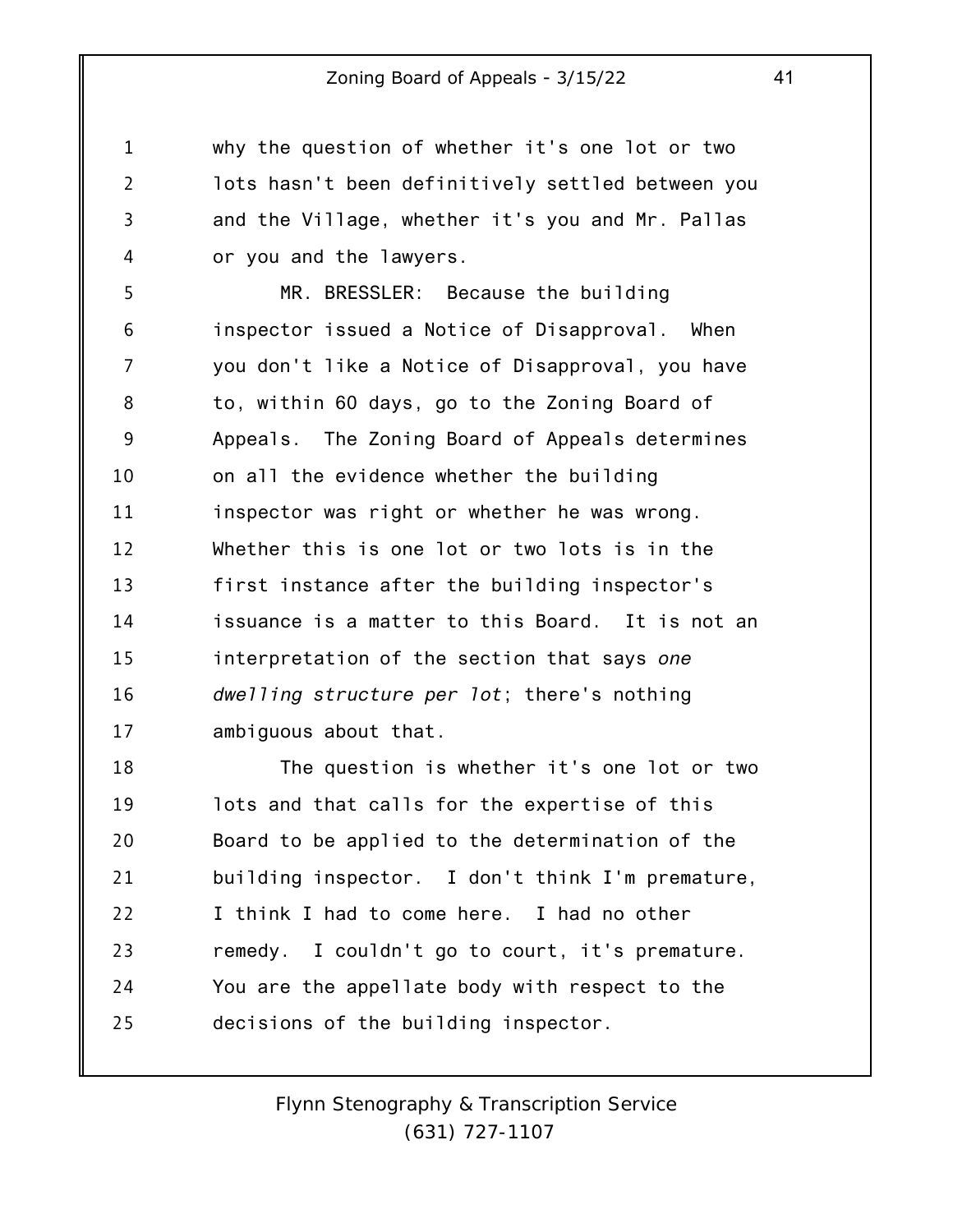why the question of whether it's one lot or two lots hasn't been definitively settled between you and the Village, whether it's you and Mr. Pallas or you and the lawyers.

MR. BRESSLER: Because the building inspector issued a Notice of Disapproval. When you don't like a Notice of Disapproval, you have to, within 60 days, go to the Zoning Board of Appeals. The Zoning Board of Appeals determines on all the evidence whether the building inspector was right or whether he was wrong. Whether this is one lot or two lots is in the first instance after the building inspector's issuance is a matter to this Board. It is not an interpretation of the section that says *one dwelling structure per lot*; there's nothing ambiguous about that.

The question is whether it's one lot or two lots and that calls for the expertise of this Board to be applied to the determination of the building inspector. I don't think I'm premature, I think I had to come here. I had no other remedy. I couldn't go to court, it's premature. You are the appellate body with respect to the decisions of the building inspector.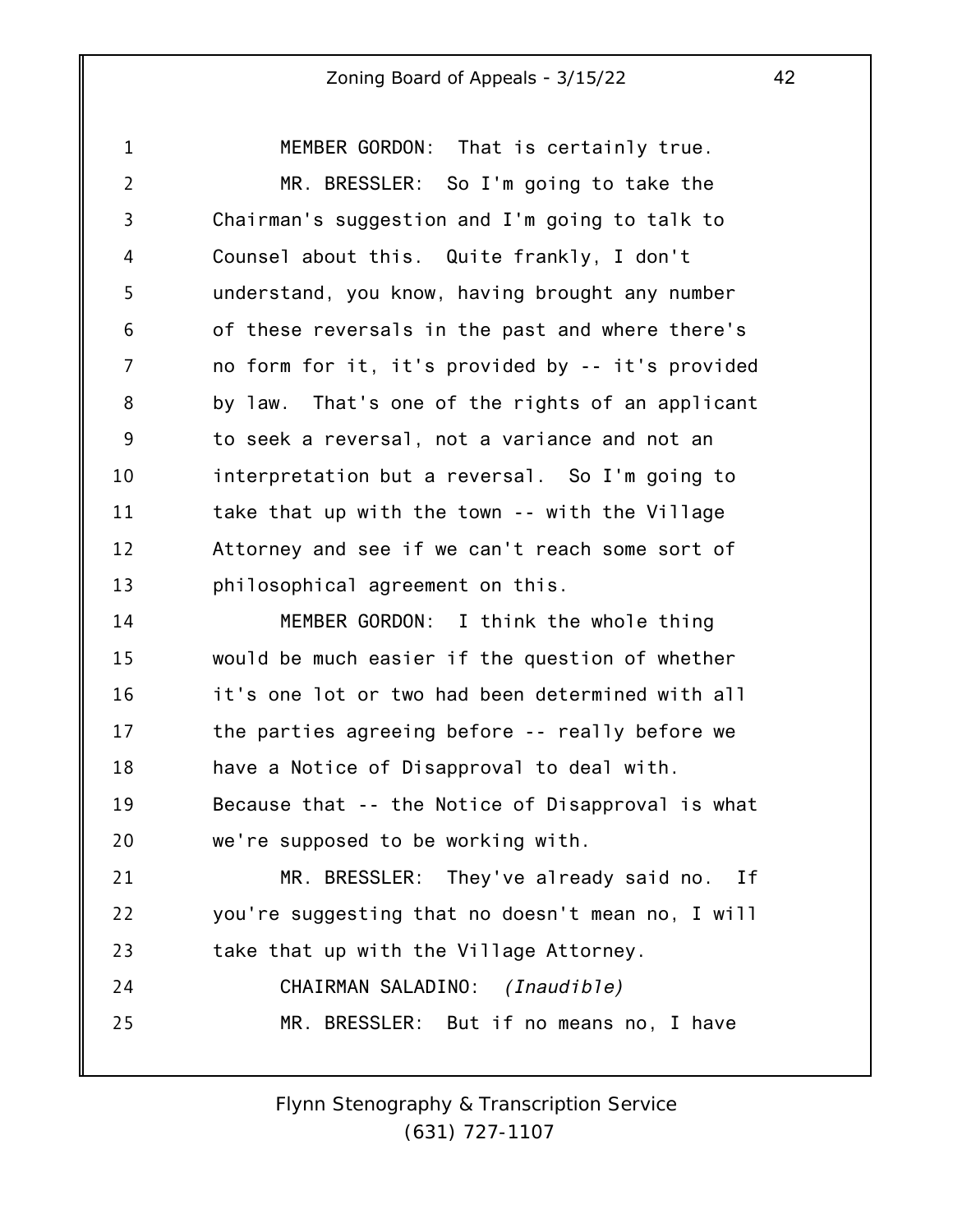MEMBER GORDON: That is certainly true.

MR. BRESSLER: So I'm going to take the Chairman's suggestion and I'm going to talk to Counsel about this. Quite frankly, I don't understand, you know, having brought any number of these reversals in the past and where there's no form for it, it's provided by -- it's provided by law. That's one of the rights of an applicant to seek a reversal, not a variance and not an interpretation but a reversal. So I'm going to take that up with the town -- with the Village Attorney and see if we can't reach some sort of philosophical agreement on this.

MEMBER GORDON: I think the whole thing would be much easier if the question of whether it's one lot or two had been determined with all the parties agreeing before -- really before we have a Notice of Disapproval to deal with. Because that -- the Notice of Disapproval is what we're supposed to be working with.

MR. BRESSLER: They've already said no. If you're suggesting that no doesn't mean no, I will take that up with the Village Attorney.

CHAIRMAN SALADINO: *(Inaudible)*

MR. BRESSLER: But if no means no, I have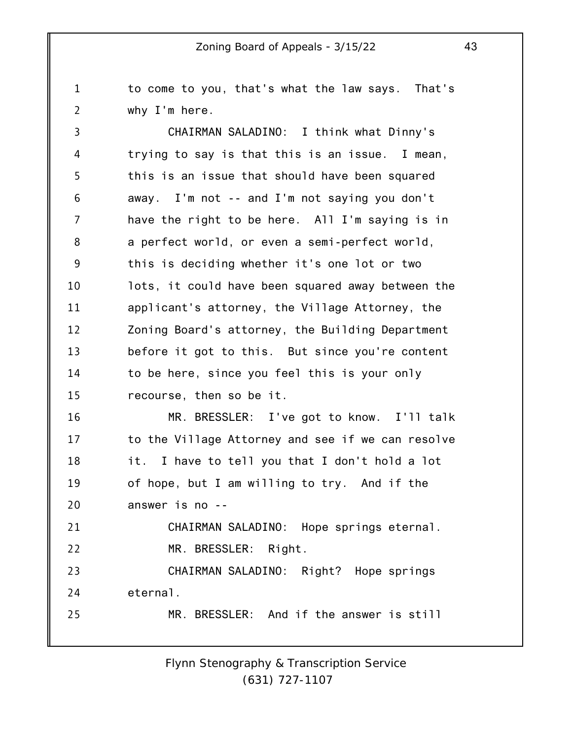to come to you, that's what the law says. That's why I'm here.

CHAIRMAN SALADINO: I think what Dinny's trying to say is that this is an issue. I mean, this is an issue that should have been squared away. I'm not -- and I'm not saying you don't have the right to be here. All I'm saying is in a perfect world, or even a semi-perfect world, this is deciding whether it's one lot or two lots, it could have been squared away between the applicant's attorney, the Village Attorney, the Zoning Board's attorney, the Building Department before it got to this. But since you're content to be here, since you feel this is your only recourse, then so be it.

MR. BRESSLER: I've got to know. I'll talk to the Village Attorney and see if we can resolve it. I have to tell you that I don't hold a lot of hope, but I am willing to try. And if the answer is no --

CHAIRMAN SALADINO: Hope springs eternal.

MR. BRESSLER: Right.

CHAIRMAN SALADINO: Right? Hope springs eternal.

MR. BRESSLER: And if the answer is still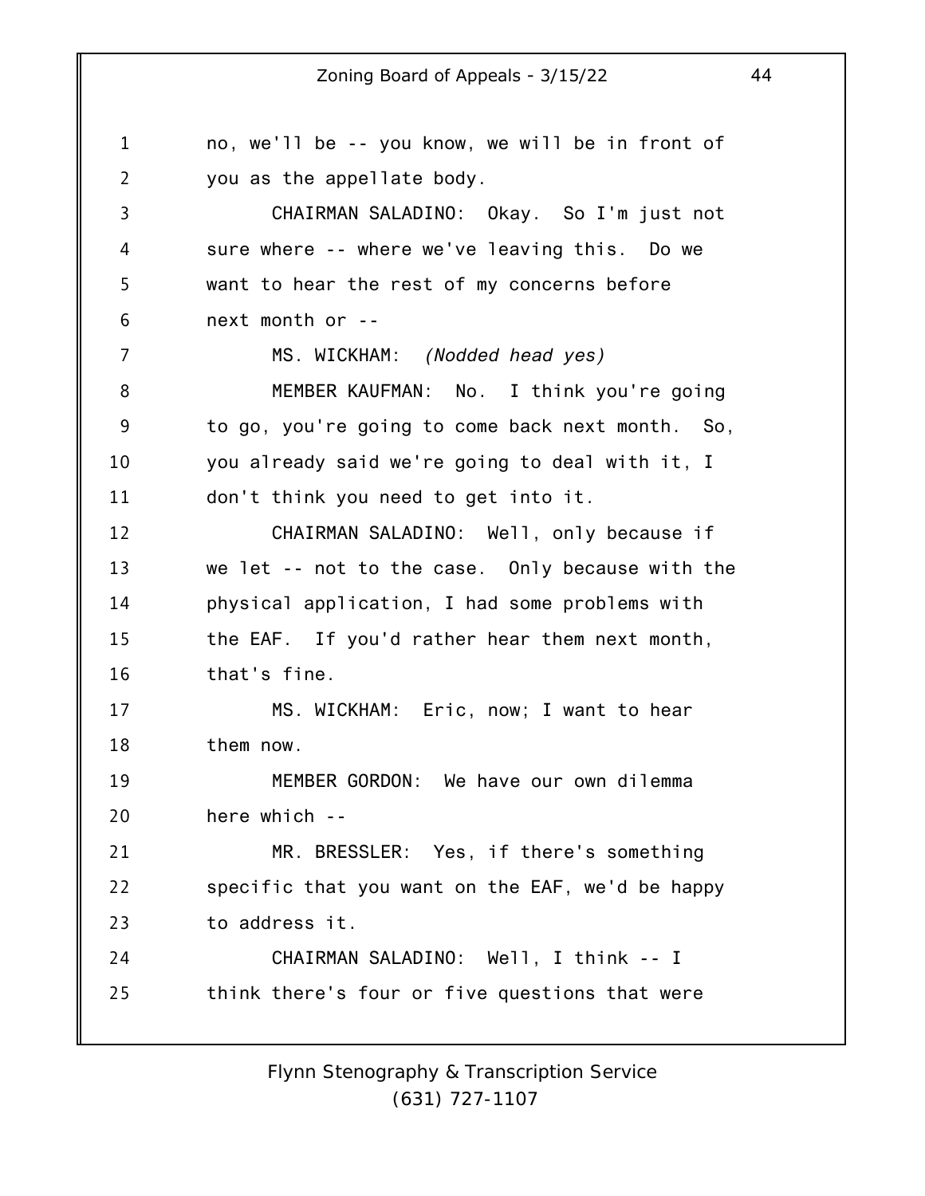no, we'll be -- you know, we will be in front of you as the appellate body.

CHAIRMAN SALADINO: Okay. So I'm just not sure where -- where we've leaving this. Do we want to hear the rest of my concerns before next month or --

MS. WICKHAM: *(Nodded head yes)*

MEMBER KAUFMAN: No. I think you're going to go, you're going to come back next month. So, you already said we're going to deal with it, I don't think you need to get into it.

CHAIRMAN SALADINO: Well, only because if we let -- not to the case. Only because with the physical application, I had some problems with the EAF. If you'd rather hear them next month, that's fine.

MS. WICKHAM: Eric, now; I want to hear them now.

MEMBER GORDON: We have our own dilemma here which --

MR. BRESSLER: Yes, if there's something specific that you want on the EAF, we'd be happy to address it.

CHAIRMAN SALADINO: Well, I think -- I think there's four or five questions that were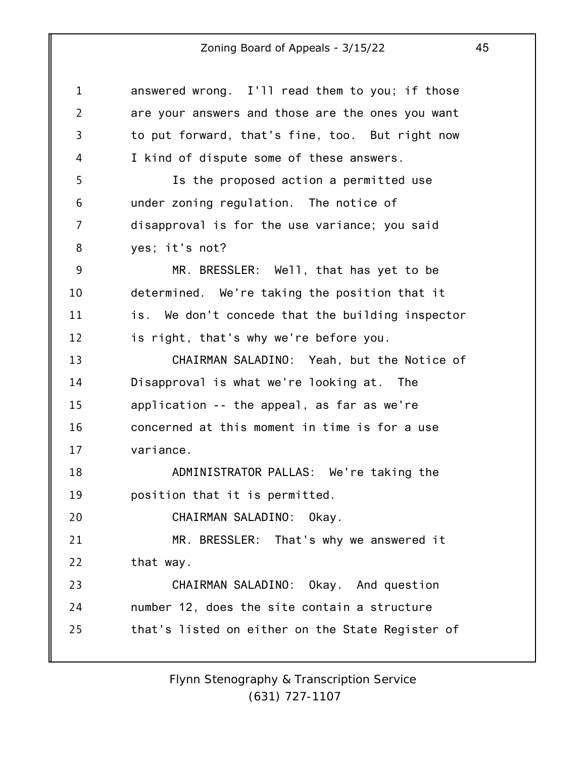answered wrong. I'll read them to you; if those are your answers and those are the ones you want to put forward, that's fine, too. But right now I kind of dispute some of these answers.

Is the proposed action a permitted use under zoning regulation. The notice of disapproval is for the use variance; you said yes; it's not?

MR. BRESSLER: Well, that has yet to be determined. We're taking the position that it is. We don't concede that the building inspector is right, that's why we're before you.

CHAIRMAN SALADINO: Yeah, but the Notice of Disapproval is what we're looking at. The application -- the appeal, as far as we're concerned at this moment in time is for a use variance.

ADMINISTRATOR PALLAS: We're taking the position that it is permitted.

CHAIRMAN SALADINO: Okay.

MR. BRESSLER: That's why we answered it that way.

CHAIRMAN SALADINO: Okay. And question number 12, does the site contain a structure that's listed on either on the State Register of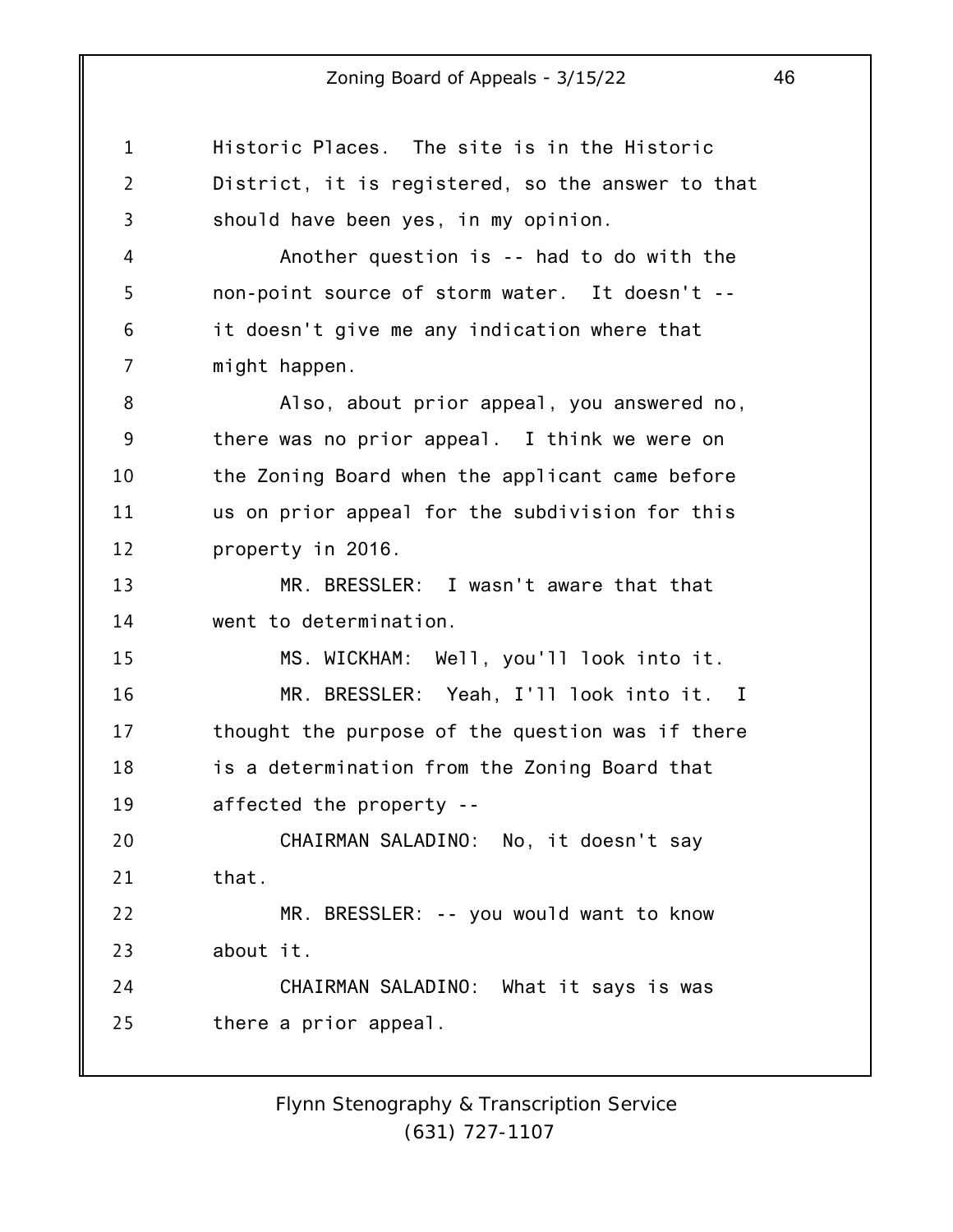Historic Places. The site is in the Historic District, it is registered, so the answer to that should have been yes, in my opinion.

Another question is -- had to do with the non-point source of storm water. It doesn't -- it doesn't give me any indication where that might happen.

Also, about prior appeal, you answered no, there was no prior appeal. I think we were on the Zoning Board when the applicant came before us on prior appeal for the subdivision for this property in 2016.

MR. BRESSLER: I wasn't aware that that went to determination.

MS. WICKHAM: Well, you'll look into it.

MR. BRESSLER: Yeah, I'll look into it. I thought the purpose of the question was if there is a determination from the Zoning Board that affected the property --

CHAIRMAN SALADINO: No, it doesn't say that.

MR. BRESSLER: -- you would want to know about it.

CHAIRMAN SALADINO: What it says is was there a prior appeal.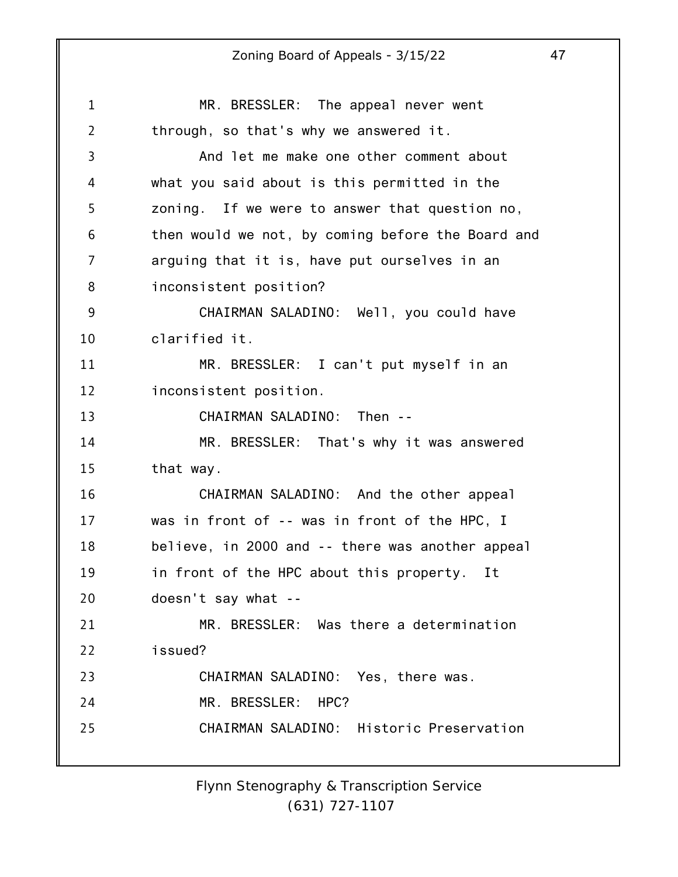MR. BRESSLER: The appeal never went through, so that's why we answered it.

And let me make one other comment about what you said about is this permitted in the zoning. If we were to answer that question no, then would we not, by coming before the Board and arguing that it is, have put ourselves in an inconsistent position?

CHAIRMAN SALADINO: Well, you could have clarified it.

MR. BRESSLER: I can't put myself in an inconsistent position.

CHAIRMAN SALADINO: Then --

MR. BRESSLER: That's why it was answered that way.

CHAIRMAN SALADINO: And the other appeal was in front of -- was in front of the HPC, I believe, in 2000 and -- there was another appeal in front of the HPC about this property. It doesn't say what --

MR. BRESSLER: Was there a determination issued?

CHAIRMAN SALADINO: Yes, there was.

MR. BRESSLER: HPC?

CHAIRMAN SALADINO: Historic Preservation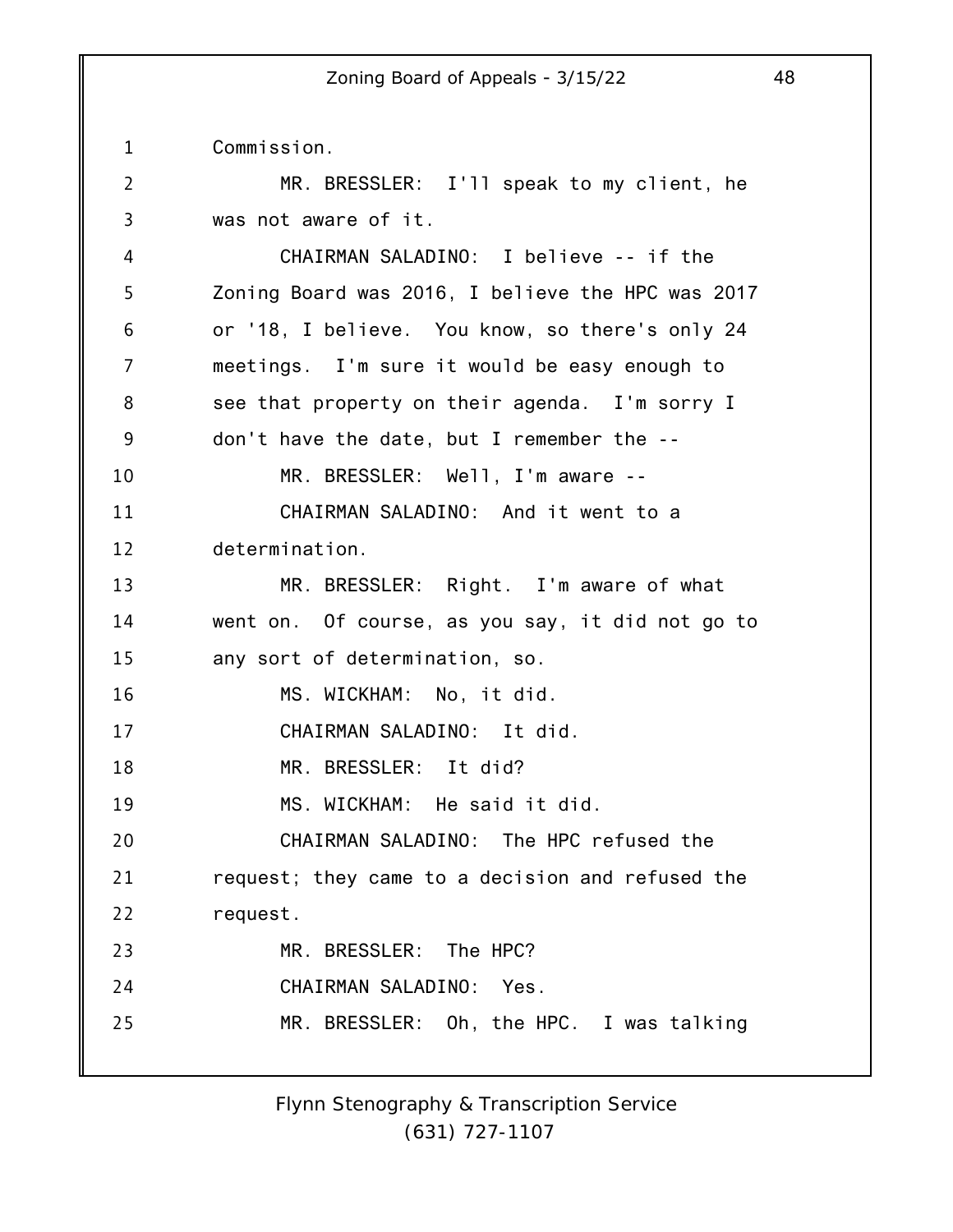Commission.

MR. BRESSLER: I'll speak to my client, he was not aware of it.

CHAIRMAN SALADINO: I believe -- if the Zoning Board was 2016, I believe the HPC was 2017 or '18, I believe. You know, so there's only 24 meetings. I'm sure it would be easy enough to see that property on their agenda. I'm sorry I don't have the date, but I remember the --

MR. BRESSLER: Well, I'm aware --

CHAIRMAN SALADINO: And it went to a determination.

MR. BRESSLER: Right. I'm aware of what went on. Of course, as you say, it did not go to any sort of determination, so.

MS. WICKHAM: No, it did.

CHAIRMAN SALADINO: It did.

MR. BRESSLER: It did?

MS. WICKHAM: He said it did.

CHAIRMAN SALADINO: The HPC refused the request; they came to a decision and refused the request.

MR. BRESSLER: The HPC?

CHAIRMAN SALADINO: Yes.

MR. BRESSLER: Oh, the HPC. I was talking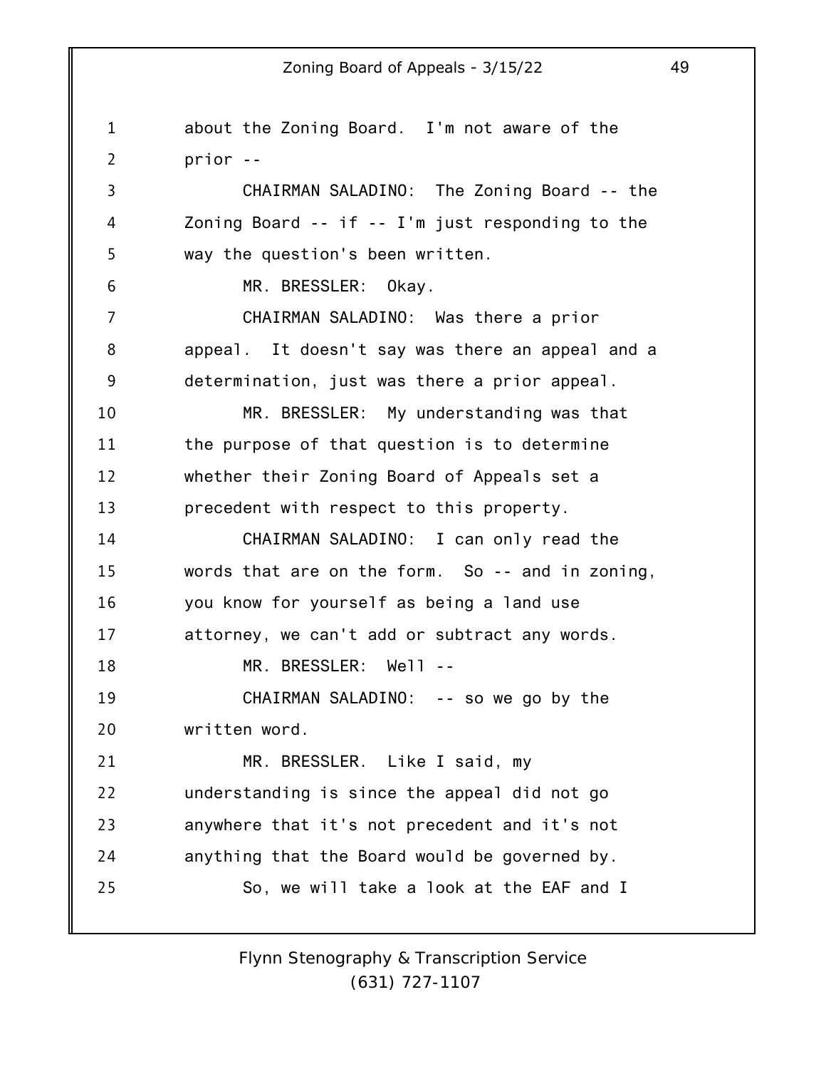about the Zoning Board. I'm not aware of the prior --

CHAIRMAN SALADINO: The Zoning Board -- the Zoning Board -- if -- I'm just responding to the way the question's been written.

MR. BRESSLER: Okay.

CHAIRMAN SALADINO: Was there a prior appeal. It doesn't say was there an appeal and a determination, just was there a prior appeal.

MR. BRESSLER: My understanding was that the purpose of that question is to determine whether their Zoning Board of Appeals set a precedent with respect to this property.

CHAIRMAN SALADINO: I can only read the words that are on the form. So -- and in zoning, you know for yourself as being a land use attorney, we can't add or subtract any words.

MR. BRESSLER: Well --

CHAIRMAN SALADINO: -- so we go by the written word.

MR. BRESSLER. Like I said, my understanding is since the appeal did not go anywhere that it's not precedent and it's not anything that the Board would be governed by.

So, we will take a look at the EAF and I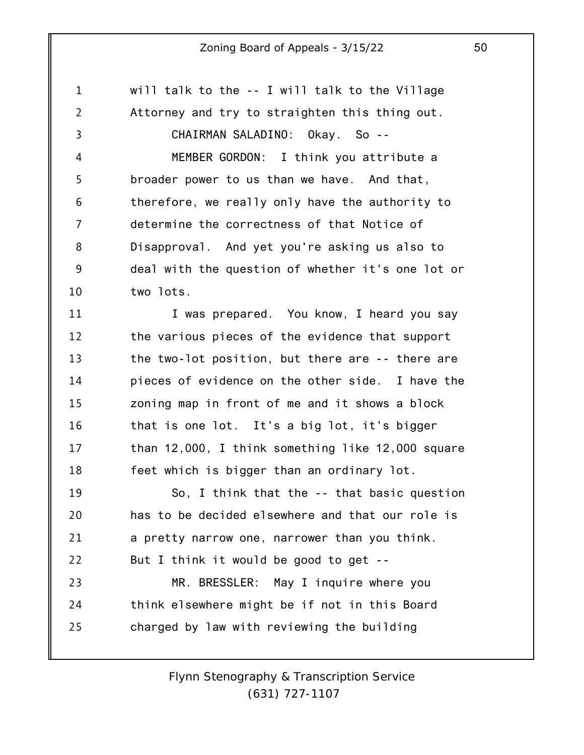will talk to the -- I will talk to the Village Attorney and try to straighten this thing out.

CHAIRMAN SALADINO: Okay. So --

MEMBER GORDON: I think you attribute a broader power to us than we have. And that, therefore, we really only have the authority to determine the correctness of that Notice of Disapproval. And yet you're asking us also to deal with the question of whether it's one lot or two lots.

I was prepared. You know, I heard you say the various pieces of the evidence that support the two-lot position, but there are -- there are pieces of evidence on the other side. I have the zoning map in front of me and it shows a block that is one lot. It's a big lot, it's bigger than 12,000, I think something like 12,000 square feet which is bigger than an ordinary lot.

So, I think that the -- that basic question has to be decided elsewhere and that our role is a pretty narrow one, narrower than you think. But I think it would be good to get --

MR. BRESSLER: May I inquire where you think elsewhere might be if not in this Board charged by law with reviewing the building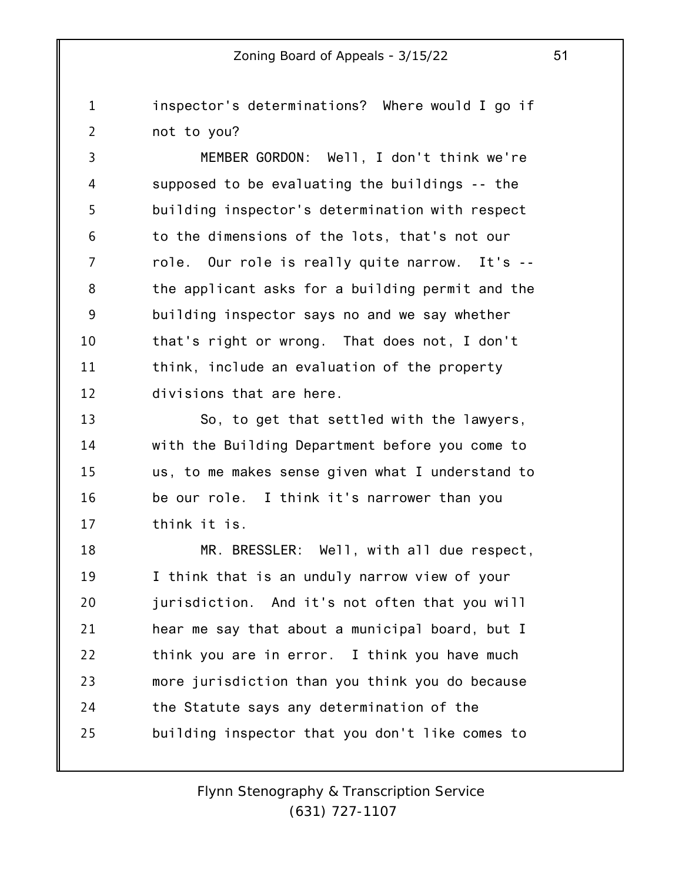inspector's determinations? Where would I go if not to you?

MEMBER GORDON: Well, I don't think we're supposed to be evaluating the buildings -- the building inspector's determination with respect to the dimensions of the lots, that's not our role. Our role is really quite narrow. It's -- the applicant asks for a building permit and the building inspector says no and we say whether that's right or wrong. That does not, I don't think, include an evaluation of the property divisions that are here.

So, to get that settled with the lawyers, with the Building Department before you come to us, to me makes sense given what I understand to be our role. I think it's narrower than you think it is.

MR. BRESSLER: Well, with all due respect, I think that is an unduly narrow view of your jurisdiction. And it's not often that you will hear me say that about a municipal board, but I think you are in error. I think you have much more jurisdiction than you think you do because the Statute says any determination of the building inspector that you don't like comes to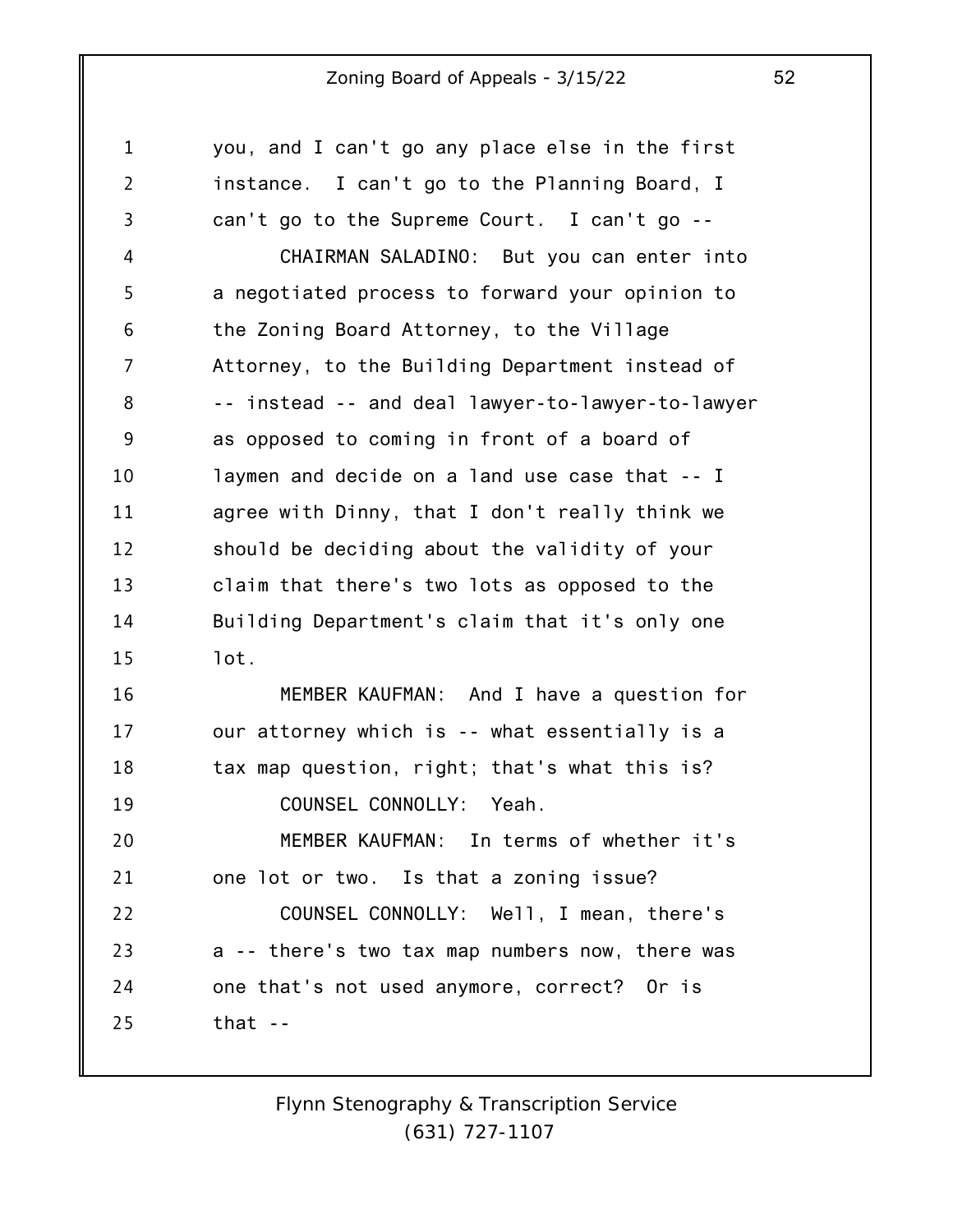you, and I can't go any place else in the first instance. I can't go to the Planning Board, I can't go to the Supreme Court. I can't go --

CHAIRMAN SALADINO: But you can enter into a negotiated process to forward your opinion to the Zoning Board Attorney, to the Village Attorney, to the Building Department instead of -- instead -- and deal lawyer-to-lawyer-to-lawyer as opposed to coming in front of a board of laymen and decide on a land use case that -- I agree with Dinny, that I don't really think we should be deciding about the validity of your claim that there's two lots as opposed to the Building Department's claim that it's only one lot.

MEMBER KAUFMAN: And I have a question for our attorney which is -- what essentially is a tax map question, right; that's what this is?

COUNSEL CONNOLLY: Yeah.

MEMBER KAUFMAN: In terms of whether it's one lot or two. Is that a zoning issue?

COUNSEL CONNOLLY: Well, I mean, there's a -- there's two tax map numbers now, there was one that's not used anymore, correct? Or is that --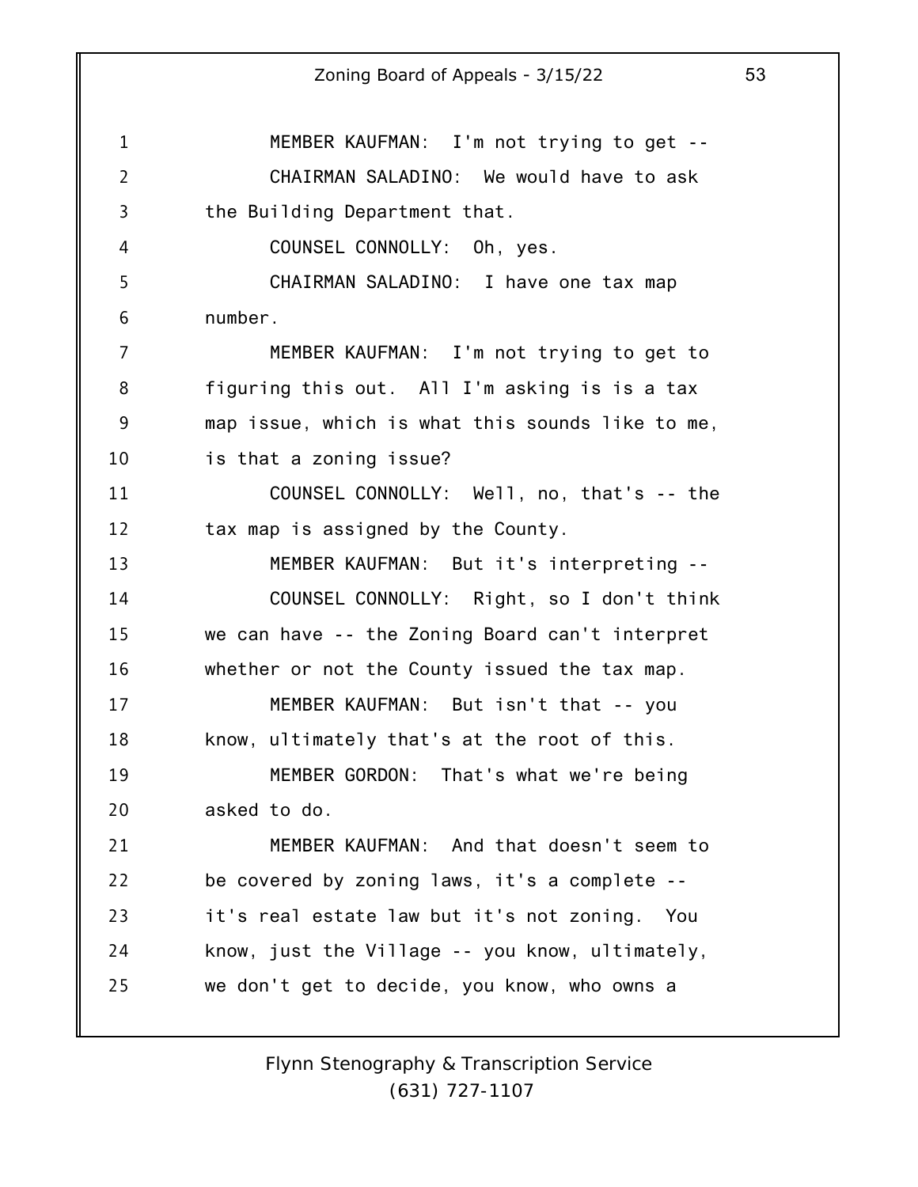MEMBER KAUFMAN: I'm not trying to get --

CHAIRMAN SALADINO: We would have to ask the Building Department that.

COUNSEL CONNOLLY: Oh, yes.

CHAIRMAN SALADINO: I have one tax map number.

MEMBER KAUFMAN: I'm not trying to get to figuring this out. All I'm asking is is a tax map issue, which is what this sounds like to me, is that a zoning issue?

COUNSEL CONNOLLY: Well, no, that's -- the tax map is assigned by the County.

MEMBER KAUFMAN: But it's interpreting --

COUNSEL CONNOLLY: Right, so I don't think we can have -- the Zoning Board can't interpret whether or not the County issued the tax map.

MEMBER KAUFMAN: But isn't that -- you know, ultimately that's at the root of this.

MEMBER GORDON: That's what we're being asked to do.

MEMBER KAUFMAN: And that doesn't seem to be covered by zoning laws, it's a complete -- it's real estate law but it's not zoning. You know, just the Village -- you know, ultimately, we don't get to decide, you know, who owns a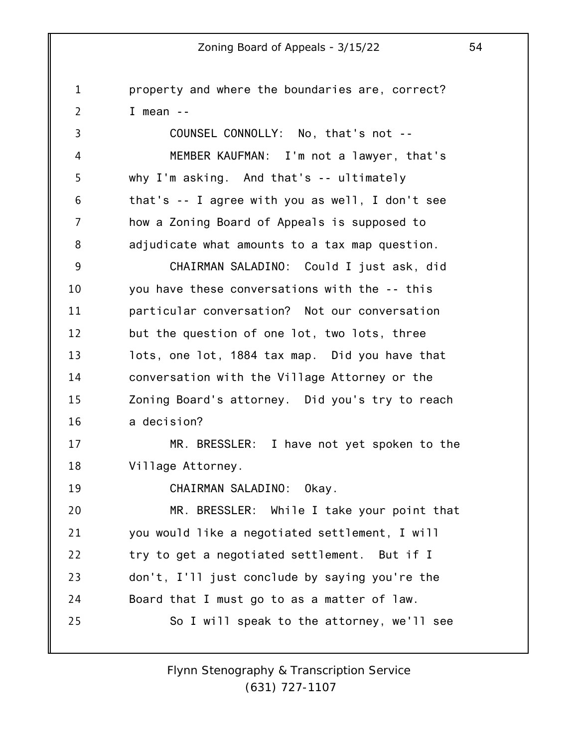property and where the boundaries are, correct? I mean --

COUNSEL CONNOLLY: No, that's not --

MEMBER KAUFMAN: I'm not a lawyer, that's why I'm asking. And that's -- ultimately that's -- I agree with you as well, I don't see how a Zoning Board of Appeals is supposed to adjudicate what amounts to a tax map question.

CHAIRMAN SALADINO: Could I just ask, did you have these conversations with the -- this particular conversation? Not our conversation but the question of one lot, two lots, three lots, one lot, 1884 tax map. Did you have that conversation with the Village Attorney or the Zoning Board's attorney. Did you's try to reach a decision?

MR. BRESSLER: I have not yet spoken to the Village Attorney.

CHAIRMAN SALADINO: Okay.

MR. BRESSLER: While I take your point that you would like a negotiated settlement, I will try to get a negotiated settlement. But if I don't, I'll just conclude by saying you're the Board that I must go to as a matter of law.

So I will speak to the attorney, we'll see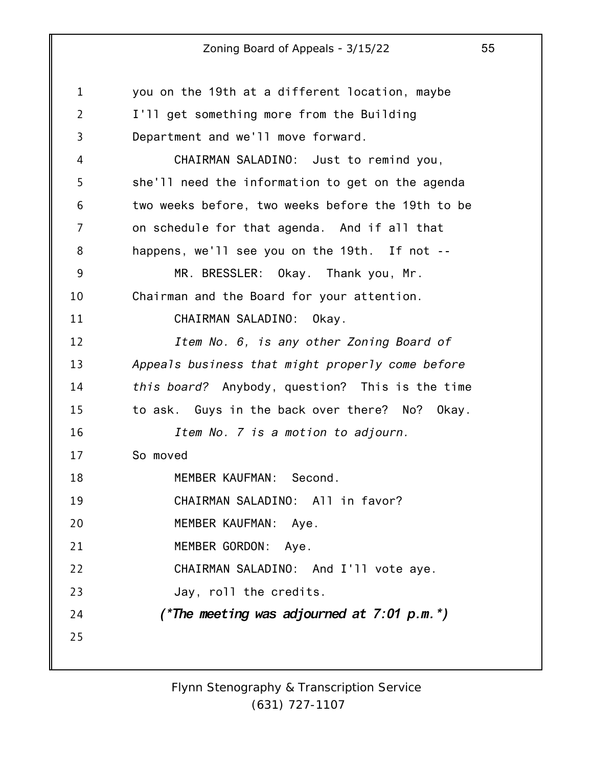you on the 19th at a different location, maybe I'll get something more from the Building Department and we'll move forward.

CHAIRMAN SALADINO: Just to remind you, she'll need the information to get on the agenda two weeks before, two weeks before the 19th to be on schedule for that agenda. And if all that happens, we'll see you on the 19th. If not --

MR. BRESSLER: Okay. Thank you, Mr. Chairman and the Board for your attention.

CHAIRMAN SALADINO: Okay.

*Item No. 6, is any other Zoning Board of Appeals business that might properly come before this board?* Anybody, question? This is the time to ask. Guys in the back over there? No? Okay.

*Item No. 7 is a motion to adjourn.* So moved

MEMBER KAUFMAN: Second.

CHAIRMAN SALADINO: All in favor?

MEMBER KAUFMAN: Aye.

MEMBER GORDON: Aye.

CHAIRMAN SALADINO: And I'll vote aye.

Jay, roll the credits.

***(\*The meeting was adjourned at 7:01 p.m.\*)***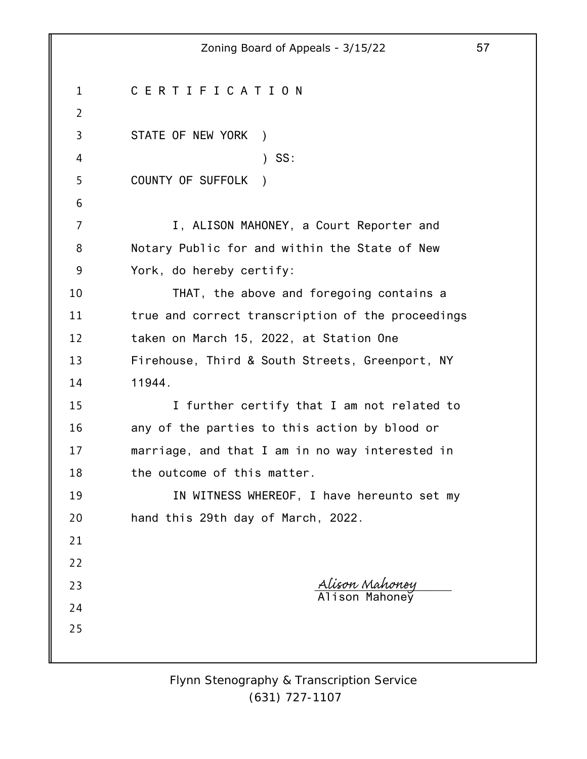C E R T I F I C A T I O N

STATE OF NEW YORK )
) SS:
COUNTY OF SUFFOLK )

I, ALISON MAHONEY, a Court Reporter and Notary Public for and within the State of New York, do hereby certify:

THAT, the above and foregoing contains a true and correct transcription of the proceedings taken on March 15, 2022, at Station One Firehouse, Third & South Streets, Greenport, NY 11944.

I further certify that I am not related to any of the parties to this action by blood or marriage, and that I am in no way interested in the outcome of this matter.

IN WITNESS WHEREOF, I have hereunto set my hand this 29th day of March, 2022.

*Alison Mahoney*
Alison Mahoney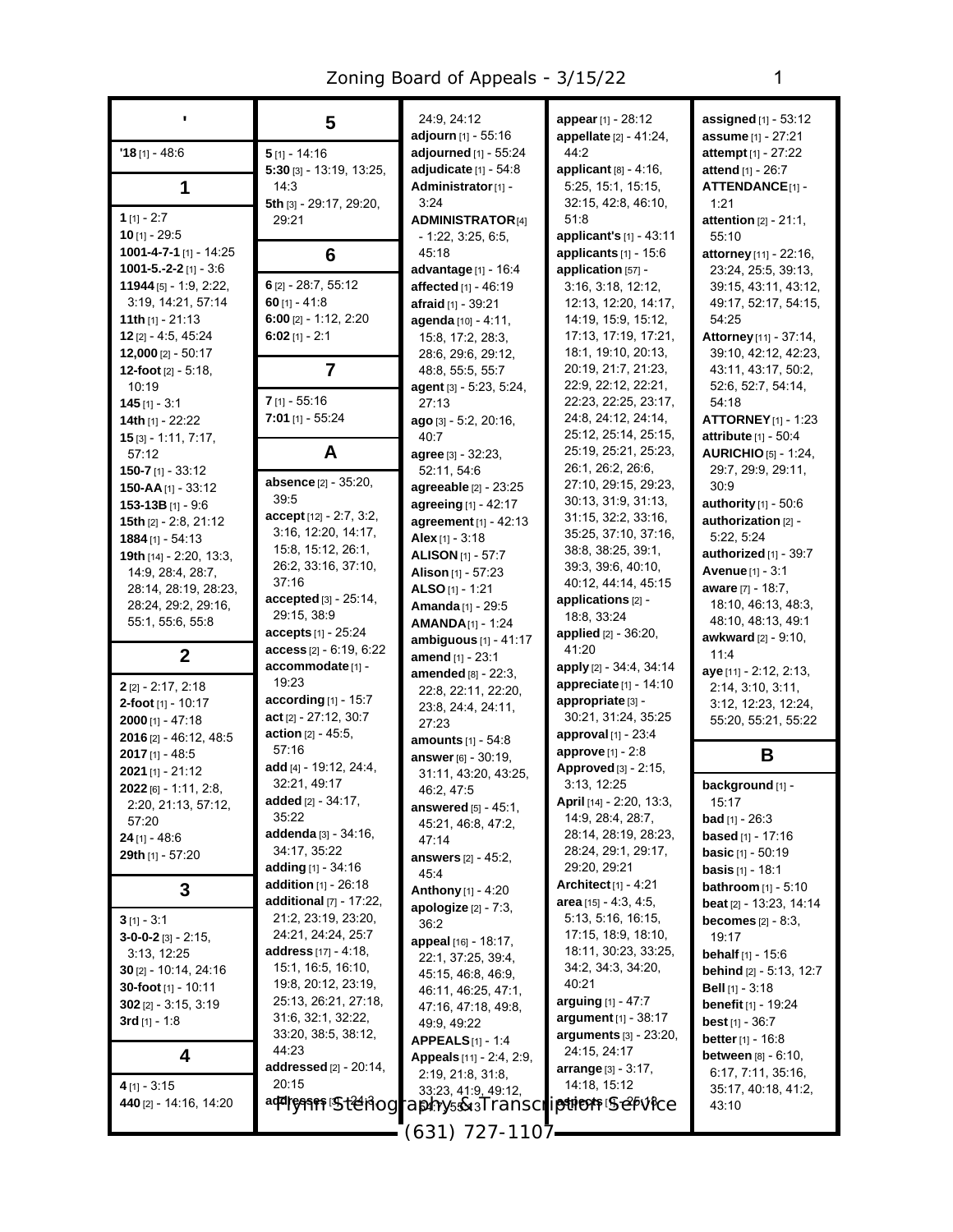## '

**'18** [1] - 48:6

## 1

**1** [1] - 2:7
**10** [1] - 29:5
**1001-4-7-1** [1] - 14:25
**1001-5.-2-2** [1] - 3:6
**11944** [5] - 1:9, 2:22, 3:19, 14:21, 57:14
**11th** [1] - 21:13
**12** [2] - 4:5, 45:24
**12,000** [2] - 50:17
**12-foot** [2] - 5:18, 10:19
**145** [1] - 3:1
**14th** [1] - 22:22
**15** [3] - 1:11, 7:17, 57:12
**150-7** [1] - 33:12
**150-AA** [1] - 33:12
**153-13B** [1] - 9:6
**15th** [2] - 2:8, 21:12
**1884** [1] - 54:13
**19th** [14] - 2:20, 13:3, 14:9, 28:4, 28:7, 28:14, 28:19, 28:23, 28:24, 29:2, 29:16, 55:1, 55:6, 55:8

## 2

**2** [2] - 2:17, 2:18
**2-foot** [1] - 10:17
**2000** [1] - 47:18
**2016** [2] - 46:12, 48:5
**2017** [1] - 48:5
**2021** [1] - 21:12
**2022** [6] - 1:11, 2:8, 2:20, 21:13, 57:12, 57:20
**24** [1] - 48:6
**29th** [1] - 57:20

## 3

**3** [1] - 3:1
**3-0-0-2** [3] - 2:15, 3:13, 12:25
**30** [2] - 10:14, 24:16
**30-foot** [1] - 10:11
**302** [2] - 3:15, 3:19
**3rd** [1] - 1:8

## 4

**4** [1] - 3:15
**440** [2] - 14:16, 14:20

## 5

**5** [1] - 14:16
**5:30** [3] - 13:19, 13:25, 14:3
**5th** [3] - 29:17, 29:20, 29:21

## 6

**6** [2] - 28:7, 55:12
**60** [1] - 41:8
**6:00** [2] - 1:12, 2:20
**6:02** [1] - 2:1

## 7

**7** [1] - 55:16
**7:01** [1] - 55:24

## A

**absence** [2] - 35:20, 39:5
**accept** [12] - 2:7, 3:2, 3:16, 12:20, 14:17, 15:8, 15:12, 26:1, 26:2, 33:16, 37:10, 37:16
**accepted** [3] - 25:14, 29:15, 38:9
**accepts** [1] - 25:24
**access** [2] - 6:19, 6:22
**accommodate** [1] - 19:23
**according** [1] - 15:7
**act** [2] - 27:12, 30:7
**action** [2] - 45:5, 57:16
**add** [4] - 19:12, 24:4, 32:21, 49:17
**added** [2] - 34:17, 35:22
**addenda** [3] - 34:16, 34:17, 35:22
**adding** [1] - 34:16
**addition** [1] - 26:18
**additional** [7] - 17:22, 21:2, 23:19, 23:20, 24:21, 24:24, 25:7
**address** [17] - 4:18, 15:1, 16:5, 16:10, 19:8, 20:12, 23:19, 25:13, 26:21, 27:18, 31:6, 32:1, 32:22, 33:20, 38:5, 38:12, 44:23
**addressed** [2] - 20:14, 20:15
**addresses** [3] - 24:3, 24:9, 24:12
**adjourn** [1] - 55:16
**adjourned** [1] - 55:24
**adjudicate** [1] - 54:8
**Administrator** [1] - 3:24
**ADMINISTRATOR** [4] - 1:22, 3:25, 6:5, 45:18
**advantage** [1] - 16:4
**affected** [1] - 46:19
**afraid** [1] - 39:21
**agenda** [10] - 4:11, 15:8, 17:2, 28:3, 28:6, 29:6, 29:12, 48:8, 55:5, 55:7
**agent** [3] - 5:23, 5:24, 27:13
**ago** [3] - 5:2, 20:16, 40:7
**agree** [3] - 32:23, 52:11, 54:6
**agreeable** [2] - 23:25
**agreeing** [1] - 42:17
**agreement** [1] - 42:13
**Alex** [1] - 3:18
**ALISON** [1] - 57:7
**Alison** [1] - 57:23
**ALSO** [1] - 1:21
**Amanda** [1] - 29:5
**AMANDA** [1] - 1:24
**ambiguous** [1] - 41:17
**amend** [1] - 23:1
**amended** [8] - 22:3, 22:8, 22:11, 22:20, 23:8, 24:4, 24:11, 27:23
**amounts** [1] - 54:8
**answer** [6] - 30:19, 31:11, 43:20, 43:25, 46:2, 47:5
**answered** [5] - 45:1, 45:21, 46:8, 47:2, 47:14
**answers** [2] - 45:2, 45:4
**Anthony** [1] - 4:20
**apologize** [2] - 7:3, 36:2
**appeal** [16] - 18:17, 22:1, 37:25, 39:4, 45:15, 46:8, 46:9, 46:11, 46:25, 47:1, 47:16, 47:18, 49:8, 49:9, 49:22
**APPEALS** [1] - 1:4
**Appeals** [11] - 2:4, 2:9, 2:19, 21:8, 31:8, 33:23, 41:9, 49:12, 54:7, 55:13
**appear** [1] - 28:12
**appellate** [2] - 41:24, 44:2
**applicant** [8] - 4:16, 5:25, 15:1, 15:15, 32:15, 42:8, 46:10, 51:8
**applicant's** [1] - 43:11
**applicants** [1] - 15:6
**application** [57] - 3:16, 3:18, 12:12, 12:13, 12:20, 14:17, 14:19, 15:9, 15:12, 17:13, 17:19, 17:21, 18:1, 19:10, 20:13, 20:19, 21:7, 21:23, 22:9, 22:12, 22:21, 22:23, 22:25, 23:17, 24:8, 24:12, 24:14, 25:12, 25:14, 25:15, 25:19, 25:21, 25:23, 26:1, 26:2, 26:6, 27:10, 29:15, 29:23, 30:13, 31:9, 31:13, 31:15, 32:2, 33:16, 35:25, 37:10, 37:16, 38:8, 38:25, 39:1, 39:3, 39:6, 40:10, 40:12, 44:14, 45:15
**applications** [2] - 18:8, 33:24
**applied** [2] - 36:20, 41:20
**apply** [2] - 34:4, 34:14
**appreciate** [1] - 14:10
**appropriate** [3] - 30:21, 31:24, 35:25
**approval** [1] - 23:4
**approve** [1] - 2:8
**Approved** [3] - 2:15, 3:13, 12:25
**April** [14] - 2:20, 13:3, 14:9, 28:4, 28:7, 28:14, 28:19, 28:23, 28:24, 29:1, 29:17, 29:20, 29:21
**Architect** [1] - 4:21
**area** [15] - 4:3, 4:5, 5:13, 5:16, 16:15, 17:15, 18:9, 18:10, 18:11, 30:23, 33:25, 34:2, 34:3, 34:20, 40:21
**arguing** [1] - 47:7
**argument** [1] - 38:17
**arguments** [3] - 23:20, 24:15, 24:17
**arrange** [3] - 3:17, 14:18, 15:12
**aspects** [1] - 25:18
**assigned** [1] - 53:12
**assume** [1] - 27:21
**attempt** [1] - 27:22
**attend** [1] - 26:7
**ATTENDANCE** [1] - 1:21
**attention** [2] - 21:1, 55:10
**attorney** [11] - 22:16, 23:24, 25:5, 39:13, 39:15, 43:11, 43:12, 49:17, 52:17, 54:15, 54:25
**Attorney** [11] - 37:14, 39:10, 42:12, 42:23, 43:11, 43:17, 50:2, 52:6, 52:7, 54:14, 54:18
**ATTORNEY** [1] - 1:23
**attribute** [1] - 50:4
**AURICHIO** [5] - 1:24, 29:7, 29:9, 29:11, 30:9
**authority** [1] - 50:6
**authorization** [2] - 5:22, 5:24
**authorized** [1] - 39:7
**Avenue** [1] - 3:1
**aware** [7] - 18:7, 18:10, 46:13, 48:3, 48:10, 48:13, 49:1
**awkward** [2] - 9:10, 11:4
**aye** [11] - 2:12, 2:13, 2:14, 3:10, 3:11, 3:12, 12:23, 12:24, 55:20, 55:21, 55:22

## B

**background** [1] - 15:17
**bad** [1] - 26:3
**based** [1] - 17:16
**basic** [1] - 50:19
**basis** [1] - 18:1
**bathroom** [1] - 5:10
**beat** [2] - 13:23, 14:14
**becomes** [2] - 8:3, 19:17
**behalf** [1] - 15:6
**behind** [2] - 5:13, 12:7
**Bell** [1] - 3:18
**benefit** [1] - 19:24
**best** [1] - 36:7
**better** [1] - 16:8
**between** [8] - 6:10, 6:17, 7:11, 35:16, 35:17, 40:18, 41:2, 43:10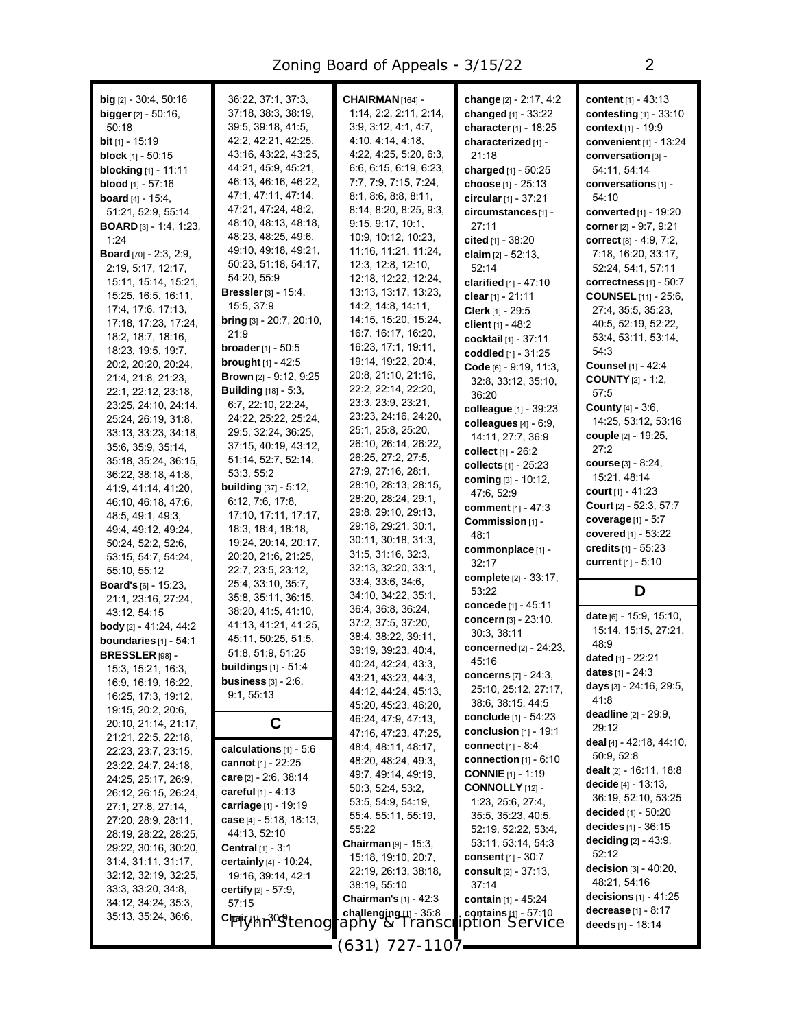**big** [2] - 30:4, 50:16
**bigger** [2] - 50:16, 50:18
**bit** [1] - 15:19
**block** [1] - 50:15
**blocking** [1] - 11:11
**blood** [1] - 57:16
**board** [4] - 15:4, 51:21, 52:9, 55:14
**BOARD** [3] - 1:4, 1:23, 1:24
**Board** [70] - 2:3, 2:9, 2:19, 5:17, 12:17, 15:11, 15:14, 15:21, 15:25, 16:5, 16:11, 17:4, 17:6, 17:13, 17:18, 17:23, 17:24, 18:2, 18:7, 18:16, 18:23, 19:5, 19:7, 20:2, 20:20, 20:24, 21:4, 21:8, 21:23, 22:1, 22:12, 23:18, 23:25, 24:10, 24:14, 25:24, 26:19, 31:8, 33:13, 33:23, 34:18, 35:6, 35:9, 35:14, 35:18, 35:24, 36:15, 36:22, 38:18, 41:8, 41:9, 41:14, 41:20, 46:10, 46:18, 47:6, 48:5, 49:1, 49:3, 49:4, 49:12, 49:24, 50:24, 52:2, 52:6, 53:15, 54:7, 54:24, 55:10, 55:12
**Board's** [6] - 15:23, 21:1, 23:16, 27:24, 43:12, 54:15
**body** [2] - 41:24, 44:2
**boundaries** [1] - 54:1
**BRESSLER** [98] - 15:3, 15:21, 16:3, 16:9, 16:19, 16:22, 16:25, 17:3, 19:12, 19:15, 20:2, 20:6, 20:10, 21:14, 21:17, 21:21, 22:5, 22:18, 22:23, 23:7, 23:15, 23:22, 24:7, 24:18, 24:25, 25:17, 26:9, 26:12, 26:15, 26:24, 27:1, 27:8, 27:14, 27:20, 28:9, 28:11, 28:19, 28:22, 28:25, 29:22, 30:16, 30:20, 31:4, 31:11, 31:17, 32:12, 32:19, 32:25, 33:3, 33:20, 34:8, 34:12, 34:24, 35:3, 35:13, 35:24, 36:6, 36:22, 37:1, 37:3, 37:18, 38:3, 38:19, 39:5, 39:18, 41:5, 42:2, 42:21, 42:25, 43:16, 43:22, 43:25, 44:21, 45:9, 45:21, 46:13, 46:16, 46:22, 47:1, 47:11, 47:14, 47:21, 47:24, 48:2, 48:10, 48:13, 48:18, 48:23, 48:25, 49:6, 49:10, 49:18, 49:21, 50:23, 51:18, 54:17, 54:20, 55:9
**Bressler** [3] - 15:4, 15:5, 37:9
**bring** [3] - 20:7, 20:10, 21:9
**broader** [1] - 50:5
**brought** [1] - 42:5
**Brown** [2] - 9:12, 9:25
**Building** [18] - 5:3, 6:7, 22:10, 22:24, 24:22, 25:22, 25:24, 29:5, 32:24, 36:25, 37:15, 40:19, 43:12, 51:14, 52:7, 52:14, 53:3, 55:2
**building** [37] - 5:12, 6:12, 7:6, 17:8, 17:10, 17:11, 17:17, 18:3, 18:4, 18:18, 19:24, 20:14, 20:17, 20:20, 21:6, 21:25, 22:7, 23:5, 23:12, 25:4, 33:10, 35:7, 35:8, 35:11, 36:15, 38:20, 41:5, 41:10, 41:13, 41:21, 41:25, 45:11, 50:25, 51:5, 51:8, 51:9, 51:25
**buildings** [1] - 51:4
**business** [3] - 2:6, 9:1, 55:13

## C

**calculations** [1] - 5:6
**cannot** [1] - 22:25
**care** [2] - 2:6, 38:14
**careful** [1] - 4:13
**carriage** [1] - 19:19
**case** [4] - 5:18, 18:13, 44:13, 52:10
**Central** [1] - 3:1
**certainly** [4] - 10:24, 19:16, 39:14, 42:1
**certify** [2] - 57:9, 57:15
**Chair** [1] - 30:9
**CHAIRMAN** [164] - 1:14, 2:2, 2:11, 2:14, 3:9, 3:12, 4:1, 4:7, 4:10, 4:14, 4:18, 4:22, 4:25, 5:20, 6:3, 6:6, 6:15, 6:19, 6:23, 7:7, 7:9, 7:15, 7:24, 8:1, 8:6, 8:8, 8:11, 8:14, 8:20, 8:25, 9:3, 9:15, 9:17, 10:1, 10:9, 10:12, 10:23, 11:16, 11:21, 11:24, 12:3, 12:8, 12:10, 12:18, 12:22, 12:24, 13:13, 13:17, 13:23, 14:2, 14:8, 14:11, 14:15, 15:20, 15:24, 16:7, 16:17, 16:20, 16:23, 17:1, 19:11, 19:14, 19:22, 20:4, 20:8, 21:10, 21:16, 22:2, 22:14, 22:20, 23:3, 23:9, 23:21, 23:23, 24:16, 24:20, 25:1, 25:8, 25:20, 26:10, 26:14, 26:22, 26:25, 27:2, 27:5, 27:9, 27:16, 28:1, 28:10, 28:13, 28:15, 28:20, 28:24, 29:1, 29:8, 29:10, 29:13, 29:18, 29:21, 30:1, 30:11, 30:18, 31:3, 31:5, 31:16, 32:3, 32:13, 32:20, 33:1, 33:4, 33:6, 34:6, 34:10, 34:22, 35:1, 36:4, 36:8, 36:24, 37:2, 37:5, 37:20, 38:4, 38:22, 39:11, 39:19, 39:23, 40:4, 40:24, 42:24, 43:3, 43:21, 43:23, 44:3, 44:12, 44:24, 45:13, 45:20, 45:23, 46:20, 46:24, 47:9, 47:13, 47:16, 47:23, 47:25, 48:4, 48:11, 48:17, 48:20, 48:24, 49:3, 49:7, 49:14, 49:19, 50:3, 52:4, 53:2, 53:5, 54:9, 54:19, 55:4, 55:11, 55:19, 55:22
**Chairman** [9] - 15:3, 15:18, 19:10, 20:7, 22:19, 26:13, 38:18, 38:19, 55:10
**Chairman's** [1] - 42:3
**challenging** [1] - 35:8
**change** [2] - 2:17, 4:2
**changed** [1] - 33:22
**character** [1] - 18:25
**characterized** [1] - 21:18
**charged** [1] - 50:25
**choose** [1] - 25:13
**circular** [1] - 37:21
**circumstances** [1] - 27:11
**cited** [1] - 38:20
**claim** [2] - 52:13, 52:14
**clarified** [1] - 47:10
**clear** [1] - 21:11
**Clerk** [1] - 29:5
**client** [1] - 48:2
**cocktail** [1] - 37:11
**coddled** [1] - 31:25
**Code** [6] - 9:19, 11:3, 32:8, 33:12, 35:10, 36:20
**colleague** [1] - 39:23
**colleagues** [4] - 6:9, 14:11, 27:7, 36:9
**collect** [1] - 26:2
**collects** [1] - 25:23
**coming** [3] - 10:12, 47:6, 52:9
**comment** [1] - 47:3
**Commission** [1] - 48:1
**commonplace** [1] - 32:17
**complete** [2] - 33:17, 53:22
**concede** [1] - 45:11
**concern** [3] - 23:10, 30:3, 38:11
**concerned** [2] - 24:23, 45:16
**concerns** [7] - 24:3, 25:10, 25:12, 27:17, 38:6, 38:15, 44:5
**conclude** [1] - 54:23
**conclusion** [1] - 19:1
**connect** [1] - 8:4
**connection** [1] - 6:10
**CONNIE** [1] - 1:19
**CONNOLLY** [12] - 1:23, 25:6, 27:4, 35:5, 35:23, 40:5, 52:19, 52:22, 53:4, 53:11, 53:14, 54:3
**consent** [1] - 30:7
**consult** [2] - 37:13, 37:14
**contain** [1] - 45:24
**contains** [1] - 57:10
**content** [1] - 43:13
**contesting** [1] - 33:10
**context** [1] - 19:9
**convenient** [1] - 13:24
**conversation** [3] - 54:11, 54:14
**conversations** [1] - 54:10
**converted** [1] - 19:20
**corner** [2] - 9:7, 9:21
**correct** [8] - 4:9, 7:2, 7:18, 16:20, 33:17, 52:24, 54:1, 57:11
**correctness** [1] - 50:7
**COUNSEL** [11] - 25:6, 27:4, 35:5, 35:23, 40:5, 52:19, 52:22, 53:4, 53:11, 53:14, 54:3
**Counsel** [1] - 42:4
**COUNTY** [2] - 1:2, 57:5
**County** [4] - 3:6, 14:25, 53:12, 53:16
**couple** [2] - 19:25, 27:2
**course** [3] - 8:24, 15:21, 48:14
**court** [1] - 41:23
**Court** [2] - 52:3, 57:7
**coverage** [1] - 5:7
**covered** [1] - 53:22
**credits** [1] - 55:23
**current** [1] - 5:10

## D

**date** [6] - 15:9, 15:10, 15:14, 15:15, 27:21, 48:9
**dated** [1] - 22:21
**dates** [1] - 24:3
**days** [3] - 24:16, 29:5, 41:8
**deadline** [2] - 29:9, 29:12
**deal** [4] - 42:18, 44:10, 50:9, 52:8
**dealt** [2] - 16:11, 18:8
**decide** [4] - 13:13, 36:19, 52:10, 53:25
**decided** [1] - 50:20
**decides** [1] - 36:15
**deciding** [2] - 43:9, 52:12
**decision** [3] - 40:20, 48:21, 54:16
**decisions** [1] - 41:25
**decrease** [1] - 8:17
**deeds** [1] - 18:14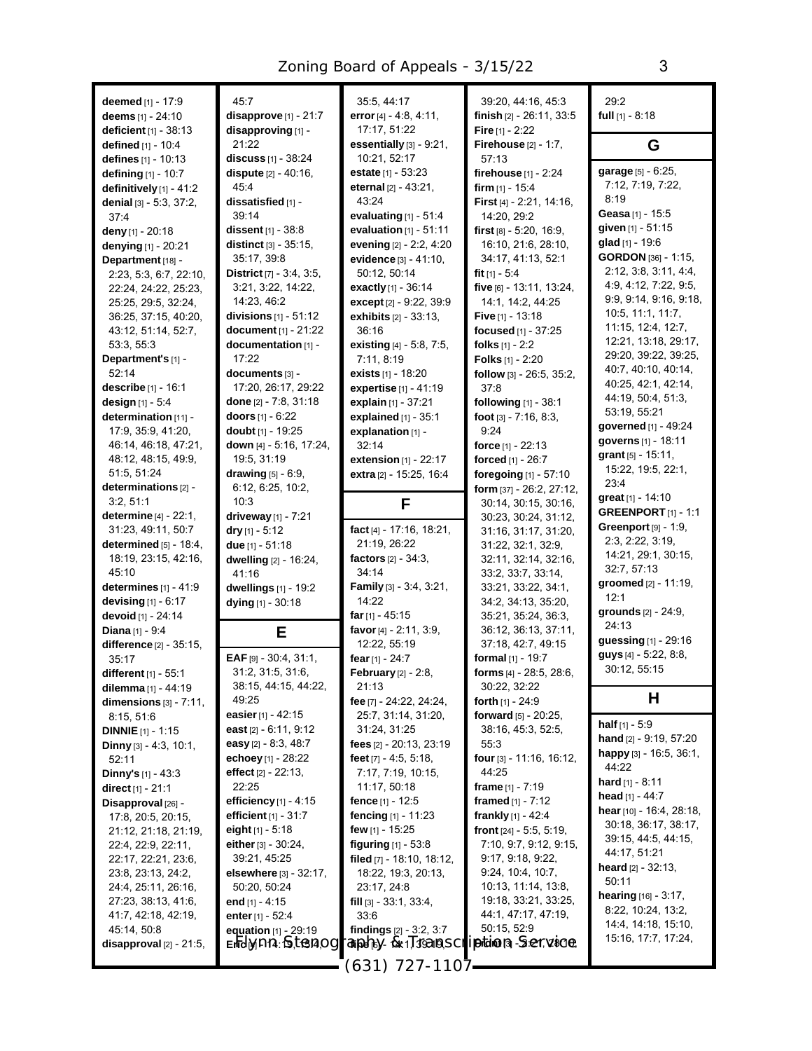deemed [1] - 17:9
deems [1] - 24:10
deficient [1] - 38:13
defined [1] - 10:4
defines [1] - 10:13
defining [1] - 10:7
definitively [1] - 41:2
denial [3] - 5:3, 37:2, 37:4
deny [1] - 20:18
denying [1] - 20:21
Department [18] - 2:23, 5:3, 6:7, 22:10, 22:24, 24:22, 25:23, 25:25, 29:5, 32:24, 36:25, 37:15, 40:20, 43:12, 51:14, 52:7, 53:3, 55:3
Department's [1] - 52:14
describe [1] - 16:1
design [1] - 5:4
determination [11] - 17:9, 35:9, 41:20, 46:14, 46:18, 47:21, 48:12, 48:15, 49:9, 51:5, 51:24
determinations [2] - 3:2, 51:1
determine [4] - 22:1, 31:23, 49:11, 50:7
determined [5] - 18:4, 18:19, 23:15, 42:16, 45:10
determines [1] - 41:9
devising [1] - 6:17
devoid [1] - 24:14
Diana [1] - 9:4
difference [2] - 35:15, 35:17
different [1] - 55:1
dilemma [1] - 44:19
dimensions [3] - 7:11, 8:15, 51:6
DINNIE [1] - 1:15
Dinny [3] - 4:3, 10:1, 52:11
Dinny's [1] - 43:3
direct [1] - 21:1
Disapproval [26] - 17:8, 20:5, 20:15, 21:12, 21:18, 21:19, 22:4, 22:9, 22:11, 22:17, 22:21, 23:6, 23:8, 23:13, 24:2, 24:4, 25:11, 26:16, 27:23, 38:13, 41:6, 41:7, 42:18, 42:19, 45:14, 50:8
disapproval [2] - 21:5, 45:7
disapprove [1] - 21:7
disapproving [1] - 21:22
discuss [1] - 38:24
dispute [2] - 40:16, 45:4
dissatisfied [1] - 39:14
dissent [1] - 38:8
distinct [3] - 35:15, 35:17, 39:8
District [7] - 3:4, 3:5, 3:21, 3:22, 14:22, 14:23, 46:2
divisions [1] - 51:12
document [1] - 21:22
documentation [1] - 17:22
documents [3] - 17:20, 26:17, 29:22
done [2] - 7:8, 31:18
doors [1] - 6:22
doubt [1] - 19:25
down [4] - 5:16, 17:24, 19:5, 31:19
drawing [5] - 6:9, 6:12, 6:25, 10:2, 10:3
driveway [1] - 7:21
dry [1] - 5:12
due [1] - 51:18
dwelling [2] - 16:24, 41:16
dwellings [1] - 19:2
dying [1] - 30:18

## E

EAF [9] - 30:4, 31:1, 31:2, 31:5, 31:6, 38:15, 44:15, 44:22, 49:25
easier [1] - 42:15
east [2] - 6:11, 9:12
easy [2] - 8:3, 48:7
echoey [1] - 28:22
effect [2] - 22:13, 22:25
efficiency [1] - 4:15
efficient [1] - 31:7
eight [1] - 5:18
either [3] - 30:24, 39:21, 45:25
elsewhere [3] - 32:17, 50:20, 50:24
end [1] - 4:15
enter [1] - 52:4
equation [1] - 29:19
Eric [11] - 13:14, ...
35:5, 44:17
error [4] - 4:8, 4:11, 17:17, 51:22
essentially [3] - 9:21, 10:21, 52:17
estate [1] - 53:23
eternal [2] - 43:21, 43:24
evaluating [1] - 51:4
evaluation [1] - 51:11
evening [2] - 2:2, 4:20
evidence [3] - 41:10, 50:12, 50:14
exactly [1] - 36:14
except [2] - 9:22, 39:9
exhibits [2] - 33:13, 36:16
existing [4] - 5:8, 7:5, 7:11, 8:19
exists [1] - 18:20
expertise [1] - 41:19
explain [1] - 37:21
explained [1] - 35:1
explanation [1] - 32:14
extension [1] - 22:17
extra [2] - 15:25, 16:4

## F

fact [4] - 17:16, 18:21, 21:19, 26:22
factors [2] - 34:3, 34:14
Family [3] - 3:4, 3:21, 14:22
far [1] - 45:15
favor [4] - 2:11, 3:9, 12:22, 55:19
fear [1] - 24:7
February [2] - 2:8, 21:13
fee [7] - 24:22, 24:24, 25:7, 31:14, 31:20, 31:24, 31:25
fees [2] - 20:13, 23:19
feet [7] - 4:5, 5:18, 7:17, 7:19, 10:15, 11:17, 50:18
fence [1] - 12:5
fencing [1] - 11:23
few [1] - 15:25
figuring [1] - 53:8
filed [7] - 18:10, 18:12, 18:22, 19:3, 20:13, 23:17, 24:8
fill [3] - 33:1, 33:4, 33:6
findings [2] - 3:2, 3:7
fine [6] - ...
39:20, 44:16, 45:3
finish [2] - 26:11, 33:5
Fire [1] - 2:22
Firehouse [2] - 1:7, 57:13
firehouse [1] - 2:24
firm [1] - 15:4
First [4] - 2:21, 14:16, 14:20, 29:2
first [8] - 5:20, 16:9, 16:10, 21:6, 28:10, 34:17, 41:13, 52:1
fit [1] - 5:4
five [6] - 13:11, 13:24, 14:1, 14:2, 44:25
Five [1] - 13:18
focused [1] - 37:25
folks [1] - 2:2
Folks [1] - 2:20
follow [3] - 26:5, 35:2, 37:8
following [1] - 38:1
foot [3] - 7:16, 8:3, 9:24
force [1] - 22:13
forced [1] - 26:7
foregoing [1] - 57:10
form [37] - 26:2, 27:12, 30:14, 30:15, 30:16, 30:23, 30:24, 31:12, 31:16, 31:17, 31:20, 31:22, 32:1, 32:9, 32:11, 32:14, 32:16, 33:2, 33:7, 33:14, 33:21, 33:22, 34:1, 34:2, 34:13, 35:20, 35:21, 35:24, 36:3, 36:12, 36:13, 37:11, 37:18, 42:7, 49:15
formal [1] - 19:7
forms [4] - 28:5, 28:6, 30:22, 32:22
forth [1] - 24:9
forward [5] - 20:25, 38:16, 45:3, 52:5, 55:3
four [3] - 11:16, 16:12, 44:25
frame [1] - 7:19
framed [1] - 7:12
frankly [1] - 42:4
front [24] - 5:5, 5:19, 7:10, 9:7, 9:12, 9:15, 9:17, 9:18, 9:22, 9:24, 10:4, 10:7, 10:13, 11:14, 13:8, 19:18, 33:21, 33:25, 44:1, 47:17, 47:19, 50:15, 52:9
Fuchs [3] - ...
29:2
full [1] - 8:18

## G

garage [5] - 6:25, 7:12, 7:19, 7:22, 8:19
Geasa [1] - 15:5
given [1] - 51:15
glad [1] - 19:6
GORDON [36] - 1:15, 2:12, 3:8, 3:11, 4:4, 4:9, 4:12, 7:22, 9:5, 9:9, 9:14, 9:16, 9:18, 10:5, 11:1, 11:7, 11:15, 12:4, 12:7, 12:21, 13:18, 29:17, 29:20, 39:22, 39:25, 40:7, 40:10, 40:14, 40:25, 42:1, 42:14, 44:19, 50:4, 51:3, 53:19, 55:21
governed [1] - 49:24
governs [1] - 18:11
grant [5] - 15:11, 15:22, 19:5, 22:1, 23:4
great [1] - 14:10
GREENPORT [1] - 1:1
Greenport [9] - 1:9, 2:3, 2:22, 3:19, 14:21, 29:1, 30:15, 32:7, 57:13
groomed [2] - 11:19, 12:1
grounds [2] - 24:9, 24:13
guessing [1] - 29:16
guys [4] - 5:22, 8:8, 30:12, 55:15

## H

half [1] - 5:9
hand [2] - 9:19, 57:20
happy [3] - 16:5, 36:1, 44:22
hard [1] - 8:11
head [1] - 44:7
hear [10] - 16:4, 28:18, 30:18, 36:17, 38:17, 39:15, 44:5, 44:15, 44:17, 51:21
heard [2] - 32:13, 50:11
hearing [16] - 3:17, 8:22, 10:24, 13:2, 14:4, 14:18, 15:10, 15:16, 17:7, 17:24,

Flynn Stenography & Transcription Service
(631) 727-1107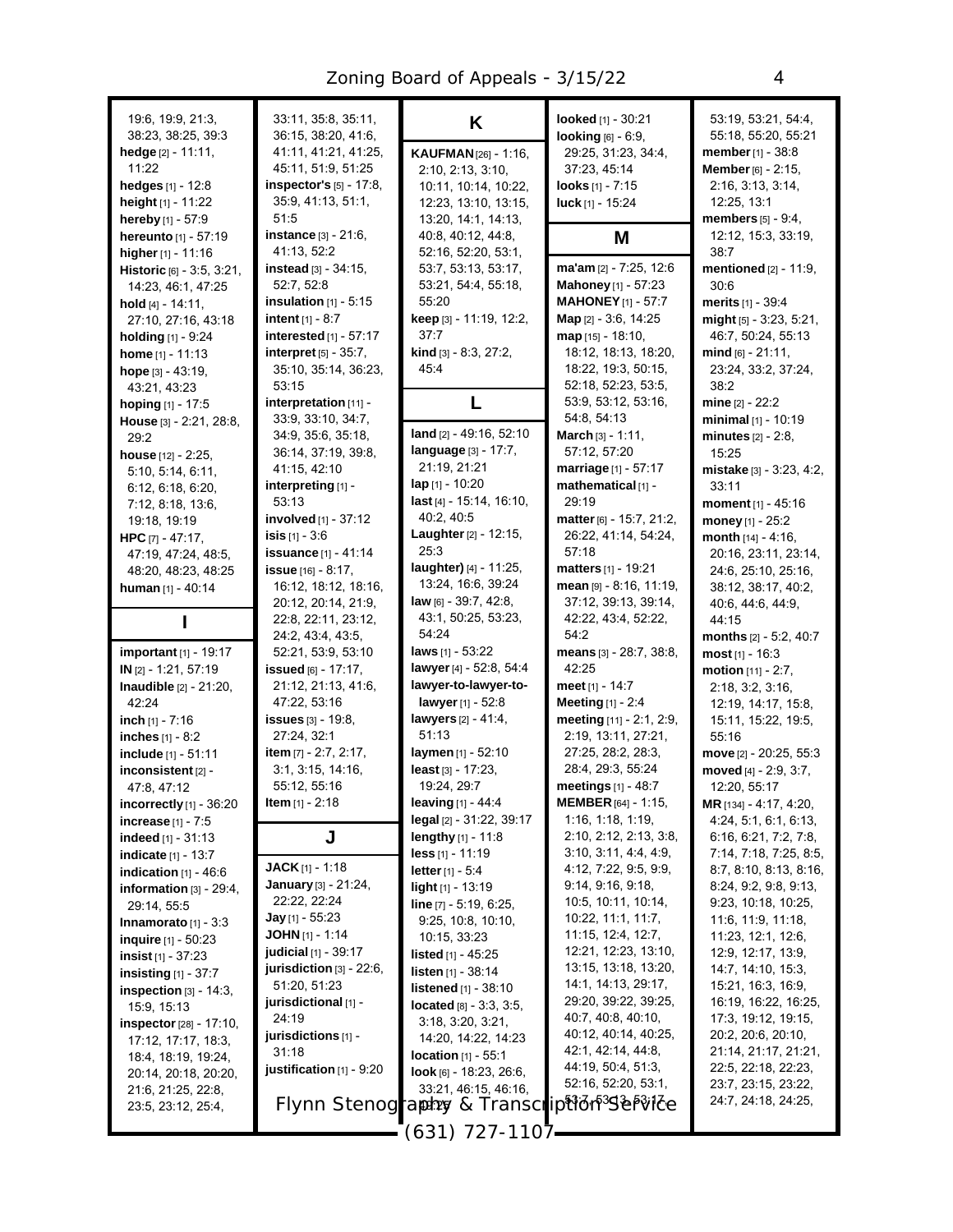19:6, 19:9, 21:3, 38:23, 38:25, 39:3
**hedge** [2] - 11:11, 11:22
**hedges** [1] - 12:8
**height** [1] - 11:22
**hereby** [1] - 57:9
**hereunto** [1] - 57:19
**higher** [1] - 11:16
**Historic** [6] - 3:5, 3:21, 14:23, 46:1, 47:25
**hold** [4] - 14:11, 27:10, 27:16, 43:18
**holding** [1] - 9:24
**home** [1] - 11:13
**hope** [3] - 43:19, 43:21, 43:23
**hoping** [1] - 17:5
**House** [3] - 2:21, 28:8, 29:2
**house** [12] - 2:25, 5:10, 5:14, 6:11, 6:12, 6:18, 6:20, 7:12, 8:18, 13:6, 19:18, 19:19
**HPC** [7] - 47:17, 47:19, 47:24, 48:5, 48:20, 48:23, 48:25
**human** [1] - 40:14

## I

**important** [1] - 19:17
**IN** [2] - 1:21, 57:19
**Inaudible** [2] - 21:20, 42:24
**inch** [1] - 7:16
**inches** [1] - 8:2
**include** [1] - 51:11
**inconsistent** [2] - 47:8, 47:12
**incorrectly** [1] - 36:20
**increase** [1] - 7:5
**indeed** [1] - 31:13
**indicate** [1] - 13:7
**indication** [1] - 46:6
**information** [3] - 29:4, 29:14, 55:5
**Innamorato** [1] - 3:3
**inquire** [1] - 50:23
**insist** [1] - 37:23
**insisting** [1] - 37:7
**inspection** [3] - 14:3, 15:9, 15:13
**inspector** [28] - 17:10, 17:12, 17:17, 18:3, 18:4, 18:19, 19:24, 20:14, 20:18, 20:20, 21:6, 21:25, 22:8, 23:5, 23:12, 25:4, 33:11, 35:8, 35:11, 36:15, 38:20, 41:6, 41:11, 41:21, 41:25, 45:11, 51:9, 51:25
**inspector's** [5] - 17:8, 35:9, 41:13, 51:1, 51:5
**instance** [3] - 21:6, 41:13, 52:2
**instead** [3] - 34:15, 52:7, 52:8
**insulation** [1] - 5:15
**intent** [1] - 8:7
**interested** [1] - 57:17
**interpret** [5] - 35:7, 35:10, 35:14, 36:23, 53:15
**interpretation** [11] - 33:9, 33:10, 34:7, 34:9, 35:6, 35:18, 36:14, 37:19, 39:8, 41:15, 42:10
**interpreting** [1] - 53:13
**involved** [1] - 37:12
**isis** [1] - 3:6
**issuance** [1] - 41:14
**issue** [16] - 8:17, 16:12, 18:12, 18:16, 20:12, 20:14, 21:9, 22:8, 22:11, 23:12, 24:2, 43:4, 43:5, 52:21, 53:9, 53:10
**issued** [6] - 17:17, 21:12, 21:13, 41:6, 47:22, 53:16
**issues** [3] - 19:8, 27:24, 32:1
**item** [7] - 2:7, 2:17, 3:1, 3:15, 14:16, 55:12, 55:16
**Item** [1] - 2:18

## J

**JACK** [1] - 1:18
**January** [3] - 21:24, 22:22, 22:24
**Jay** [1] - 55:23
**JOHN** [1] - 1:14
**judicial** [1] - 39:17
**jurisdiction** [3] - 22:6, 51:20, 51:23
**jurisdictional** [1] - 24:19
**jurisdictions** [1] - 31:18
**justification** [1] - 9:20

## K

**KAUFMAN** [26] - 1:16, 2:10, 2:13, 3:10, 10:11, 10:14, 10:22, 12:23, 13:10, 13:15, 13:20, 14:1, 14:13, 40:8, 40:12, 44:8, 52:16, 52:20, 53:1, 53:7, 53:13, 53:17, 53:21, 54:4, 55:18, 55:20
**keep** [3] - 11:19, 12:2, 37:7
**kind** [3] - 8:3, 27:2, 45:4

## L

**land** [2] - 49:16, 52:10
**language** [3] - 17:7, 21:19, 21:21
**lap** [1] - 10:20
**last** [4] - 15:14, 16:10, 40:2, 40:5
**Laughter** [2] - 12:15, 25:3
**laughter)** [4] - 11:25, 13:24, 16:6, 39:24
**law** [6] - 39:7, 42:8, 43:1, 50:25, 53:23, 54:24
**laws** [1] - 53:22
**lawyer** [4] - 52:8, 54:4
**lawyer-to-lawyer-to-lawyer** [1] - 52:8
**lawyers** [2] - 41:4, 51:13
**laymen** [1] - 52:10
**least** [3] - 17:23, 19:24, 29:7
**leaving** [1] - 44:4
**legal** [2] - 31:22, 39:17
**lengthy** [1] - 11:8
**less** [1] - 11:19
**letter** [1] - 5:4
**light** [1] - 13:19
**line** [7] - 5:19, 6:25, 9:25, 10:8, 10:10, 10:15, 33:23
**listed** [1] - 45:25
**listen** [1] - 38:14
**listened** [1] - 38:10
**located** [8] - 3:3, 3:5, 3:18, 3:20, 3:21, 14:20, 14:22, 14:23
**location** [1] - 55:1
**look** [6] - 18:23, 26:6, 33:21, 46:15, 46:16, 48:25
**looked** [1] - 30:21
**looking** [6] - 6:9, 29:25, 31:23, 34:4, 37:23, 45:14
**looks** [1] - 7:15
**luck** [1] - 15:24

## M

**ma'am** [2] - 7:25, 12:6
**Mahoney** [1] - 57:23
**MAHONEY** [1] - 57:7
**Map** [2] - 3:6, 14:25
**map** [15] - 18:10, 18:12, 18:13, 18:20, 18:22, 19:3, 50:15, 52:18, 52:23, 53:5, 53:9, 53:12, 53:16, 54:8, 54:13
**March** [3] - 1:11, 57:12, 57:20
**marriage** [1] - 57:17
**mathematical** [1] - 29:19
**matter** [6] - 15:7, 21:2, 26:22, 41:14, 54:24, 57:18
**matters** [1] - 19:21
**mean** [9] - 8:16, 11:19, 37:12, 39:13, 39:14, 42:22, 43:4, 52:22, 54:2
**means** [3] - 28:7, 38:8, 42:25
**meet** [1] - 14:7
**Meeting** [1] - 2:4
**meeting** [11] - 2:1, 2:9, 2:19, 13:11, 27:21, 27:25, 28:2, 28:3, 28:4, 29:3, 55:24
**meetings** [1] - 48:7
**MEMBER** [64] - 1:15, 1:16, 1:18, 1:19, 2:10, 2:12, 2:13, 3:8, 3:10, 3:11, 4:4, 4:9, 4:12, 7:22, 9:5, 9:9, 9:14, 9:16, 9:18, 10:5, 10:11, 10:14, 10:22, 11:1, 11:7, 11:15, 12:4, 12:7, 12:21, 12:23, 13:10, 13:15, 13:18, 13:20, 14:1, 14:13, 29:17, 29:20, 39:22, 39:25, 40:7, 40:8, 40:10, 40:12, 40:14, 40:25, 42:1, 42:14, 44:8, 44:19, 50:4, 51:3, 52:16, 52:20, 53:1, 53:7, 53:13, 53:17, 53:19, 53:21, 54:4, 55:18, 55:20, 55:21
**member** [1] - 38:8
**Member** [6] - 2:15, 2:16, 3:13, 3:14, 12:25, 13:1
**members** [5] - 9:4, 12:12, 15:3, 33:19, 38:7
**mentioned** [2] - 11:9, 30:6
**merits** [1] - 39:4
**might** [5] - 3:23, 5:21, 46:7, 50:24, 55:13
**mind** [6] - 21:11, 23:24, 33:2, 37:24, 38:2
**mine** [2] - 22:2
**minimal** [1] - 10:19
**minutes** [2] - 2:8, 15:25
**mistake** [3] - 3:23, 4:2, 33:11
**moment** [1] - 45:16
**money** [1] - 25:2
**month** [14] - 4:16, 20:16, 23:11, 23:14, 24:6, 25:10, 25:16, 38:12, 38:17, 40:2, 40:6, 44:6, 44:9, 44:15
**months** [2] - 5:2, 40:7
**most** [1] - 16:3
**motion** [11] - 2:7, 2:18, 3:2, 3:16, 12:19, 14:17, 15:8, 15:11, 15:22, 19:5, 55:16
**move** [2] - 20:25, 55:3
**moved** [4] - 2:9, 3:7, 12:20, 55:17
**MR** [134] - 4:17, 4:20, 4:24, 5:1, 6:1, 6:13, 6:16, 6:21, 7:2, 7:8, 7:14, 7:18, 7:25, 8:5, 8:7, 8:10, 8:13, 8:16, 8:24, 9:2, 9:8, 9:13, 9:23, 10:18, 10:25, 11:6, 11:9, 11:18, 11:23, 12:1, 12:6, 12:9, 12:17, 13:9, 14:7, 14:10, 15:3, 15:21, 16:3, 16:9, 16:19, 16:22, 16:25, 17:3, 19:12, 19:15, 20:2, 20:6, 20:10, 21:14, 21:17, 21:21, 22:5, 22:18, 22:23, 23:7, 23:15, 23:22, 24:7, 24:18, 24:25,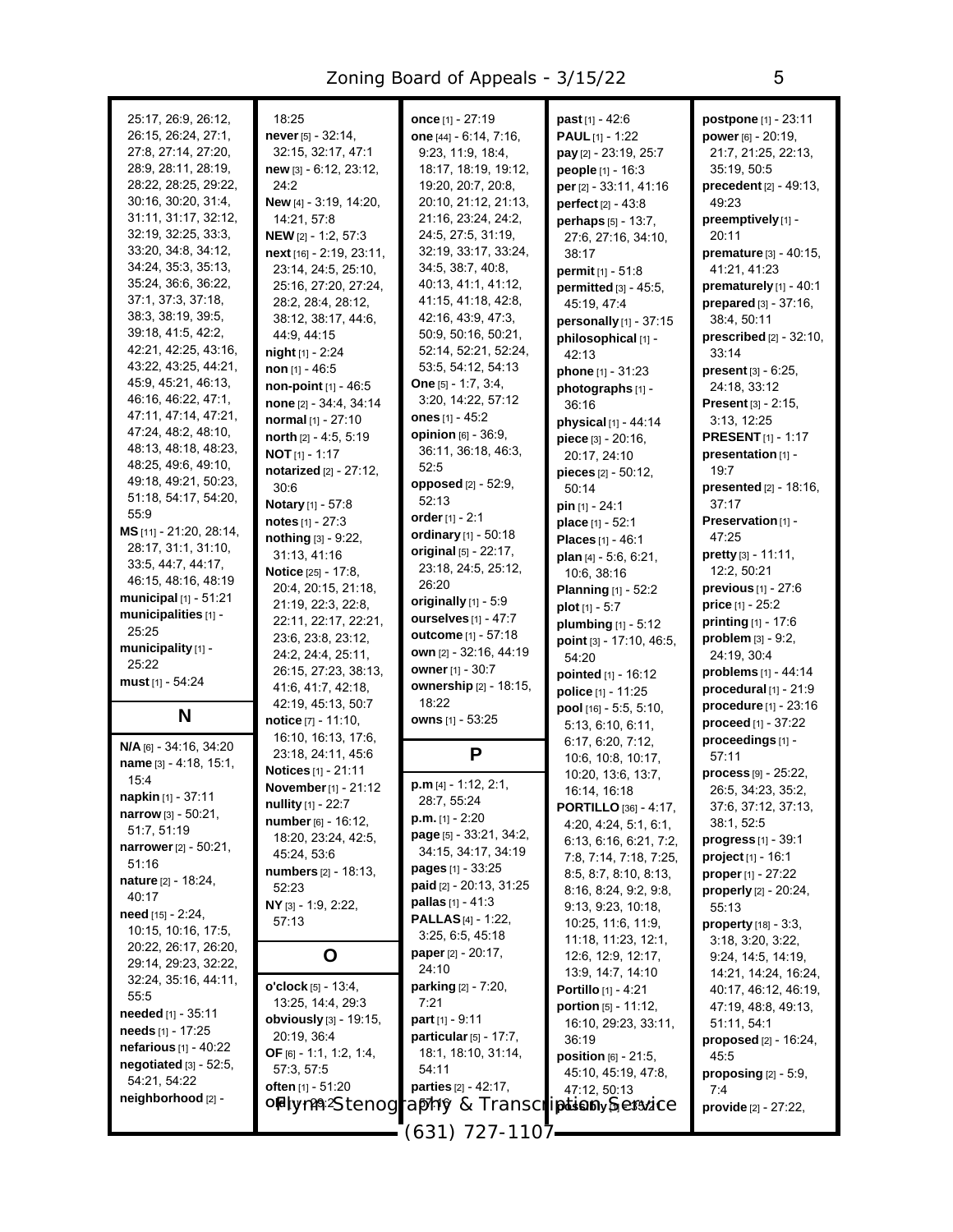25:17, 26:9, 26:12, 26:15, 26:24, 27:1, 27:8, 27:14, 27:20, 28:9, 28:11, 28:19, 28:22, 28:25, 29:22, 30:16, 30:20, 31:4, 31:11, 31:17, 32:12, 32:19, 32:25, 33:3, 33:20, 34:8, 34:12, 34:24, 35:3, 35:13, 35:24, 36:6, 36:22, 37:1, 37:3, 37:18, 38:3, 38:19, 39:5, 39:18, 41:5, 42:2, 42:21, 42:25, 43:16, 43:22, 43:25, 44:21, 45:9, 45:21, 46:13, 46:16, 46:22, 47:1, 47:11, 47:14, 47:21, 47:24, 48:2, 48:10, 48:13, 48:18, 48:23, 48:25, 49:6, 49:10, 49:18, 49:21, 50:23, 51:18, 54:17, 54:20, 55:9

**MS** [11] - 21:20, 28:14, 28:17, 31:1, 31:10, 33:5, 44:7, 44:17, 46:15, 48:16, 48:19

**municipal** [1] - 51:21

**municipalities** [1] - 25:25

**municipality** [1] - 25:22

**must** [1] - 54:24

## N

**N/A** [6] - 34:16, 34:20

**name** [3] - 4:18, 15:1, 15:4

**napkin** [1] - 37:11

**narrow** [3] - 50:21, 51:7, 51:19

**narrower** [2] - 50:21, 51:16

**nature** [2] - 18:24, 40:17

**need** [15] - 2:24, 10:15, 10:16, 17:5, 20:22, 26:17, 26:20, 29:14, 29:23, 32:22, 32:24, 35:16, 44:11, 55:5

**needed** [1] - 35:11

**needs** [1] - 17:25

**nefarious** [1] - 40:22

**negotiated** [3] - 52:5, 54:21, 54:22

**neighborhood** [2] - 18:25

**never** [5] - 32:14, 32:15, 32:17, 47:1

**new** [3] - 6:12, 23:12, 24:2

**New** [4] - 3:19, 14:20, 14:21, 57:8

**NEW** [2] - 1:2, 57:3

**next** [16] - 2:19, 23:11, 23:14, 24:5, 25:10, 25:16, 27:20, 27:24, 28:2, 28:4, 28:12, 38:12, 38:17, 44:6, 44:9, 44:15

**night** [1] - 2:24

**non** [1] - 46:5

**non-point** [1] - 46:5

**none** [2] - 34:4, 34:14

**normal** [1] - 27:10

**north** [2] - 4:5, 5:19

**NOT** [1] - 1:17

**notarized** [2] - 27:12, 30:6

**Notary** [1] - 57:8

**notes** [1] - 27:3

**nothing** [3] - 9:22, 31:13, 41:16

**Notice** [25] - 17:8, 20:4, 20:15, 21:18, 21:19, 22:3, 22:8, 22:11, 22:17, 22:21, 23:6, 23:8, 23:12, 24:2, 24:4, 25:11, 26:15, 27:23, 38:13, 41:6, 41:7, 42:18, 42:19, 45:13, 50:7

**notice** [7] - 11:10, 16:10, 16:13, 17:6, 23:18, 24:11, 45:6

**Notices** [1] - 21:11

**November** [1] - 21:12

**nullity** [1] - 22:7

**number** [6] - 16:12, 18:20, 23:24, 42:5, 45:24, 53:6

**numbers** [2] - 18:13, 52:23

**NY** [3] - 1:9, 2:22, 57:13

## O

**o'clock** [5] - 13:4, 13:25, 14:4, 29:3

**obviously** [3] - 19:15, 20:19, 36:4

**OF** [6] - 1:1, 1:2, 1:4, 57:3, 57:5

**often** [1] - 51:20

**once** [1] - 27:19

**one** [44] - 6:14, 7:16, 9:23, 11:9, 18:4, 18:17, 18:19, 19:12, 19:20, 20:7, 20:8, 20:10, 21:12, 21:13, 21:16, 23:24, 24:2, 24:5, 27:5, 31:19, 32:19, 33:17, 33:24, 34:5, 38:7, 40:8, 40:13, 41:1, 41:12, 41:15, 41:18, 42:8, 42:16, 43:9, 47:3, 50:9, 50:16, 50:21, 52:14, 52:21, 52:24, 53:5, 54:12, 54:13

**One** [5] - 1:7, 3:4, 3:20, 14:22, 57:12

**ones** [1] - 45:2

**opinion** [6] - 36:9, 36:11, 36:18, 46:3, 52:5

**opposed** [2] - 52:9, 52:13

**order** [1] - 2:1

**ordinary** [1] - 50:18

**original** [5] - 22:17, 23:18, 24:5, 25:12, 26:20

**originally** [1] - 5:9

**ourselves** [1] - 47:7

**outcome** [1] - 57:18

**own** [2] - 32:16, 44:19

**owner** [1] - 30:7

**ownership** [2] - 18:15, 18:22

**owns** [1] - 53:25

## P

**p.m** [4] - 1:12, 2:1, 28:7, 55:24

**p.m.** [1] - 2:20

**page** [5] - 33:21, 34:2, 34:15, 34:17, 34:19

**pages** [1] - 33:25

**paid** [2] - 20:13, 31:25

**pallas** [1] - 41:3

**PALLAS** [4] - 1:22, 3:25, 6:5, 45:18

**paper** [2] - 20:17, 24:10

**parking** [2] - 7:20, 7:21

**part** [1] - 9:11

**particular** [5] - 17:7, 18:1, 18:10, 31:14, 54:11

**parties** [2] - 42:17, 57:16

**past** [1] - 42:6

**PAUL** [1] - 1:22

**pay** [2] - 23:19, 25:7

**people** [1] - 16:3

**per** [2] - 33:11, 41:16

**perfect** [2] - 43:8

**perhaps** [5] - 13:7, 27:6, 27:16, 34:10, 38:17

**permit** [1] - 51:8

**permitted** [3] - 45:5, 45:19, 47:4

**personally** [1] - 37:15

**philosophical** [1] - 42:13

**phone** [1] - 31:23

**photographs** [1] - 36:16

**physical** [1] - 44:14

**piece** [3] - 20:16, 20:17, 24:10

**pieces** [2] - 50:12, 50:14

**pin** [1] - 24:1

**place** [1] - 52:1

**Places** [1] - 46:1

**plan** [4] - 5:6, 6:21, 10:6, 38:16

**Planning** [1] - 52:2

**plot** [1] - 5:7

**plumbing** [1] - 5:12

**point** [3] - 17:10, 46:5, 54:20

**pointed** [1] - 16:12

**police** [1] - 11:25

**pool** [16] - 5:5, 5:10, 5:13, 6:10, 6:11, 6:17, 6:20, 7:12, 10:6, 10:8, 10:17, 10:20, 13:6, 13:7, 16:14, 16:18

**PORTILLO** [36] - 4:17, 4:20, 4:24, 5:1, 6:1, 6:13, 6:16, 6:21, 7:2, 7:8, 7:14, 7:18, 7:25, 8:5, 8:7, 8:10, 8:13, 8:16, 8:24, 9:2, 9:8, 9:13, 9:23, 10:18, 10:25, 11:6, 11:9, 11:18, 11:23, 12:1, 12:6, 12:9, 12:17, 13:9, 14:7, 14:10

**Portillo** [1] - 4:21

**portion** [5] - 11:12, 16:10, 29:23, 33:11, 36:19

**position** [6] - 21:5, 45:10, 45:19, 47:8, 47:12, 50:13

**possibly** [1] - 13:21

**postpone** [1] - 23:11

**power** [6] - 20:19, 21:7, 21:25, 22:13, 35:19, 50:5

**precedent** [2] - 49:13, 49:23

**preemptively** [1] - 20:11

**premature** [3] - 40:15, 41:21, 41:23

**prematurely** [1] - 40:1

**prepared** [3] - 37:16, 38:4, 50:11

**prescribed** [2] - 32:10, 33:14

**present** [3] - 6:25, 24:18, 33:12

**Present** [3] - 2:15, 3:13, 12:25

**PRESENT** [1] - 1:17

**presentation** [1] - 19:7

**presented** [2] - 18:16, 37:17

**Preservation** [1] - 47:25

**pretty** [3] - 11:11, 12:2, 50:21

**previous** [1] - 27:6

**price** [1] - 25:2

**printing** [1] - 17:6

**problem** [3] - 9:2, 24:19, 30:4

**problems** [1] - 44:14

**procedural** [1] - 21:9

**procedure** [1] - 23:16

**proceed** [1] - 37:22

**proceedings** [1] - 57:11

**process** [9] - 25:22, 26:5, 34:23, 35:2, 37:6, 37:12, 37:13, 38:1, 52:5

**progress** [1] - 39:1

**project** [1] - 16:1

**proper** [1] - 27:22

**properly** [2] - 20:24, 55:13

**property** [18] - 3:3, 3:18, 3:20, 3:22, 9:24, 14:5, 14:19, 14:21, 14:24, 16:24, 40:17, 46:12, 46:19, 47:19, 48:8, 49:13, 51:11, 54:1

**proposed** [2] - 16:24, 45:5

**proposing** [2] - 5:9, 7:4

**provide** [2] - 27:22,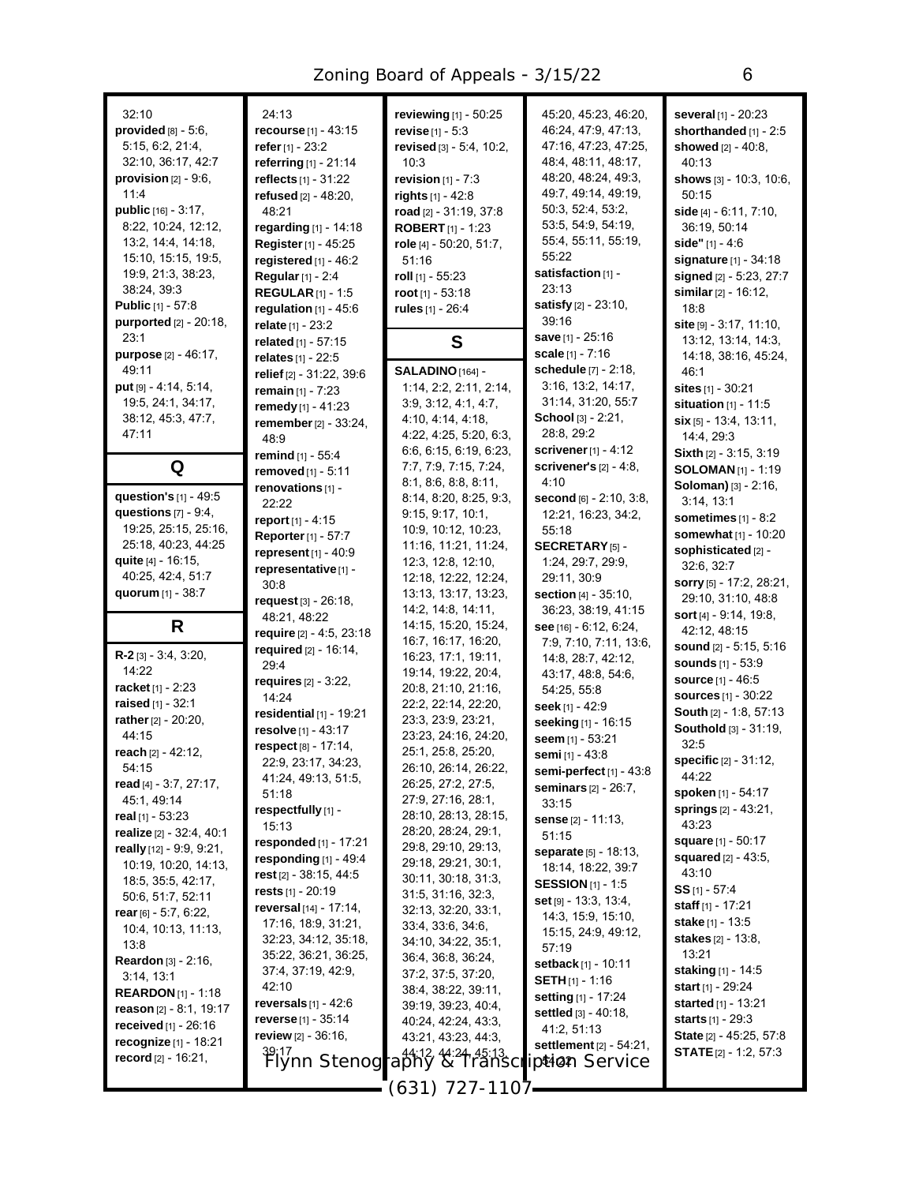32:10
**provided** [8] - 5:6, 5:15, 6:2, 21:4, 32:10, 36:17, 42:7
**provision** [2] - 9:6, 11:4
**public** [16] - 3:17, 8:22, 10:24, 12:12, 13:2, 14:4, 14:18, 15:10, 15:15, 19:5, 19:9, 21:3, 38:23, 38:24, 39:3
**Public** [1] - 57:8
**purported** [2] - 20:18, 23:1
**purpose** [2] - 46:17, 49:11
**put** [9] - 4:14, 5:14, 19:5, 24:1, 34:17, 38:12, 45:3, 47:7, 47:11

## Q

**question's** [1] - 49:5
**questions** [7] - 9:4, 19:25, 25:15, 25:16, 25:18, 40:23, 44:25
**quite** [4] - 16:15, 40:25, 42:4, 51:7
**quorum** [1] - 38:7

## R

**R-2** [3] - 3:4, 3:20, 14:22
**racket** [1] - 2:23
**raised** [1] - 32:1
**rather** [2] - 20:20, 44:15
**reach** [2] - 42:12, 54:15
**read** [4] - 3:7, 27:17, 45:1, 49:14
**real** [1] - 53:23
**realize** [2] - 32:4, 40:1
**really** [12] - 9:9, 9:21, 10:19, 10:20, 14:13, 18:5, 35:5, 42:17, 50:6, 51:7, 52:11
**rear** [6] - 5:7, 6:22, 10:4, 10:13, 11:13, 13:8
**Reardon** [3] - 2:16, 3:14, 13:1
**REARDON** [1] - 1:18
**reason** [2] - 8:1, 19:17
**received** [1] - 26:16
**recognize** [1] - 18:21
**record** [2] - 16:21, 24:13
**recourse** [1] - 43:15
**refer** [1] - 23:2
**referring** [1] - 21:14
**reflects** [1] - 31:22
**refused** [2] - 48:20, 48:21
**regarding** [1] - 14:18
**Register** [1] - 45:25
**registered** [1] - 46:2
**Regular** [1] - 2:4
**REGULAR** [1] - 1:5
**regulation** [1] - 45:6
**relate** [1] - 23:2
**related** [1] - 57:15
**relates** [1] - 22:5
**relief** [2] - 31:22, 39:6
**remain** [1] - 7:23
**remedy** [1] - 41:23
**remember** [2] - 33:24, 48:9
**remind** [1] - 55:4
**removed** [1] - 5:11
**renovations** [1] - 22:22
**report** [1] - 4:15
**Reporter** [1] - 57:7
**represent** [1] - 40:9
**representative** [1] - 30:8
**request** [3] - 26:18, 48:21, 48:22
**require** [2] - 4:5, 23:18
**required** [2] - 16:14, 29:4
**requires** [2] - 3:22, 14:24
**residential** [1] - 19:21
**resolve** [1] - 43:17
**respect** [8] - 17:14, 22:9, 23:17, 34:23, 41:24, 49:13, 51:5, 51:18
**respectfully** [1] - 15:13
**responded** [1] - 17:21
**responding** [1] - 49:4
**rest** [2] - 38:15, 44:5
**rests** [1] - 20:19
**reversal** [14] - 17:14, 17:16, 18:9, 31:21, 32:23, 34:12, 35:18, 35:22, 36:21, 36:25, 37:4, 37:19, 42:9, 42:10
**reversals** [1] - 42:6
**reverse** [1] - 35:14
**review** [2] - 36:16, 39:17
**reviewing** [1] - 50:25
**revise** [1] - 5:3
**revised** [3] - 5:4, 10:2, 10:3
**revision** [1] - 7:3
**rights** [1] - 42:8
**road** [2] - 31:19, 37:8
**ROBERT** [1] - 1:23
**role** [4] - 50:20, 51:7, 51:16
**roll** [1] - 55:23
**root** [1] - 53:18
**rules** [1] - 26:4

## S

**SALADINO** [164] - 1:14, 2:2, 2:11, 2:14, 3:9, 3:12, 4:1, 4:7, 4:10, 4:14, 4:18, 4:22, 4:25, 5:20, 6:3, 6:6, 6:15, 6:19, 6:23, 7:7, 7:9, 7:15, 7:24, 8:1, 8:6, 8:8, 8:11, 8:14, 8:20, 8:25, 9:3, 9:15, 9:17, 10:1, 10:9, 10:12, 10:23, 11:16, 11:21, 11:24, 12:3, 12:8, 12:10, 12:18, 12:22, 12:24, 13:13, 13:17, 13:23, 14:2, 14:8, 14:11, 14:15, 15:20, 15:24, 16:7, 16:17, 16:20, 16:23, 17:1, 19:11, 19:14, 19:22, 20:4, 20:8, 21:10, 21:16, 22:2, 22:14, 22:20, 23:3, 23:9, 23:21, 23:23, 24:16, 24:20, 25:1, 25:8, 25:20, 26:10, 26:14, 26:22, 26:25, 27:2, 27:5, 27:9, 27:16, 28:1, 28:10, 28:13, 28:15, 28:20, 28:24, 29:1, 29:8, 29:10, 29:13, 29:18, 29:21, 30:1, 30:11, 30:18, 31:3, 31:5, 31:16, 32:3, 32:13, 32:20, 33:1, 33:4, 33:6, 34:6, 34:10, 34:22, 35:1, 36:4, 36:8, 36:24, 37:2, 37:5, 37:20, 38:4, 38:22, 39:11, 39:19, 39:23, 40:4, 40:24, 42:24, 43:3, 43:21, 43:23, 44:3, 44:12, 44:24, 45:13, 45:20, 45:23, 46:20, 46:24, 47:9, 47:13, 47:16, 47:23, 47:25, 48:4, 48:11, 48:17, 48:20, 48:24, 49:3, 49:7, 49:14, 49:19, 50:3, 52:4, 53:2, 53:5, 54:9, 54:19, 55:4, 55:11, 55:19, 55:22
**satisfaction** [1] - 23:13
**satisfy** [2] - 23:10, 39:16
**save** [1] - 25:16
**scale** [1] - 7:16
**schedule** [7] - 2:18, 3:16, 13:2, 14:17, 31:14, 31:20, 55:7
**School** [3] - 2:21, 28:8, 29:2
**scrivener** [1] - 4:12
**scrivener's** [2] - 4:8, 4:10
**second** [6] - 2:10, 3:8, 12:21, 16:23, 34:2, 55:18
**SECRETARY** [5] - 1:24, 29:7, 29:9, 29:11, 30:9
**section** [4] - 35:10, 36:23, 38:19, 41:15
**see** [16] - 6:12, 6:24, 7:9, 7:10, 7:11, 13:6, 14:8, 28:7, 42:12, 43:17, 48:8, 54:6, 54:25, 55:8
**seek** [1] - 42:9
**seeking** [1] - 16:15
**seem** [1] - 53:21
**semi** [1] - 43:8
**semi-perfect** [1] - 43:8
**seminars** [2] - 26:7, 33:15
**sense** [2] - 11:13, 51:15
**separate** [5] - 18:13, 18:14, 18:22, 39:7
**SESSION** [1] - 1:5
**set** [9] - 13:3, 13:4, 14:3, 15:9, 15:10, 15:15, 24:9, 49:12, 57:19
**setback** [1] - 10:11
**SETH** [1] - 1:16
**setting** [1] - 17:24
**settled** [3] - 40:18, 41:2, 51:13
**settlement** [2] - 54:21, 55:2
**several** [1] - 20:23
**shorthanded** [1] - 2:5
**showed** [2] - 40:8, 40:13
**shows** [3] - 10:3, 10:6, 50:15
**side** [4] - 6:11, 7:10, 36:19, 50:14
**side"** [1] - 4:6
**signature** [1] - 34:18
**signed** [2] - 5:23, 27:7
**similar** [2] - 16:12, 18:8
**site** [9] - 3:17, 11:10, 13:12, 13:14, 14:3, 14:18, 38:16, 45:24, 46:1
**sites** [1] - 30:21
**situation** [1] - 11:5
**six** [5] - 13:4, 13:11, 14:4, 29:3
**Sixth** [2] - 3:15, 3:19
**SOLOMAN** [1] - 1:19
**Soloman)** [3] - 2:16, 3:14, 13:1
**sometimes** [1] - 8:2
**somewhat** [1] - 10:20
**sophisticated** [2] - 32:6, 32:7
**sorry** [5] - 17:2, 28:21, 29:10, 31:10, 48:8
**sort** [4] - 9:14, 19:8, 42:12, 48:15
**sound** [2] - 5:15, 5:16
**sounds** [1] - 53:9
**source** [1] - 46:5
**sources** [1] - 30:22
**South** [2] - 1:8, 57:13
**Southold** [3] - 31:19, 32:5
**specific** [2] - 31:12, 44:22
**spoken** [1] - 54:17
**springs** [2] - 43:21, 43:23
**square** [1] - 50:17
**squared** [2] - 43:5, 43:10
**SS** [1] - 57:4
**staff** [1] - 17:21
**stake** [1] - 13:5
**stakes** [2] - 13:8, 13:21
**staking** [1] - 14:5
**start** [1] - 29:24
**started** [1] - 13:21
**starts** [1] - 29:3
**State** [2] - 45:25, 57:8
**STATE** [2] - 1:2, 57:3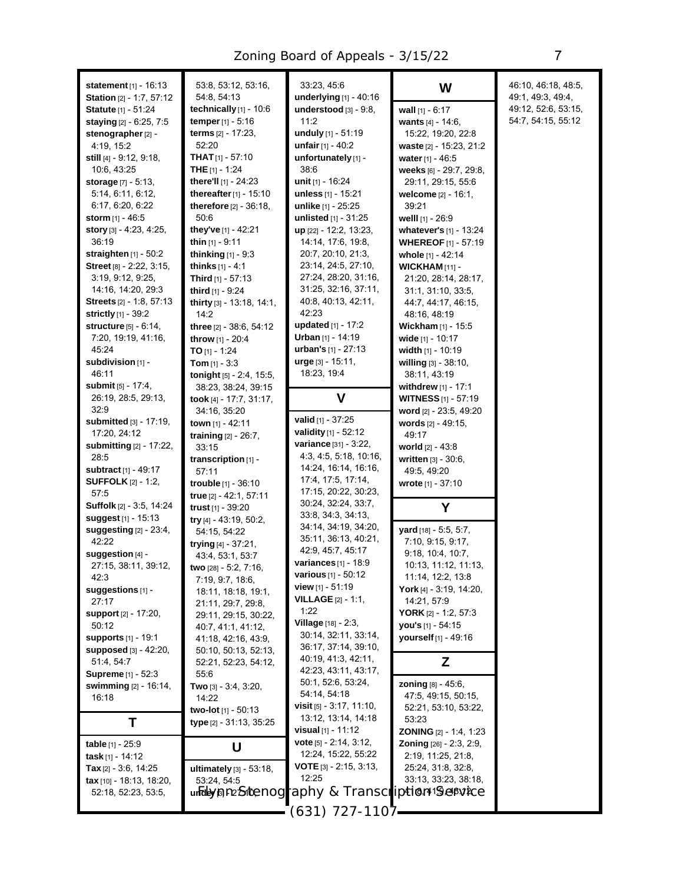**statement** [1] - 16:13
**Station** [2] - 1:7, 57:12
**Statute** [1] - 51:24
**staying** [2] - 6:25, 7:5
**stenographer** [2] - 4:19, 15:2
**still** [4] - 9:12, 9:18, 10:6, 43:25
**storage** [7] - 5:13, 5:14, 6:11, 6:12, 6:17, 6:20, 6:22
**storm** [1] - 46:5
**story** [3] - 4:23, 4:25, 36:19
**straighten** [1] - 50:2
**Street** [8] - 2:22, 3:15, 3:19, 9:12, 9:25, 14:16, 14:20, 29:3
**Streets** [2] - 1:8, 57:13
**strictly** [1] - 39:2
**structure** [5] - 6:14, 7:20, 19:19, 41:16, 45:24
**subdivision** [1] - 46:11
**submit** [5] - 17:4, 26:19, 28:5, 29:13, 32:9
**submitted** [3] - 17:19, 17:20, 24:12
**submitting** [2] - 17:22, 28:5
**subtract** [1] - 49:17
**SUFFOLK** [2] - 1:2, 57:5
**Suffolk** [2] - 3:5, 14:24
**suggest** [1] - 15:13
**suggesting** [2] - 23:4, 42:22
**suggestion** [4] - 27:15, 38:11, 39:12, 42:3
**suggestions** [1] - 27:17
**support** [2] - 17:20, 50:12
**supports** [1] - 19:1
**supposed** [3] - 42:20, 51:4, 54:7
**Supreme** [1] - 52:3
**swimming** [2] - 16:14, 16:18

## T

**table** [1] - 25:9
**task** [1] - 14:12
**Tax** [2] - 3:6, 14:25
**tax** [10] - 18:13, 18:20, 52:18, 52:23, 53:5, 53:8, 53:12, 53:16, 54:8, 54:13
**technically** [1] - 10:6
**temper** [1] - 5:16
**terms** [2] - 17:23, 52:20
**THAT** [1] - 57:10
**THE** [1] - 1:24
**there'll** [1] - 24:23
**thereafter** [1] - 15:10
**therefore** [2] - 36:18, 50:6
**they've** [1] - 42:21
**thin** [1] - 9:11
**thinking** [1] - 9:3
**thinks** [1] - 4:1
**Third** [1] - 57:13
**third** [1] - 9:24
**thirty** [3] - 13:18, 14:1, 14:2
**three** [2] - 38:6, 54:12
**throw** [1] - 20:4
**TO** [1] - 1:24
**Tom** [1] - 3:3
**tonight** [5] - 2:4, 15:5, 38:23, 38:24, 39:15
**took** [4] - 17:7, 31:17, 34:16, 35:20
**town** [1] - 42:11
**training** [2] - 26:7, 33:15
**transcription** [1] - 57:11
**trouble** [1] - 36:10
**true** [2] - 42:1, 57:11
**trust** [1] - 39:20
**try** [4] - 43:19, 50:2, 54:15, 54:22
**trying** [4] - 37:21, 43:4, 53:1, 53:7
**two** [28] - 5:2, 7:16, 7:19, 9:7, 18:6, 18:11, 18:18, 19:1, 21:11, 29:7, 29:8, 29:11, 29:15, 30:22, 40:7, 41:1, 41:12, 41:18, 42:16, 43:9, 50:10, 50:13, 52:13, 52:21, 52:23, 54:12, 55:6
**Two** [3] - 3:4, 3:20, 14:22
**two-lot** [1] - 50:13
**type** [2] - 31:13, 35:25

## U

**ultimately** [3] - 53:18, 53:24, 54:5
**under** [3] - 27:10, 33:23, 45:6
**underlying** [1] - 40:16
**understood** [3] - 9:8, 11:2
**unduly** [1] - 51:19
**unfair** [1] - 40:2
**unfortunately** [1] - 38:6
**unit** [1] - 16:24
**unless** [1] - 15:21
**unlike** [1] - 25:25
**unlisted** [1] - 31:25
**up** [22] - 12:2, 13:23, 14:14, 17:6, 19:8, 20:7, 20:10, 21:3, 23:14, 24:5, 27:10, 27:24, 28:20, 31:16, 31:25, 32:16, 37:11, 40:8, 40:13, 42:11, 42:23
**updated** [1] - 17:2
**Urban** [1] - 14:19
**urban's** [1] - 27:13
**urge** [3] - 15:11, 18:23, 19:4

## V

**valid** [1] - 37:25
**validity** [1] - 52:12
**variance** [31] - 3:22, 4:3, 4:5, 5:18, 10:16, 14:24, 16:14, 16:16, 17:4, 17:5, 17:14, 17:15, 20:22, 30:23, 30:24, 32:24, 33:7, 33:8, 34:3, 34:13, 34:14, 34:19, 34:20, 35:11, 36:13, 40:21, 42:9, 45:7, 45:17
**variances** [1] - 18:9
**various** [1] - 50:12
**view** [1] - 51:19
**VILLAGE** [2] - 1:1, 1:22
**Village** [18] - 2:3, 30:14, 32:11, 33:14, 36:17, 37:14, 39:10, 40:19, 41:3, 42:11, 42:23, 43:11, 43:17, 50:1, 52:6, 53:24, 54:14, 54:18
**visit** [5] - 3:17, 11:10, 13:12, 13:14, 14:18
**visual** [1] - 11:12
**vote** [5] - 2:14, 3:12, 12:24, 15:22, 55:22
**VOTE** [3] - 2:15, 3:13, 12:25

## W

**wall** [1] - 6:17
**wants** [4] - 14:6, 15:22, 19:20, 22:8
**waste** [2] - 15:23, 21:2
**water** [1] - 46:5
**weeks** [6] - 29:7, 29:8, 29:11, 29:15, 55:6
**welcome** [2] - 16:1, 39:21
**welll** [1] - 26:9
**whatever's** [1] - 13:24
**WHEREOF** [1] - 57:19
**whole** [1] - 42:14
**WICKHAM** [11] - 21:20, 28:14, 28:17, 31:1, 31:10, 33:5, 44:7, 44:17, 46:15, 48:16, 48:19
**Wickham** [1] - 15:5
**wide** [1] - 10:17
**width** [1] - 10:19
**willing** [3] - 38:10, 38:11, 43:19
**withdrew** [1] - 17:1
**WITNESS** [1] - 57:19
**word** [2] - 23:5, 49:20
**words** [2] - 49:15, 49:17
**world** [2] - 43:8
**written** [3] - 30:6, 49:5, 49:20
**wrote** [1] - 37:10

## Y

**yard** [18] - 5:5, 5:7, 7:10, 9:15, 9:17, 9:18, 10:4, 10:7, 10:13, 11:12, 11:13, 11:14, 12:2, 13:8
**York** [4] - 3:19, 14:20, 14:21, 57:9
**YORK** [2] - 1:2, 57:3
**you's** [1] - 54:15
**yourself** [1] - 49:16

## Z

**zoning** [8] - 45:6, 47:5, 49:15, 50:15, 52:21, 53:10, 53:22, 53:23
**ZONING** [2] - 1:4, 1:23
**Zoning** [26] - 2:3, 2:9, 2:19, 11:25, 21:8, 25:24, 31:8, 32:8, 33:13, 33:23, 38:18, 45:14, 45:18, 46:10, 46:18, 48:5, 49:1, 49:3, 49:4, 49:12, 52:6, 53:15, 54:7, 54:15, 55:12